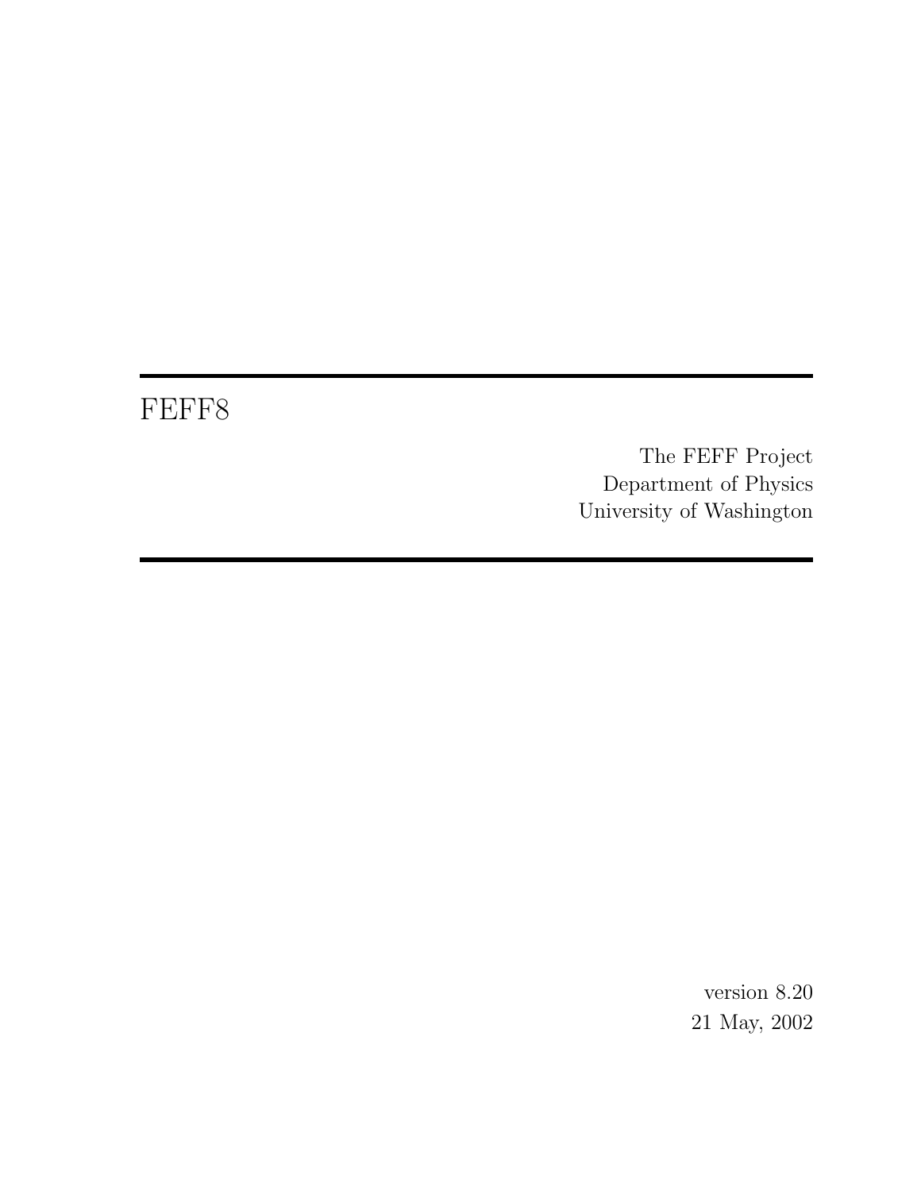# FEFF8

The FEFF Project
Department of Physics
University of Washington

version 8.20
21 May, 2002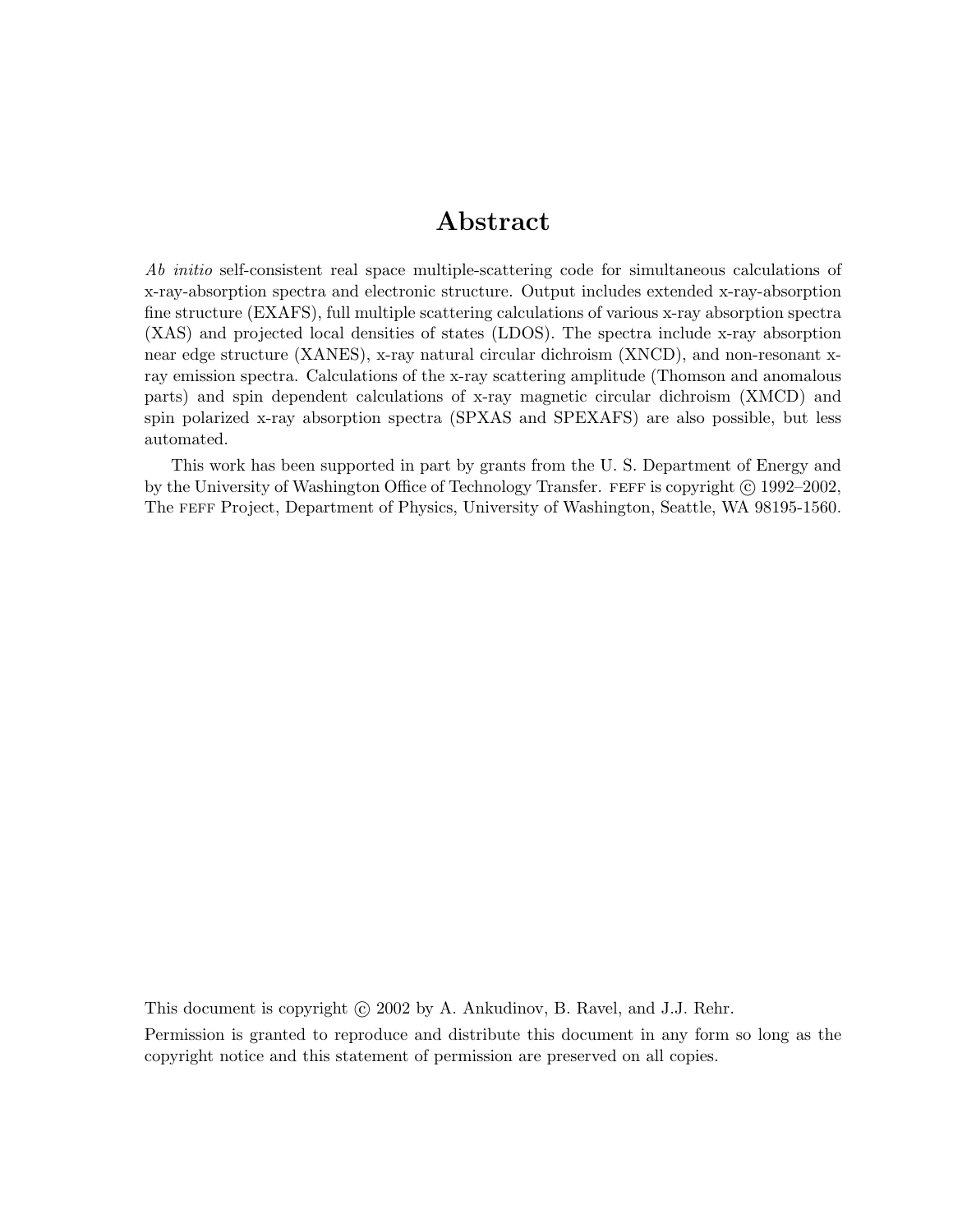# Abstract

*Ab initio* self-consistent real space multiple-scattering code for simultaneous calculations of x-ray-absorption spectra and electronic structure. Output includes extended x-ray-absorption fine structure (EXAFS), full multiple scattering calculations of various x-ray absorption spectra (XAS) and projected local densities of states (LDOS). The spectra include x-ray absorption near edge structure (XANES), x-ray natural circular dichroism (XNCD), and non-resonant x-ray emission spectra. Calculations of the x-ray scattering amplitude (Thomson and anomalous parts) and spin dependent calculations of x-ray magnetic circular dichroism (XMCD) and spin polarized x-ray absorption spectra (SPXAS and SPEXAFS) are also possible, but less automated.

This work has been supported in part by grants from the U. S. Department of Energy and by the University of Washington Office of Technology Transfer. FEFF is copyright © 1992–2002, The FEFF Project, Department of Physics, University of Washington, Seattle, WA 98195-1560.

This document is copyright © 2002 by A. Ankudinov, B. Ravel, and J.J. Rehr.

Permission is granted to reproduce and distribute this document in any form so long as the copyright notice and this statement of permission are preserved on all copies.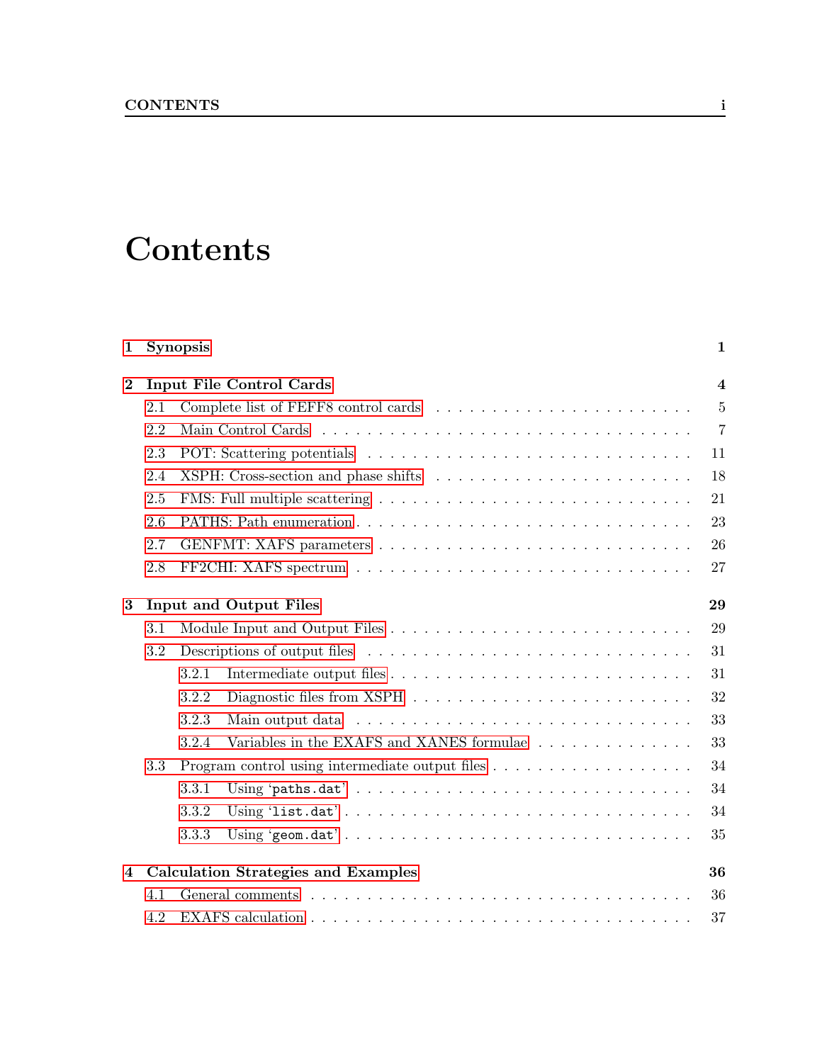# Contents

| | |
|---|---|
| **1 Synopsis** | **1** |
| **2 Input File Control Cards** | **4** |
| 2.1 Complete list of FEFF8 control cards | 5 |
| 2.2 Main Control Cards | 7 |
| 2.3 POT: Scattering potentials | 11 |
| 2.4 XSPH: Cross-section and phase shifts | 18 |
| 2.5 FMS: Full multiple scattering | 21 |
| 2.6 PATHS: Path enumeration | 23 |
| 2.7 GENFMT: XAFS parameters | 26 |
| 2.8 FF2CHI: XAFS spectrum | 27 |
| **3 Input and Output Files** | **29** |
| 3.1 Module Input and Output Files | 29 |
| 3.2 Descriptions of output files | 31 |
| 3.2.1 Intermediate output files | 31 |
| 3.2.2 Diagnostic files from XSPH | 32 |
| 3.2.3 Main output data | 33 |
| 3.2.4 Variables in the EXAFS and XANES formulae | 33 |
| 3.3 Program control using intermediate output files | 34 |
| 3.3.1 Using 'paths.dat' | 34 |
| 3.3.2 Using 'list.dat' | 34 |
| 3.3.3 Using 'geom.dat' | 35 |
| **4 Calculation Strategies and Examples** | **36** |
| 4.1 General comments | 36 |
| 4.2 EXAFS calculation | 37 |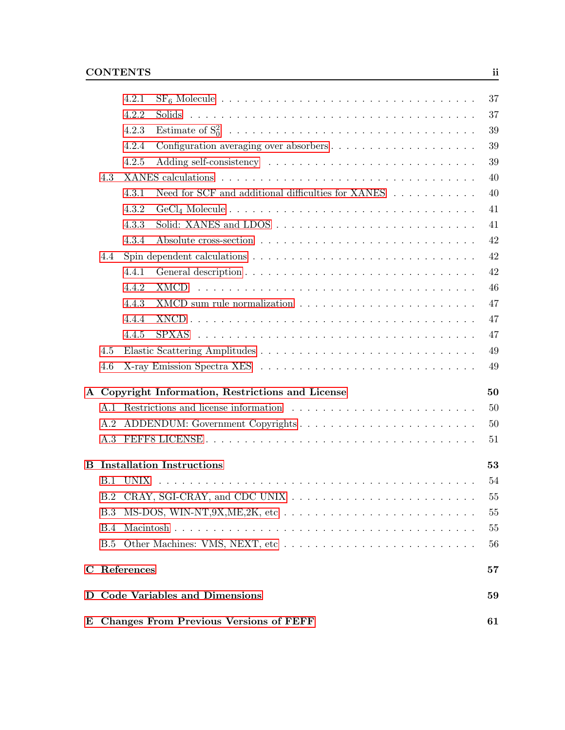- 4.2.1 $SF_6$ Molecule . . . 37
- 4.2.2 Solids . . . 37
- 4.2.3 Estimate of $S_0^2$ . . . 39
- 4.2.4 Configuration averaging over absorbers . . . 39
- 4.2.5 Adding self-consistency . . . 39
- 4.3 XANES calculations . . . 40
  - 4.3.1 Need for SCF and additional difficulties for XANES . . . 40
  - 4.3.2 $GeCl_4$ Molecule . . . 41
  - 4.3.3 Solid: XANES and LDOS . . . 41
  - 4.3.4 Absolute cross-section . . . 42
- 4.4 Spin dependent calculations . . . 42
  - 4.4.1 General description . . . 42
  - 4.4.2 XMCD . . . 46
  - 4.4.3 XMCD sum rule normalization . . . 47
  - 4.4.4 XNCD . . . 47
  - 4.4.5 SPXAS . . . 47
- 4.5 Elastic Scattering Amplitudes . . . 49
- 4.6 X-ray Emission Spectra XES . . . 49

**A Copyright Information, Restrictions and License** **50**
- A.1 Restrictions and license information . . . 50
- A.2 ADDENDUM: Government Copyrights . . . 50
- A.3 FEFF8 LICENSE . . . 51

**B Installation Instructions** **53**
- B.1 UNIX . . . 54
- B.2 CRAY, SGI-CRAY, and CDC UNIX . . . 55
- B.3 MS-DOS, WIN-NT,9X,ME,2K, etc . . . 55
- B.4 Macintosh . . . 55
- B.5 Other Machines: VMS, NEXT, etc . . . 56

**C References** **57**

**D Code Variables and Dimensions** **59**

**E Changes From Previous Versions of FEFF** **61**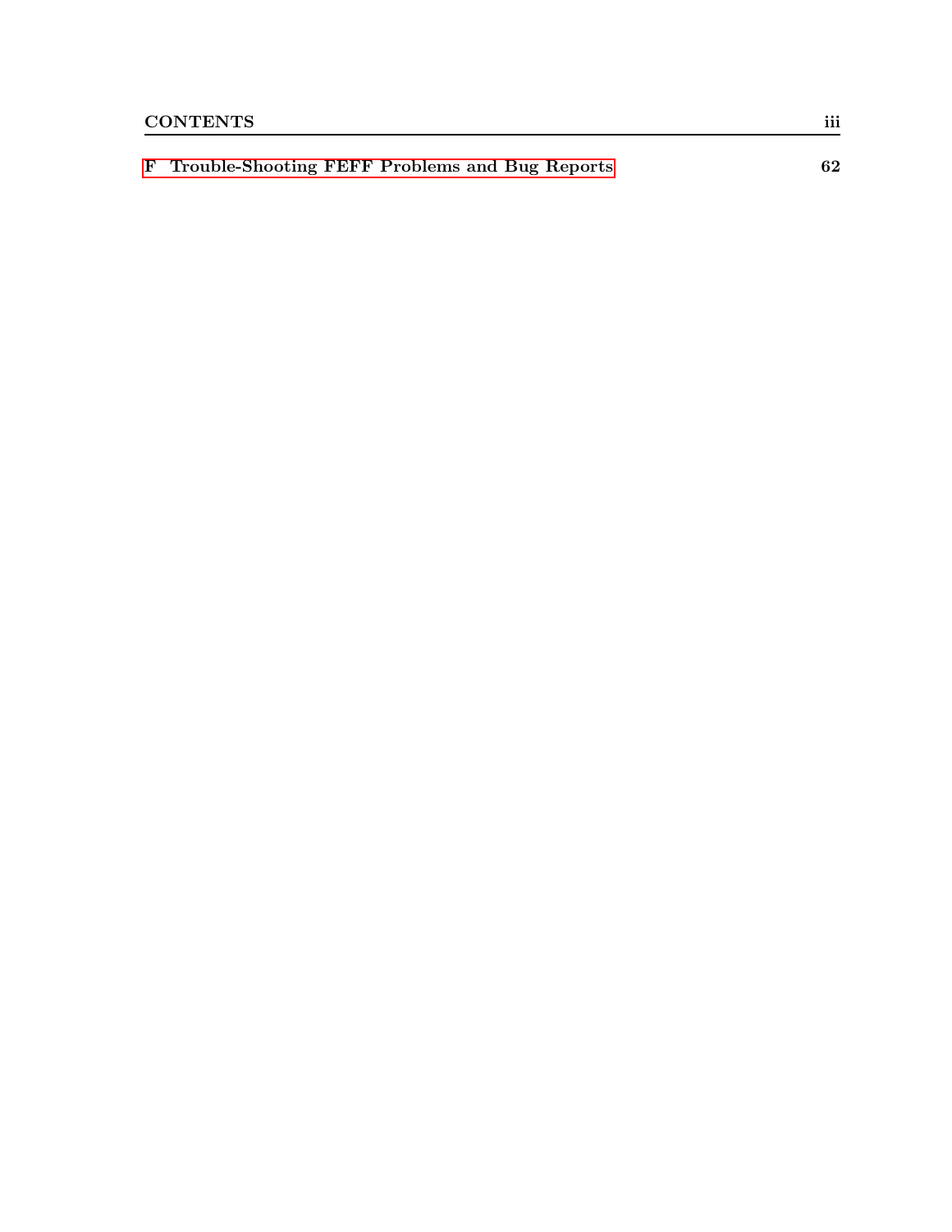**F Trouble-Shooting FEFF Problems and Bug Reports** **62**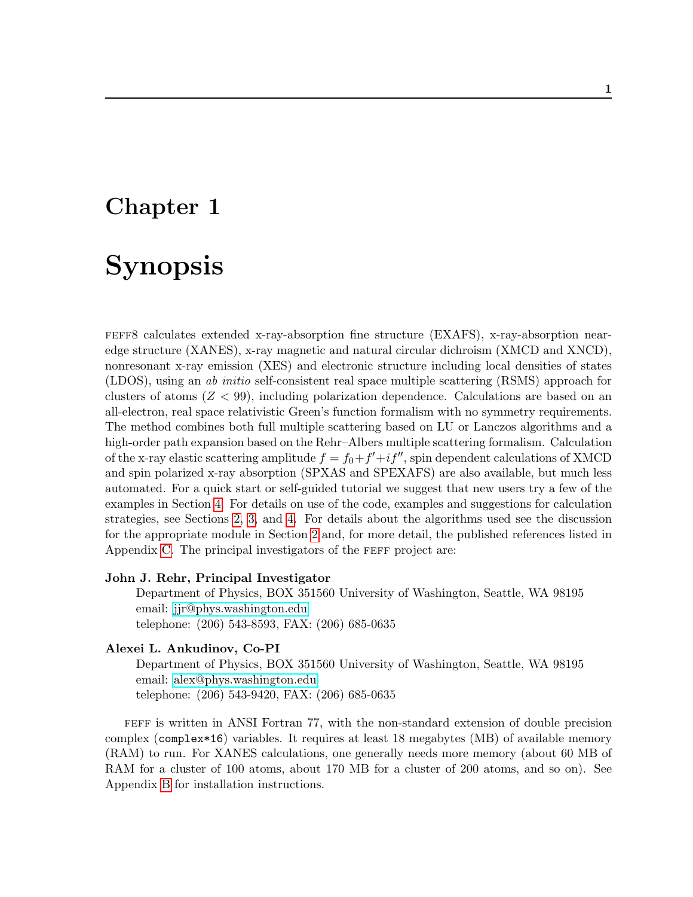# Chapter 1

# Synopsis

FEFF8 calculates extended x-ray-absorption fine structure (EXAFS), x-ray-absorption near-edge structure (XANES), x-ray magnetic and natural circular dichroism (XMCD and XNCD), nonresonant x-ray emission (XES) and electronic structure including local densities of states (LDOS), using an *ab initio* self-consistent real space multiple scattering (RSMS) approach for clusters of atoms ($Z < 99$), including polarization dependence. Calculations are based on an all-electron, real space relativistic Green's function formalism with no symmetry requirements. The method combines both full multiple scattering based on LU or Lanczos algorithms and a high-order path expansion based on the Rehr–Albers multiple scattering formalism. Calculation of the x-ray elastic scattering amplitude $f = f_0 + f' + if''$, spin dependent calculations of XMCD and spin polarized x-ray absorption (SPXAS and SPEXAFS) are also available, but much less automated. For a quick start or self-guided tutorial we suggest that new users try a few of the examples in Section 4. For details on use of the code, examples and suggestions for calculation strategies, see Sections 2, 3, and 4. For details about the algorithms used see the discussion for the appropriate module in Section 2 and, for more detail, the published references listed in Appendix C. The principal investigators of the FEFF project are:

**John J. Rehr, Principal Investigator**
Department of Physics, BOX 351560 University of Washington, Seattle, WA 98195
email: jjr@phys.washington.edu
telephone: (206) 543-8593, FAX: (206) 685-0635

**Alexei L. Ankudinov, Co-PI**
Department of Physics, BOX 351560 University of Washington, Seattle, WA 98195
email: alex@phys.washington.edu
telephone: (206) 543-9420, FAX: (206) 685-0635

FEFF is written in ANSI Fortran 77, with the non-standard extension of double precision complex (`complex*16`) variables. It requires at least 18 megabytes (MB) of available memory (RAM) to run. For XANES calculations, one generally needs more memory (about 60 MB of RAM for a cluster of 100 atoms, about 170 MB for a cluster of 200 atoms, and so on). See Appendix B for installation instructions.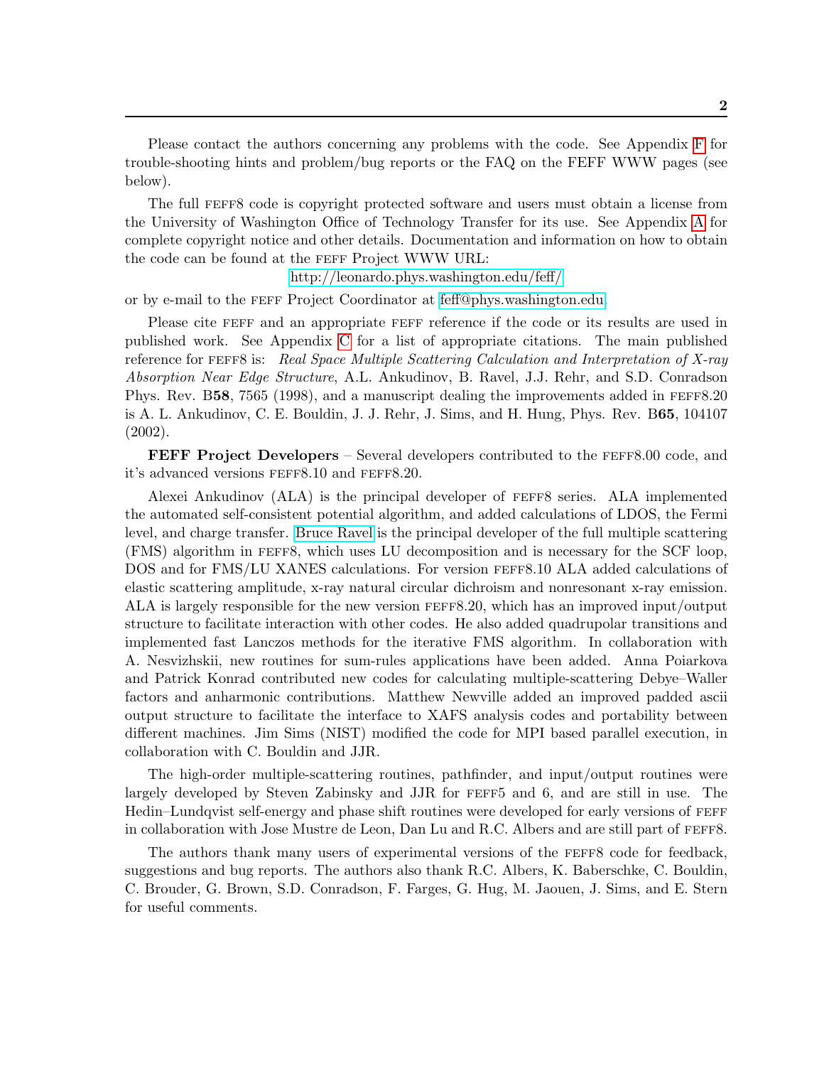Please contact the authors concerning any problems with the code. See Appendix F for trouble-shooting hints and problem/bug reports or the FAQ on the FEFF WWW pages (see below).

The full FEFF8 code is copyright protected software and users must obtain a license from the University of Washington Office of Technology Transfer for its use. See Appendix A for complete copyright notice and other details. Documentation and information on how to obtain the code can be found at the FEFF Project WWW URL:

http://leonardo.phys.washington.edu/feff/

or by e-mail to the FEFF Project Coordinator at feff@phys.washington.edu

Please cite FEFF and an appropriate FEFF reference if the code or its results are used in published work. See Appendix C for a list of appropriate citations. The main published reference for FEFF8 is: *Real Space Multiple Scattering Calculation and Interpretation of X-ray Absorption Near Edge Structure*, A.L. Ankudinov, B. Ravel, J.J. Rehr, and S.D. Conradson Phys. Rev. B**58**, 7565 (1998), and a manuscript dealing the improvements added in FEFF8.20 is A. L. Ankudinov, C. E. Bouldin, J. J. Rehr, J. Sims, and H. Hung, Phys. Rev. B**65**, 104107 (2002).

**FEFF Project Developers** – Several developers contributed to the FEFF8.00 code, and it's advanced versions FEFF8.10 and FEFF8.20.

Alexei Ankudinov (ALA) is the principal developer of FEFF8 series. ALA implemented the automated self-consistent potential algorithm, and added calculations of LDOS, the Fermi level, and charge transfer. Bruce Ravel is the principal developer of the full multiple scattering (FMS) algorithm in FEFF8, which uses LU decomposition and is necessary for the SCF loop, DOS and for FMS/LU XANES calculations. For version FEFF8.10 ALA added calculations of elastic scattering amplitude, x-ray natural circular dichroism and nonresonant x-ray emission. ALA is largely responsible for the new version FEFF8.20, which has an improved input/output structure to facilitate interaction with other codes. He also added quadrupolar transitions and implemented fast Lanczos methods for the iterative FMS algorithm. In collaboration with A. Nesvizhskii, new routines for sum-rules applications have been added. Anna Poiarkova and Patrick Konrad contributed new codes for calculating multiple-scattering Debye–Waller factors and anharmonic contributions. Matthew Newville added an improved padded ascii output structure to facilitate the interface to XAFS analysis codes and portability between different machines. Jim Sims (NIST) modified the code for MPI based parallel execution, in collaboration with C. Bouldin and JJR.

The high-order multiple-scattering routines, pathfinder, and input/output routines were largely developed by Steven Zabinsky and JJR for FEFF5 and 6, and are still in use. The Hedin–Lundqvist self-energy and phase shift routines were developed for early versions of FEFF in collaboration with Jose Mustre de Leon, Dan Lu and R.C. Albers and are still part of FEFF8.

The authors thank many users of experimental versions of the FEFF8 code for feedback, suggestions and bug reports. The authors also thank R.C. Albers, K. Baberschke, C. Bouldin, C. Brouder, G. Brown, S.D. Conradson, F. Farges, G. Hug, M. Jaouen, J. Sims, and E. Stern for useful comments.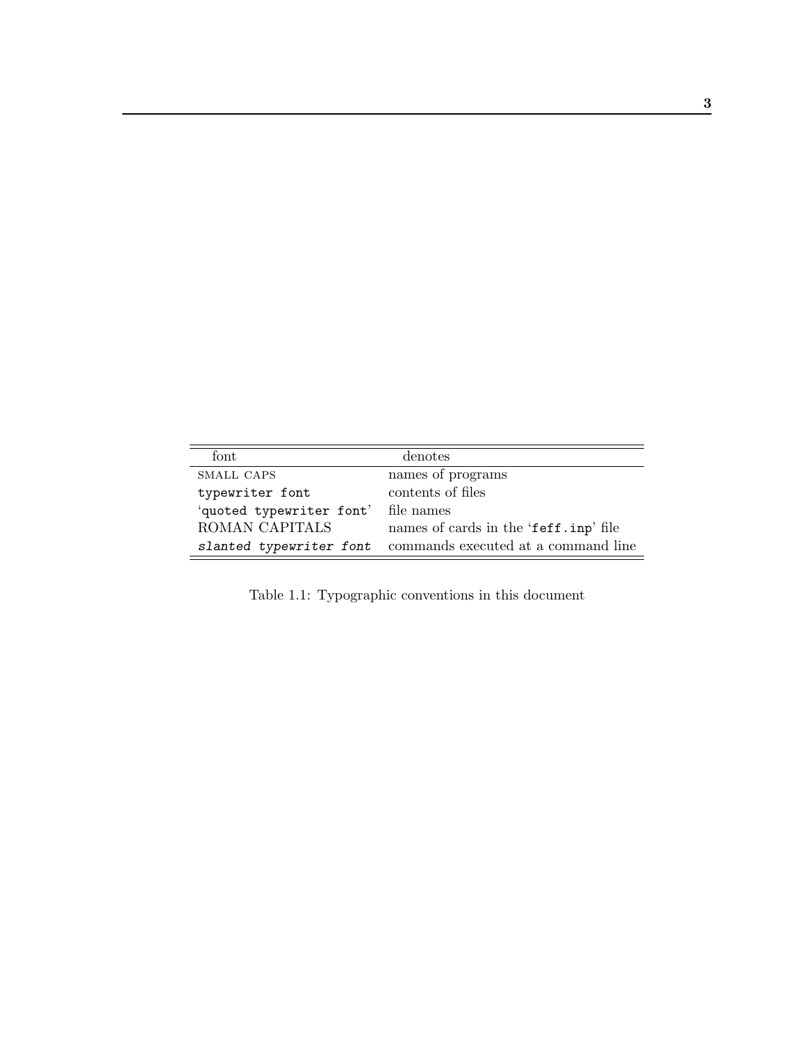| font | denotes |
|---|---|
| SMALL CAPS | names of programs |
| `typewriter font` | contents of files |
| '`quoted typewriter font`' | file names |
| ROMAN CAPITALS | names of cards in the '`feff.inp`' file |
| *`slanted typewriter font`* | commands executed at a command line |

Table 1.1: Typographic conventions in this document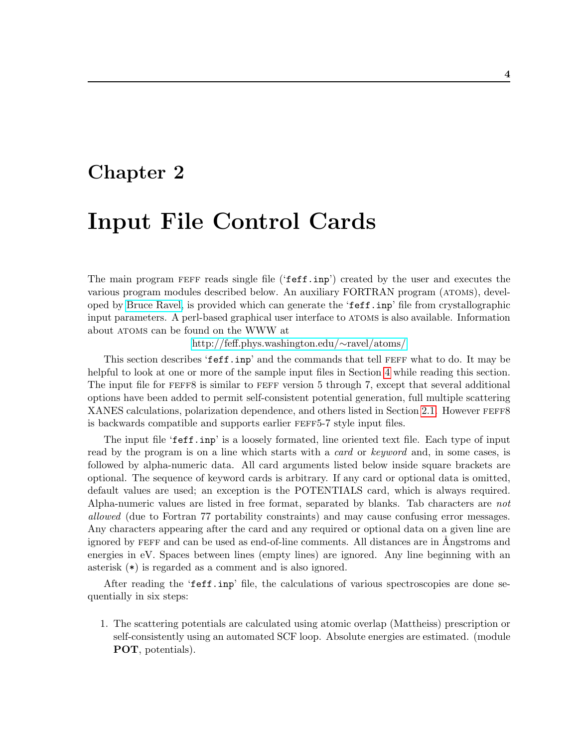# Chapter 2

# Input File Control Cards

The main program FEFF reads single file ('`feff.inp`') created by the user and executes the various program modules described below. An auxiliary FORTRAN program (ATOMS), developed by Bruce Ravel, is provided which can generate the '`feff.inp`' file from crystallographic input parameters. A perl-based graphical user interface to ATOMS is also available. Information about ATOMS can be found on the WWW at

http://feff.phys.washington.edu/~ravel/atoms/

This section describes '`feff.inp`' and the commands that tell FEFF what to do. It may be helpful to look at one or more of the sample input files in Section 4 while reading this section. The input file for FEFF8 is similar to FEFF version 5 through 7, except that several additional options have been added to permit self-consistent potential generation, full multiple scattering XANES calculations, polarization dependence, and others listed in Section 2.1. However FEFF8 is backwards compatible and supports earlier FEFF5-7 style input files.

The input file '`feff.inp`' is a loosely formated, line oriented text file. Each type of input read by the program is on a line which starts with a *card* or *keyword* and, in some cases, is followed by alpha-numeric data. All card arguments listed below inside square brackets are optional. The sequence of keyword cards is arbitrary. If any card or optional data is omitted, default values are used; an exception is the POTENTIALS card, which is always required. Alpha-numeric values are listed in free format, separated by blanks. Tab characters are *not allowed* (due to Fortran 77 portability constraints) and may cause confusing error messages. Any characters appearing after the card and any required or optional data on a given line are ignored by FEFF and can be used as end-of-line comments. All distances are in Ångstroms and energies in eV. Spaces between lines (empty lines) are ignored. Any line beginning with an asterisk (*) is regarded as a comment and is also ignored.

After reading the '`feff.inp`' file, the calculations of various spectroscopies are done sequentially in six steps:

1. The scattering potentials are calculated using atomic overlap (Mattheiss) prescription or self-consistently using an automated SCF loop. Absolute energies are estimated. (module **POT**, potentials).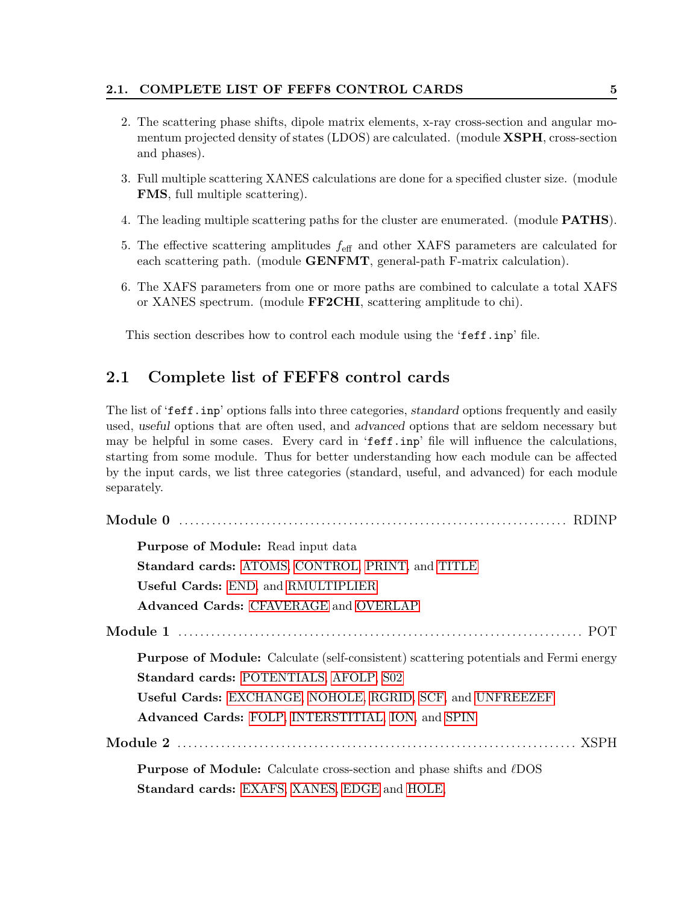2. The scattering phase shifts, dipole matrix elements, x-ray cross-section and angular momentum projected density of states (LDOS) are calculated. (module **XSPH**, cross-section and phases).

3. Full multiple scattering XANES calculations are done for a specified cluster size. (module **FMS**, full multiple scattering).

4. The leading multiple scattering paths for the cluster are enumerated. (module **PATHS**).

5. The effective scattering amplitudes $f_{\mathrm{eff}}$ and other XAFS parameters are calculated for each scattering path. (module **GENFMT**, general-path F-matrix calculation).

6. The XAFS parameters from one or more paths are combined to calculate a total XAFS or XANES spectrum. (module **FF2CHI**, scattering amplitude to chi).

This section describes how to control each module using the '`feff.inp`' file.

## 2.1 Complete list of FEFF8 control cards

The list of '`feff.inp`' options falls into three categories, *standard* options frequently and easily used, *useful* options that are often used, and *advanced* options that are seldom necessary but may be helpful in some cases. Every card in '`feff.inp`' file will influence the calculations, starting from some module. Thus for better understanding how each module can be affected by the input cards, we list three categories (standard, useful, and advanced) for each module separately.

**Module 0** ........................................................................ RDINP

**Purpose of Module:** Read input data

**Standard cards:** ATOMS, CONTROL, PRINT, and TITLE

**Useful Cards:** END, and RMULTIPLIER

**Advanced Cards:** CFAVERAGE and OVERLAP

**Module 1** ........................................................................ POT

**Purpose of Module:** Calculate (self-consistent) scattering potentials and Fermi energy

**Standard cards:** POTENTIALS, AFOLP, S02

**Useful Cards:** EXCHANGE, NOHOLE, RGRID, SCF, and UNFREEZEF

**Advanced Cards:** FOLP, INTERSTITIAL, ION, and SPIN

**Module 2** ........................................................................ XSPH

**Purpose of Module:** Calculate cross-section and phase shifts and $\ell$DOS

**Standard cards:** EXAFS, XANES, EDGE and HOLE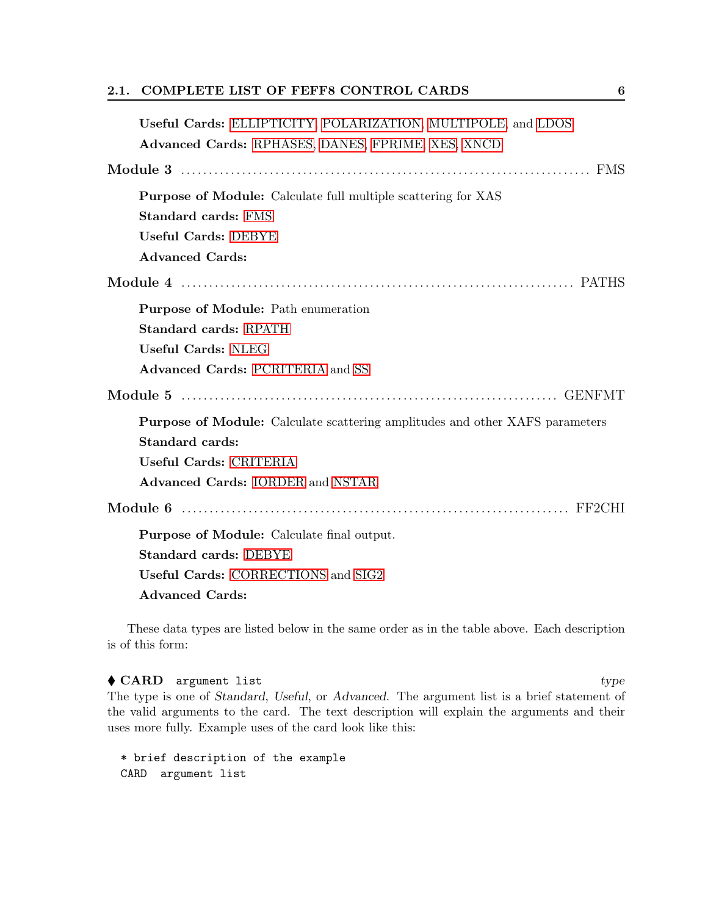**Useful Cards:** ELLIPTICITY, POLARIZATION, MULTIPOLE, and LDOS

**Advanced Cards:** RPHASES, DANES, FPRIME, XES, XNCD

**Module 3** ........................................................................ FMS

**Purpose of Module:** Calculate full multiple scattering for XAS

**Standard cards:** FMS

**Useful Cards:** DEBYE

**Advanced Cards:**

**Module 4** ........................................................................ PATHS

**Purpose of Module:** Path enumeration

**Standard cards:** RPATH

**Useful Cards:** NLEG

**Advanced Cards:** PCRITERIA and SS

**Module 5** ........................................................................ GENFMT

**Purpose of Module:** Calculate scattering amplitudes and other XAFS parameters

**Standard cards:**

**Useful Cards:** CRITERIA

**Advanced Cards:** IORDER and NSTAR

**Module 6** ........................................................................ FF2CHI

**Purpose of Module:** Calculate final output.

**Standard cards:** DEBYE

**Useful Cards:** CORRECTIONS and SIG2

**Advanced Cards:**

These data types are listed below in the same order as in the table above. Each description is of this form:

♦ **CARD** `argument list` *type*

The type is one of *Standard*, *Useful*, or *Advanced*. The argument list is a brief statement of the valid arguments to the card. The text description will explain the arguments and their uses more fully. Example uses of the card look like this:

```
* brief description of the example
CARD  argument list
```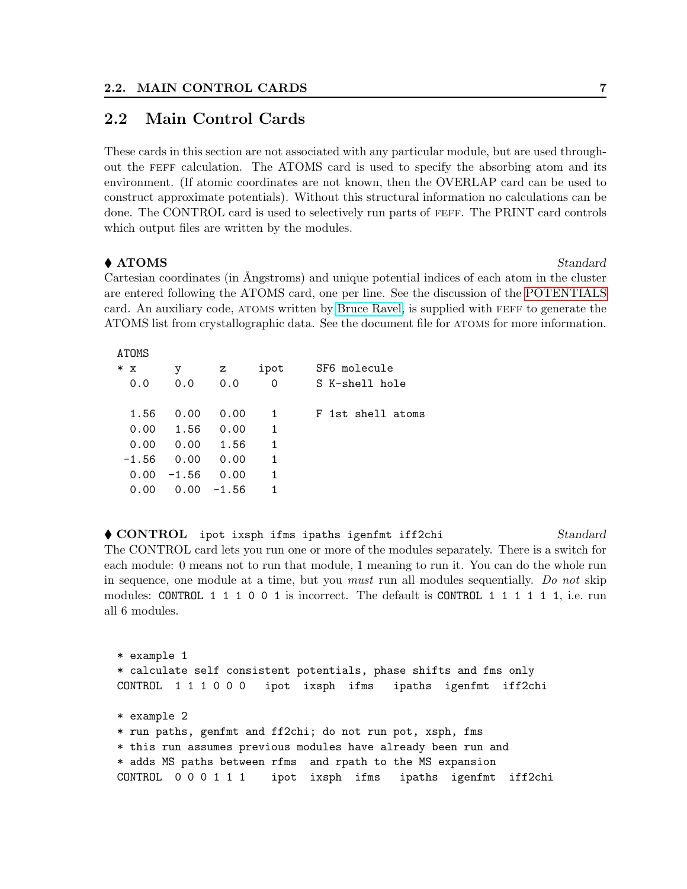## 2.2 Main Control Cards

These cards in this section are not associated with any particular module, but are used throughout the FEFF calculation. The ATOMS card is used to specify the absorbing atom and its environment. (If atomic coordinates are not known, then the OVERLAP card can be used to construct approximate potentials). Without this structural information no calculations can be done. The CONTROL card is used to selectively run parts of FEFF. The PRINT card controls which output files are written by the modules.

♦ **ATOMS** *Standard*

Cartesian coordinates (in Ångstroms) and unique potential indices of each atom in the cluster are entered following the ATOMS card, one per line. See the discussion of the POTENTIALS card. An auxiliary code, ATOMS written by Bruce Ravel, is supplied with FEFF to generate the ATOMS list from crystallographic data. See the document file for ATOMS for more information.

```
ATOMS
* x       y       z     ipot      SF6 molecule
  0.0     0.0     0.0     0       S K-shell hole

  1.56    0.00    0.00    1       F 1st shell atoms
  0.00    1.56    0.00    1
  0.00    0.00    1.56    1
 -1.56    0.00    0.00    1
  0.00   -1.56    0.00    1
  0.00    0.00   -1.56    1
```

♦ **CONTROL** `ipot ixsph ifms ipaths igenfmt iff2chi` *Standard*

The CONTROL card lets you run one or more of the modules separately. There is a switch for each module: 0 means not to run that module, 1 meaning to run it. You can do the whole run in sequence, one module at a time, but you *must* run all modules sequentially. *Do not* skip modules: `CONTROL 1 1 1 0 0 1` is incorrect. The default is `CONTROL 1 1 1 1 1 1`, i.e. run all 6 modules.

```
* example 1
* calculate self consistent potentials, phase shifts and fms only
CONTROL  1 1 1 0 0 0   ipot  ixsph  ifms   ipaths  igenfmt  iff2chi

* example 2
* run paths, genfmt and ff2chi; do not run pot, xsph, fms
* this run assumes previous modules have already been run and
* adds MS paths between rfms  and rpath to the MS expansion
CONTROL  0 0 0 1 1 1    ipot  ixsph  ifms   ipaths  igenfmt  iff2chi
```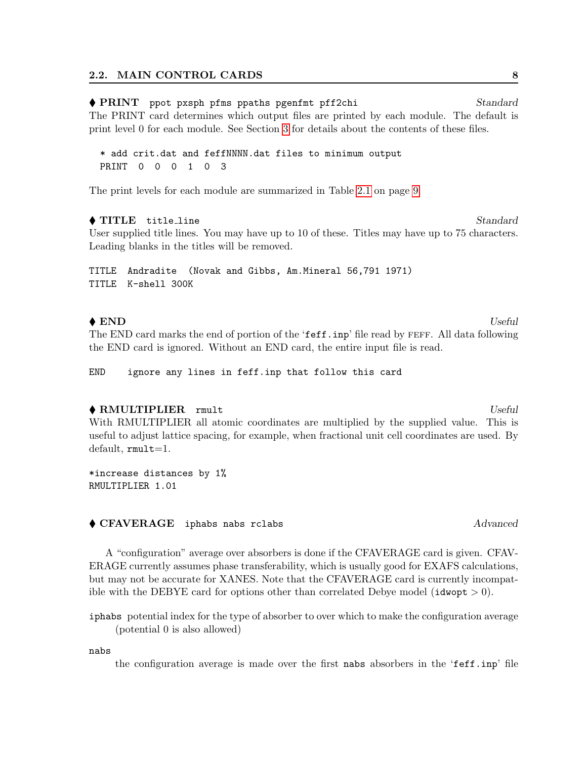♦ **PRINT** `ppot pxsph pfms ppaths pgenfmt pff2chi` *Standard*

The PRINT card determines which output files are printed by each module. The default is print level 0 for each module. See Section 3 for details about the contents of these files.

```
* add crit.dat and feffNNNN.dat files to minimum output
PRINT  0  0  0  1  0  3
```

The print levels for each module are summarized in Table 2.1 on page 9.

♦ **TITLE** `title_line` *Standard*

User supplied title lines. You may have up to 10 of these. Titles may have up to 75 characters. Leading blanks in the titles will be removed.

```
TITLE  Andradite  (Novak and Gibbs, Am.Mineral 56,791 1971)
TITLE  K-shell 300K
```

♦ **END** *Useful*

The END card marks the end of portion of the '`feff.inp`' file read by FEFF. All data following the END card is ignored. Without an END card, the entire input file is read.

```
END    ignore any lines in feff.inp that follow this card
```

♦ **RMULTIPLIER** `rmult` *Useful*

With RMULTIPLIER all atomic coordinates are multiplied by the supplied value. This is useful to adjust lattice spacing, for example, when fractional unit cell coordinates are used. By default, `rmult`=1.

```
*increase distances by 1%
RMULTIPLIER 1.01
```

♦ **CFAVERAGE** `iphabs nabs rclabs` *Advanced*

A "configuration" average over absorbers is done if the CFAVERAGE card is given. CFAVERAGE currently assumes phase transferability, which is usually good for EXAFS calculations, but may not be accurate for XANES. Note that the CFAVERAGE card is currently incompatible with the DEBYE card for options other than correlated Debye model (`idwopt` > 0).

`iphabs` potential index for the type of absorber to over which to make the configuration average (potential 0 is also allowed)

`nabs`
: the configuration average is made over the first `nabs` absorbers in the '`feff.inp`' file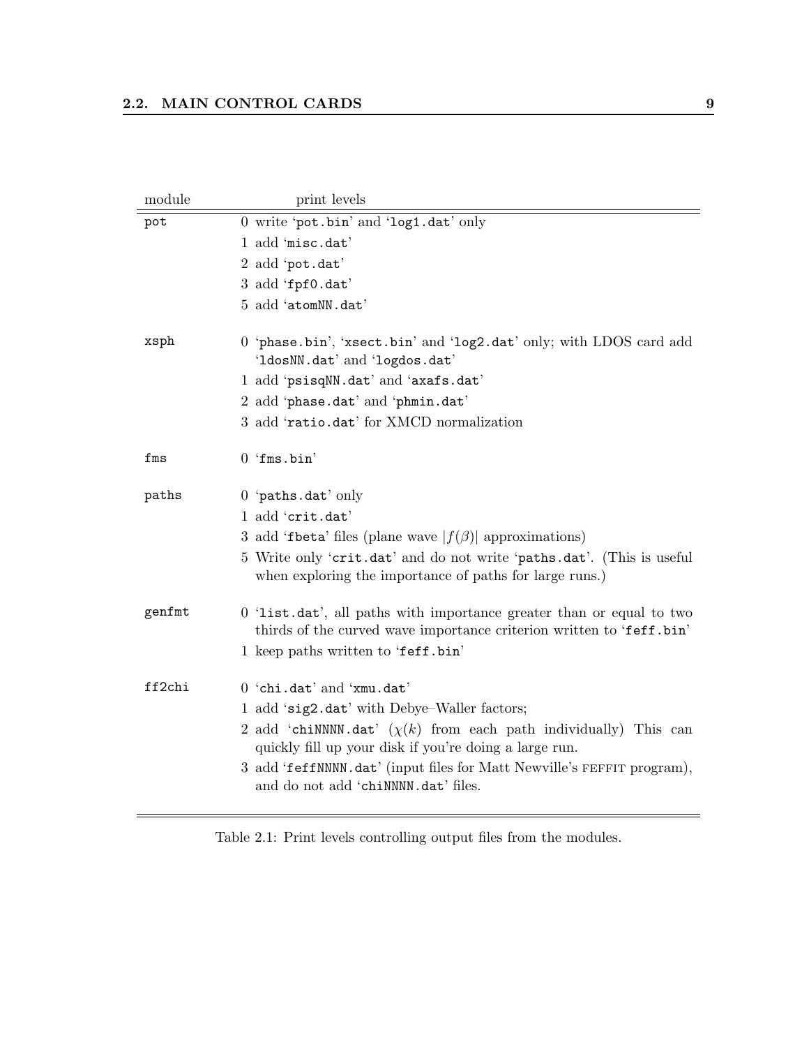| module | print levels |
|---|---|
| pot | 0 write 'pot.bin' and 'log1.dat' only |
| | 1 add 'misc.dat' |
| | 2 add 'pot.dat' |
| | 3 add 'fpf0.dat' |
| | 5 add 'atomNN.dat' |
| xsph | 0 'phase.bin', 'xsect.bin' and 'log2.dat' only; with LDOS card add 'ldosNN.dat' and 'logdos.dat' |
| | 1 add 'psisqNN.dat' and 'axafs.dat' |
| | 2 add 'phase.dat' and 'phmin.dat' |
| | 3 add 'ratio.dat' for XMCD normalization |
| fms | 0 'fms.bin' |
| paths | 0 'paths.dat' only |
| | 1 add 'crit.dat' |
| | 3 add 'fbeta' files (plane wave $\lvert f(\beta)\rvert$ approximations) |
| | 5 Write only 'crit.dat' and do not write 'paths.dat'. (This is useful when exploring the importance of paths for large runs.) |
| genfmt | 0 'list.dat', all paths with importance greater than or equal to two thirds of the curved wave importance criterion written to 'feff.bin' |
| | 1 keep paths written to 'feff.bin' |
| ff2chi | 0 'chi.dat' and 'xmu.dat' |
| | 1 add 'sig2.dat' with Debye–Waller factors; |
| | 2 add 'chiNNNN.dat' ($\chi(k)$ from each path individually) This can quickly fill up your disk if you're doing a large run. |
| | 3 add 'feffNNNN.dat' (input files for Matt Newville's FEFFIT program), and do not add 'chiNNNN.dat' files. |

Table 2.1: Print levels controlling output files from the modules.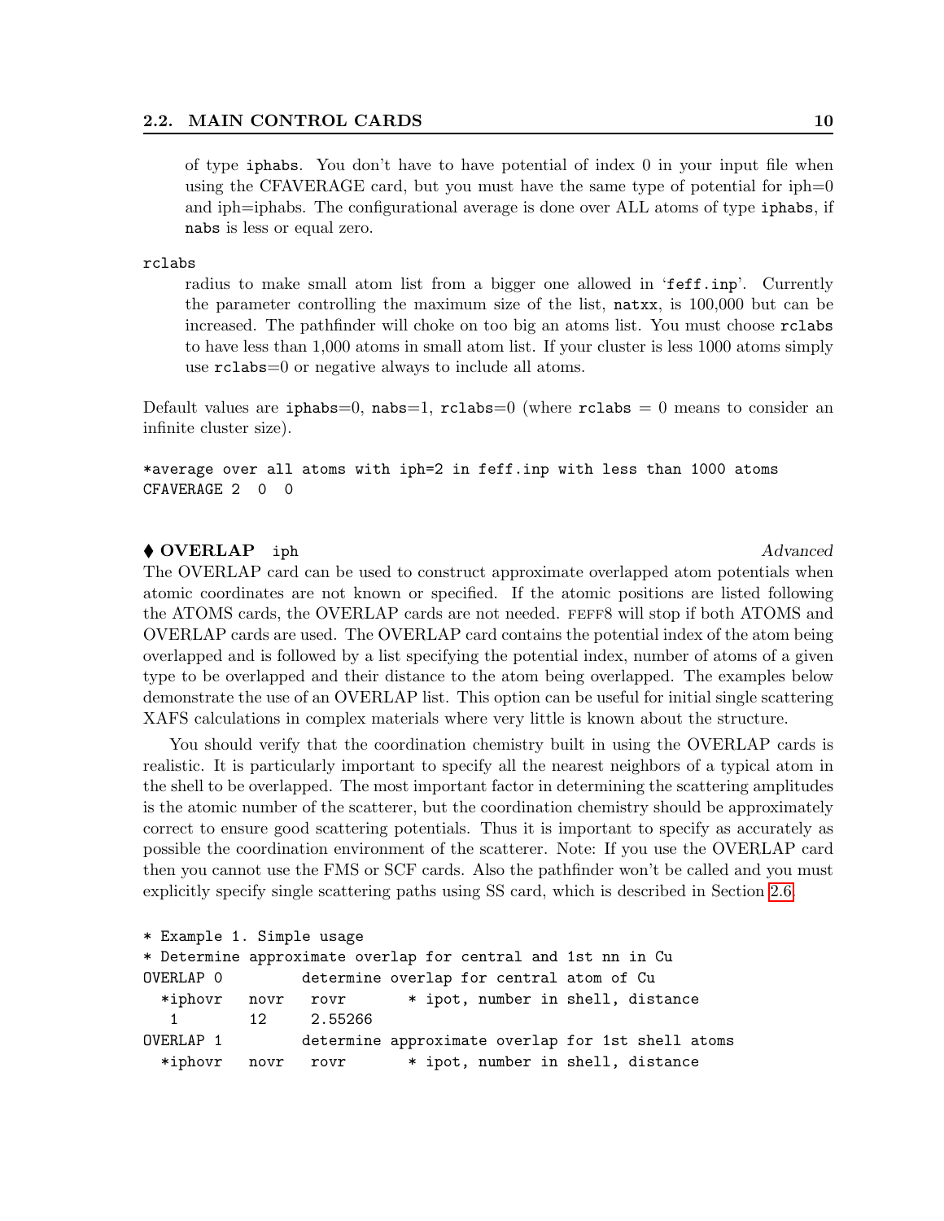of type iphabs. You don't have to have potential of index 0 in your input file when using the CFAVERAGE card, but you must have the same type of potential for iph=0 and iph=iphabs. The configurational average is done over ALL atoms of type iphabs, if nabs is less or equal zero.

rclabs

radius to make small atom list from a bigger one allowed in 'feff.inp'. Currently the parameter controlling the maximum size of the list, natxx, is 100,000 but can be increased. The pathfinder will choke on too big an atoms list. You must choose rclabs to have less than 1,000 atoms in small atom list. If your cluster is less 1000 atoms simply use rclabs=0 or negative always to include all atoms.

Default values are iphabs=0, nabs=1, rclabs=0 (where rclabs = 0 means to consider an infinite cluster size).

```
*average over all atoms with iph=2 in feff.inp with less than 1000 atoms
CFAVERAGE 2  0  0
```

### ♦ OVERLAP `iph` *Advanced*

The OVERLAP card can be used to construct approximate overlapped atom potentials when atomic coordinates are not known or specified. If the atomic positions are listed following the ATOMS cards, the OVERLAP cards are not needed. FEFF8 will stop if both ATOMS and OVERLAP cards are used. The OVERLAP card contains the potential index of the atom being overlapped and is followed by a list specifying the potential index, number of atoms of a given type to be overlapped and their distance to the atom being overlapped. The examples below demonstrate the use of an OVERLAP list. This option can be useful for initial single scattering XAFS calculations in complex materials where very little is known about the structure.

You should verify that the coordination chemistry built in using the OVERLAP cards is realistic. It is particularly important to specify all the nearest neighbors of a typical atom in the shell to be overlapped. The most important factor in determining the scattering amplitudes is the atomic number of the scatterer, but the coordination chemistry should be approximately correct to ensure good scattering potentials. Thus it is important to specify as accurately as possible the coordination environment of the scatterer. Note: If you use the OVERLAP card then you cannot use the FMS or SCF cards. Also the pathfinder won't be called and you must explicitly specify single scattering paths using SS card, which is described in Section 2.6.

```
* Example 1. Simple usage
* Determine approximate overlap for central and 1st nn in Cu
OVERLAP 0         determine overlap for central atom of Cu
  *iphovr   novr   rovr       * ipot, number in shell, distance
   1        12     2.55266
OVERLAP 1         determine approximate overlap for 1st shell atoms
  *iphovr   novr   rovr       * ipot, number in shell, distance
```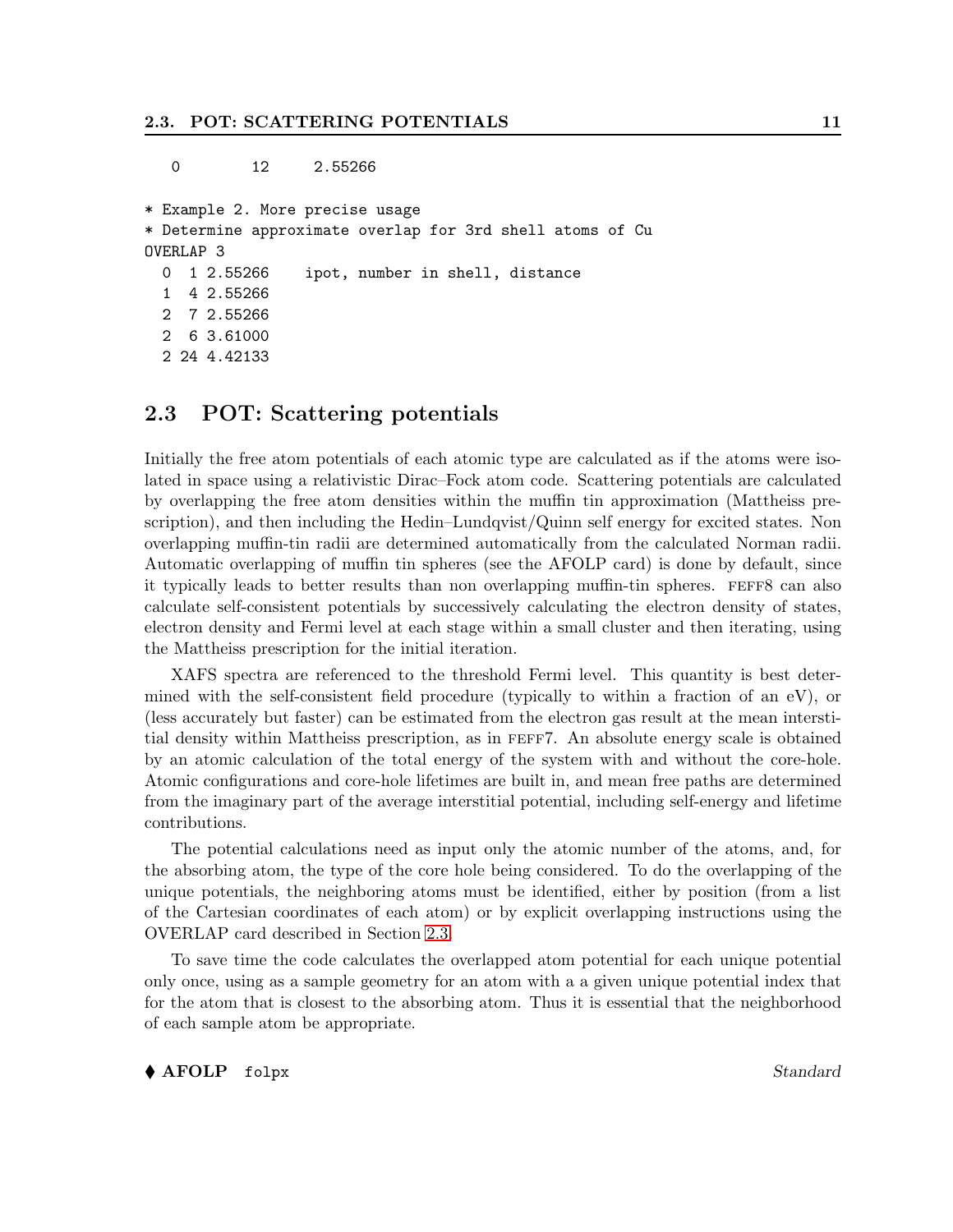```
  0        12     2.55266

* Example 2. More precise usage
* Determine approximate overlap for 3rd shell atoms of Cu
OVERLAP 3
  0  1 2.55266    ipot, number in shell, distance
  1  4 2.55266
  2  7 2.55266
  2  6 3.61000
  2 24 4.42133
```

## 2.3 POT: Scattering potentials

Initially the free atom potentials of each atomic type are calculated as if the atoms were isolated in space using a relativistic Dirac–Fock atom code. Scattering potentials are calculated by overlapping the free atom densities within the muffin tin approximation (Mattheiss prescription), and then including the Hedin–Lundqvist/Quinn self energy for excited states. Non overlapping muffin-tin radii are determined automatically from the calculated Norman radii. Automatic overlapping of muffin tin spheres (see the AFOLP card) is done by default, since it typically leads to better results than non overlapping muffin-tin spheres. FEFF8 can also calculate self-consistent potentials by successively calculating the electron density of states, electron density and Fermi level at each stage within a small cluster and then iterating, using the Mattheiss prescription for the initial iteration.

XAFS spectra are referenced to the threshold Fermi level. This quantity is best determined with the self-consistent field procedure (typically to within a fraction of an eV), or (less accurately but faster) can be estimated from the electron gas result at the mean interstitial density within Mattheiss prescription, as in FEFF7. An absolute energy scale is obtained by an atomic calculation of the total energy of the system with and without the core-hole. Atomic configurations and core-hole lifetimes are built in, and mean free paths are determined from the imaginary part of the average interstitial potential, including self-energy and lifetime contributions.

The potential calculations need as input only the atomic number of the atoms, and, for the absorbing atom, the type of the core hole being considered. To do the overlapping of the unique potentials, the neighboring atoms must be identified, either by position (from a list of the Cartesian coordinates of each atom) or by explicit overlapping instructions using the OVERLAP card described in Section 2.3.

To save time the code calculates the overlapped atom potential for each unique potential only once, using as a sample geometry for an atom with a a given unique potential index that for the atom that is closest to the absorbing atom. Thus it is essential that the neighborhood of each sample atom be appropriate.

♦ **AFOLP** `folpx` *Standard*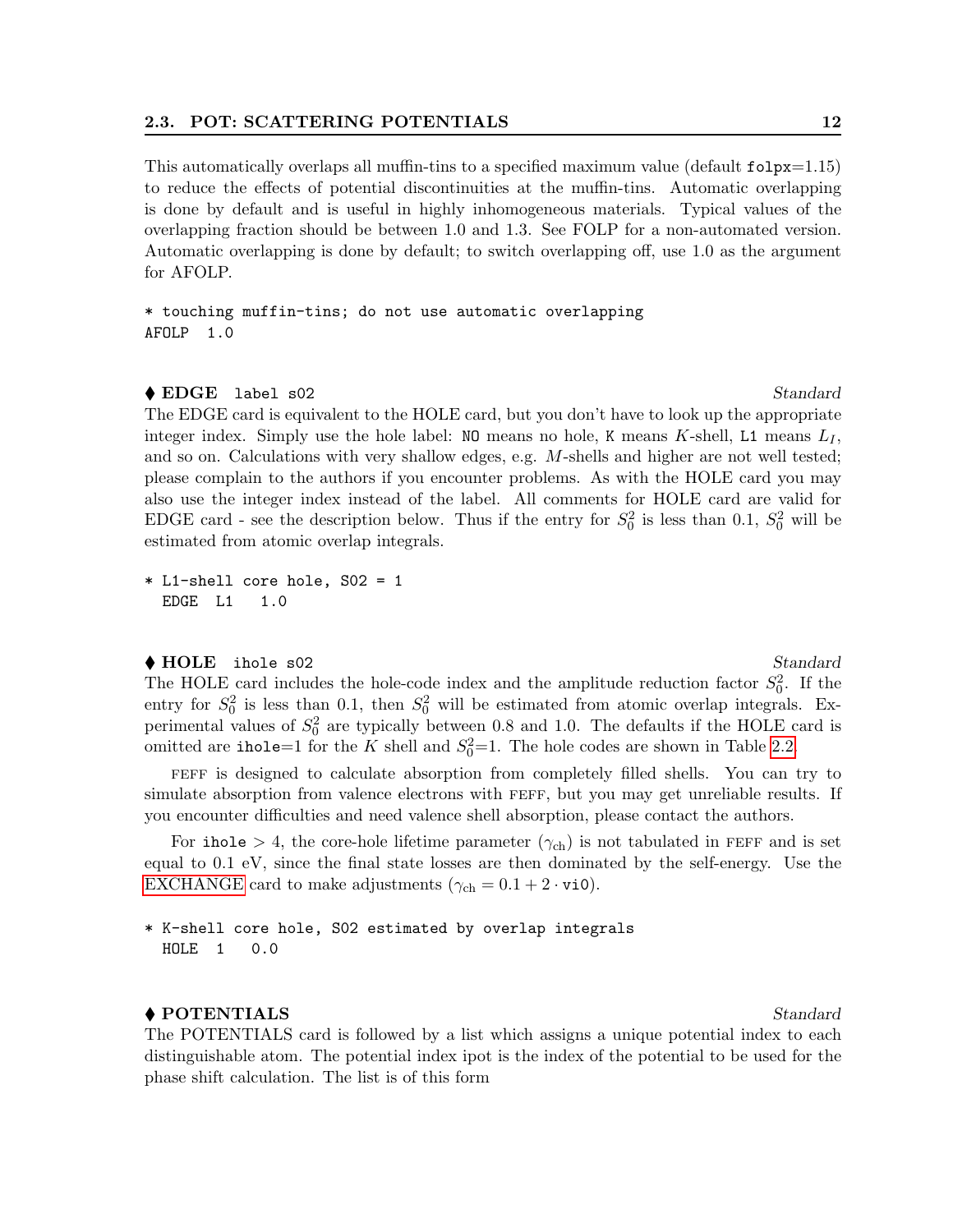This automatically overlaps all muffin-tins to a specified maximum value (default `folpx`=1.15) to reduce the effects of potential discontinuities at the muffin-tins. Automatic overlapping is done by default and is useful in highly inhomogeneous materials. Typical values of the overlapping fraction should be between 1.0 and 1.3. See FOLP for a non-automated version. Automatic overlapping is done by default; to switch overlapping off, use 1.0 as the argument for AFOLP.

```
* touching muffin-tins; do not use automatic overlapping
AFOLP  1.0
```

♦ **EDGE** `label s02` *Standard*

The EDGE card is equivalent to the HOLE card, but you don't have to look up the appropriate integer index. Simply use the hole label: `NO` means no hole, `K` means $K$-shell, `L1` means $L_I$, and so on. Calculations with very shallow edges, e.g. $M$-shells and higher are not well tested; please complain to the authors if you encounter problems. As with the HOLE card you may also use the integer index instead of the label. All comments for HOLE card are valid for EDGE card - see the description below. Thus if the entry for $S_0^2$ is less than 0.1, $S_0^2$ will be estimated from atomic overlap integrals.

```
* L1-shell core hole, S02 = 1
  EDGE  L1   1.0
```

♦ **HOLE** `ihole s02` *Standard*

The HOLE card includes the hole-code index and the amplitude reduction factor $S_0^2$. If the entry for $S_0^2$ is less than 0.1, then $S_0^2$ will be estimated from atomic overlap integrals. Experimental values of $S_0^2$ are typically between 0.8 and 1.0. The defaults if the HOLE card is omitted are `ihole`=1 for the $K$ shell and $S_0^2$=1. The hole codes are shown in Table 2.2.

FEFF is designed to calculate absorption from completely filled shells. You can try to simulate absorption from valence electrons with FEFF, but you may get unreliable results. If you encounter difficulties and need valence shell absorption, please contact the authors.

For `ihole` > 4, the core-hole lifetime parameter ($\gamma_{\text{ch}}$) is not tabulated in FEFF and is set equal to 0.1 eV, since the final state losses are then dominated by the self-energy. Use the EXCHANGE card to make adjustments ($\gamma_{\text{ch}} = 0.1 + 2 \cdot \texttt{vi0}$).

```
* K-shell core hole, S02 estimated by overlap integrals
  HOLE  1   0.0
```

♦ **POTENTIALS** *Standard*

The POTENTIALS card is followed by a list which assigns a unique potential index to each distinguishable atom. The potential index ipot is the index of the potential to be used for the phase shift calculation. The list is of this form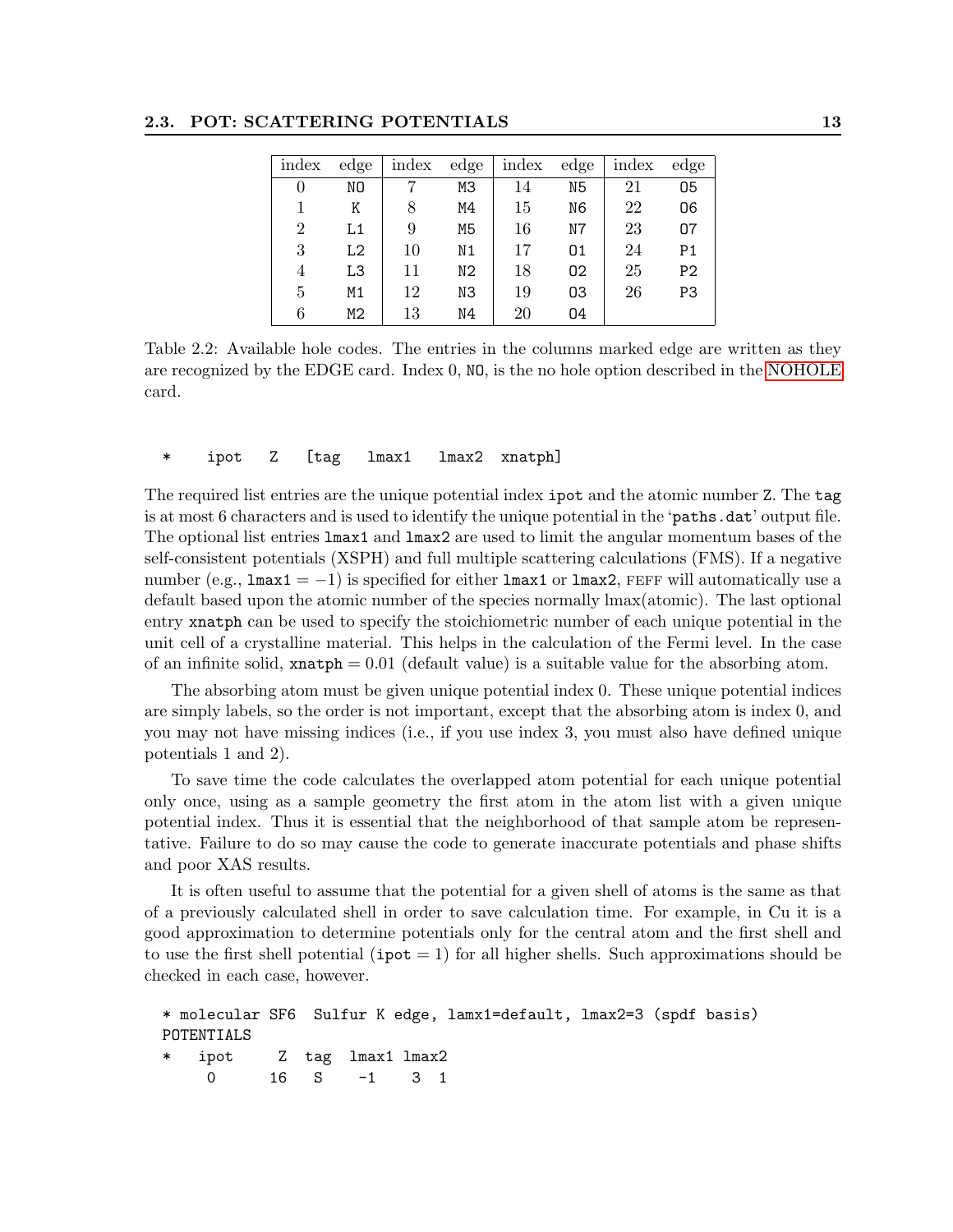| index | edge | index | edge | index | edge | index | edge |
|---|---|---|---|---|---|---|---|
| 0 | NO | 7 | M3 | 14 | N5 | 21 | O5 |
| 1 | K | 8 | M4 | 15 | N6 | 22 | O6 |
| 2 | L1 | 9 | M5 | 16 | N7 | 23 | O7 |
| 3 | L2 | 10 | N1 | 17 | O1 | 24 | P1 |
| 4 | L3 | 11 | N2 | 18 | O2 | 25 | P2 |
| 5 | M1 | 12 | N3 | 19 | O3 | 26 | P3 |
| 6 | M2 | 13 | N4 | 20 | O4 | | |

Table 2.2: Available hole codes. The entries in the columns marked edge are written as they are recognized by the EDGE card. Index 0, NO, is the no hole option described in the NOHOLE card.

```
*    ipot   Z   [tag   lmax1   lmax2  xnatph]
```

The required list entries are the unique potential index `ipot` and the atomic number `Z`. The `tag` is at most 6 characters and is used to identify the unique potential in the '`paths.dat`' output file. The optional list entries `lmax1` and `lmax2` are used to limit the angular momentum bases of the self-consistent potentials (XSPH) and full multiple scattering calculations (FMS). If a negative number (e.g., `lmax1` $= -1$) is specified for either `lmax1` or `lmax2`, FEFF will automatically use a default based upon the atomic number of the species normally lmax(atomic). The last optional entry `xnatph` can be used to specify the stoichiometric number of each unique potential in the unit cell of a crystalline material. This helps in the calculation of the Fermi level. In the case of an infinite solid, `xnatph` $= 0.01$ (default value) is a suitable value for the absorbing atom.

The absorbing atom must be given unique potential index 0. These unique potential indices are simply labels, so the order is not important, except that the absorbing atom is index 0, and you may not have missing indices (i.e., if you use index 3, you must also have defined unique potentials 1 and 2).

To save time the code calculates the overlapped atom potential for each unique potential only once, using as a sample geometry the first atom in the atom list with a given unique potential index. Thus it is essential that the neighborhood of that sample atom be representative. Failure to do so may cause the code to generate inaccurate potentials and phase shifts and poor XAS results.

It is often useful to assume that the potential for a given shell of atoms is the same as that of a previously calculated shell in order to save calculation time. For example, in Cu it is a good approximation to determine potentials only for the central atom and the first shell and to use the first shell potential (`ipot` $= 1$) for all higher shells. Such approximations should be checked in each case, however.

```
* molecular SF6  Sulfur K edge, lamx1=default, lmax2=3 (spdf basis)
POTENTIALS
*   ipot     Z  tag  lmax1 lmax2
     0      16   S    -1    3  1
```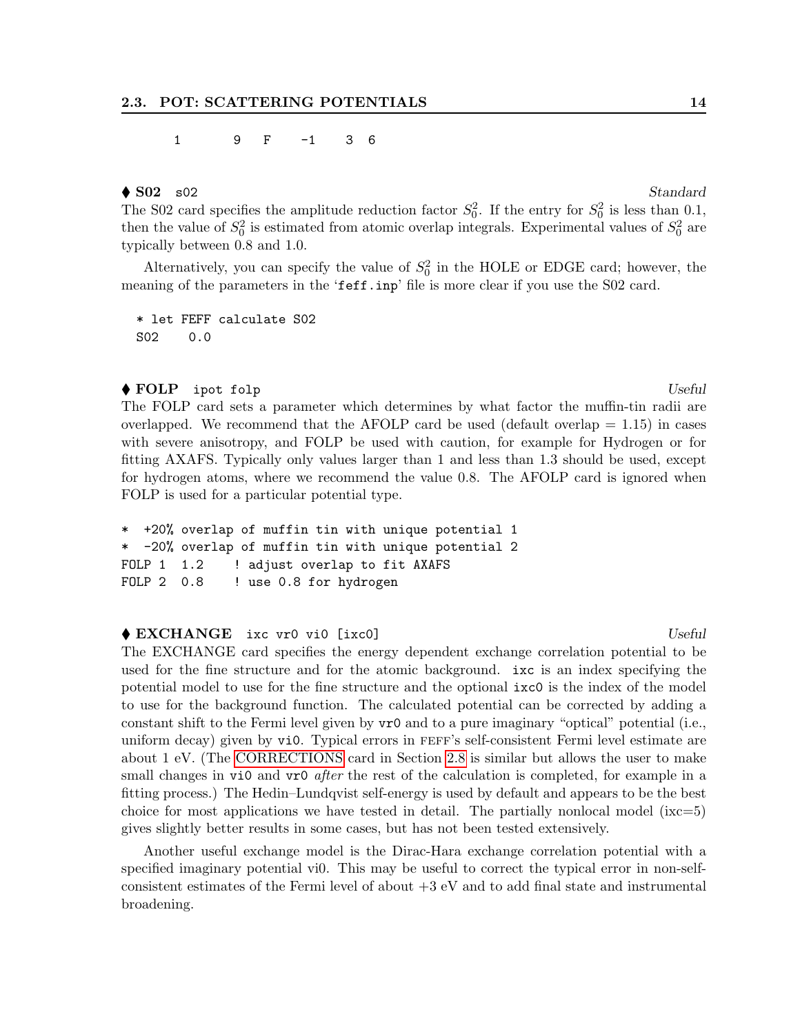```
     1      9   F    -1    3  6
```

♦ **S02** `s02` *Standard*

The S02 card specifies the amplitude reduction factor $S_0^2$. If the entry for $S_0^2$ is less than 0.1, then the value of $S_0^2$ is estimated from atomic overlap integrals. Experimental values of $S_0^2$ are typically between 0.8 and 1.0.

Alternatively, you can specify the value of $S_0^2$ in the HOLE or EDGE card; however, the meaning of the parameters in the '`feff.inp`' file is more clear if you use the S02 card.

```
 * let FEFF calculate S02
 S02    0.0
```

♦ **FOLP** `ipot folp` *Useful*

The FOLP card sets a parameter which determines by what factor the muffin-tin radii are overlapped. We recommend that the AFOLP card be used (default overlap = 1.15) in cases with severe anisotropy, and FOLP be used with caution, for example for Hydrogen or for fitting AXAFS. Typically only values larger than 1 and less than 1.3 should be used, except for hydrogen atoms, where we recommend the value 0.8. The AFOLP card is ignored when FOLP is used for a particular potential type.

```
*  +20% overlap of muffin tin with unique potential 1
*  -20% overlap of muffin tin with unique potential 2
FOLP 1  1.2    ! adjust overlap to fit AXAFS
FOLP 2  0.8    ! use 0.8 for hydrogen
```

♦ **EXCHANGE** `ixc vr0 vi0 [ixc0]` *Useful*

The EXCHANGE card specifies the energy dependent exchange correlation potential to be used for the fine structure and for the atomic background. `ixc` is an index specifying the potential model to use for the fine structure and the optional `ixc0` is the index of the model to use for the background function. The calculated potential can be corrected by adding a constant shift to the Fermi level given by `vr0` and to a pure imaginary "optical" potential (i.e., uniform decay) given by `vi0`. Typical errors in FEFF's self-consistent Fermi level estimate are about 1 eV. (The CORRECTIONS card in Section 2.8 is similar but allows the user to make small changes in `vi0` and `vr0` *after* the rest of the calculation is completed, for example in a fitting process.) The Hedin–Lundqvist self-energy is used by default and appears to be the best choice for most applications we have tested in detail. The partially nonlocal model (ixc=5) gives slightly better results in some cases, but has not been tested extensively.

Another useful exchange model is the Dirac-Hara exchange correlation potential with a specified imaginary potential vi0. This may be useful to correct the typical error in non-self-consistent estimates of the Fermi level of about +3 eV and to add final state and instrumental broadening.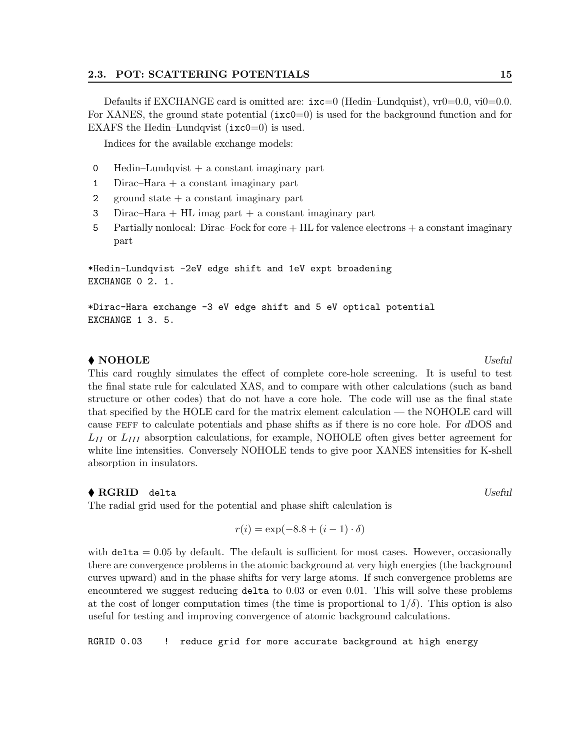Defaults if EXCHANGE card is omitted are: `ixc`=0 (Hedin–Lundquist), vr0=0.0, vi0=0.0. For XANES, the ground state potential (`ixc0`=0) is used for the background function and for EXAFS the Hedin–Lundqvist (`ixc0`=0) is used.

Indices for the available exchange models:

- `0` Hedin–Lundqvist + a constant imaginary part
- `1` Dirac–Hara + a constant imaginary part
- `2` ground state + a constant imaginary part
- `3` Dirac–Hara + HL imag part + a constant imaginary part
- `5` Partially nonlocal: Dirac–Fock for core + HL for valence electrons + a constant imaginary part

```
*Hedin-Lundqvist -2eV edge shift and 1eV expt broadening
EXCHANGE 0 2. 1.

*Dirac-Hara exchange -3 eV edge shift and 5 eV optical potential
EXCHANGE 1 3. 5.
```

### ♦ NOHOLE *Useful*

This card roughly simulates the effect of complete core-hole screening. It is useful to test the final state rule for calculated XAS, and to compare with other calculations (such as band structure or other codes) that do not have a core hole. The code will use as the final state that specified by the HOLE card for the matrix element calculation — the NOHOLE card will cause FEFF to calculate potentials and phase shifts as if there is no core hole. For *d*DOS and $L_{II}$ or $L_{III}$ absorption calculations, for example, NOHOLE often gives better agreement for white line intensities. Conversely NOHOLE tends to give poor XANES intensities for K-shell absorption in insulators.

### ♦ RGRID `delta` *Useful*

The radial grid used for the potential and phase shift calculation is

$$r(i) = \exp(-8.8 + (i-1) \cdot \delta)$$

with `delta` = 0.05 by default. The default is sufficient for most cases. However, occasionally there are convergence problems in the atomic background at very high energies (the background curves upward) and in the phase shifts for very large atoms. If such convergence problems are encountered we suggest reducing `delta` to 0.03 or even 0.01. This will solve these problems at the cost of longer computation times (the time is proportional to $1/\delta$). This option is also useful for testing and improving convergence of atomic background calculations.

```
RGRID 0.03    !  reduce grid for more accurate background at high energy
```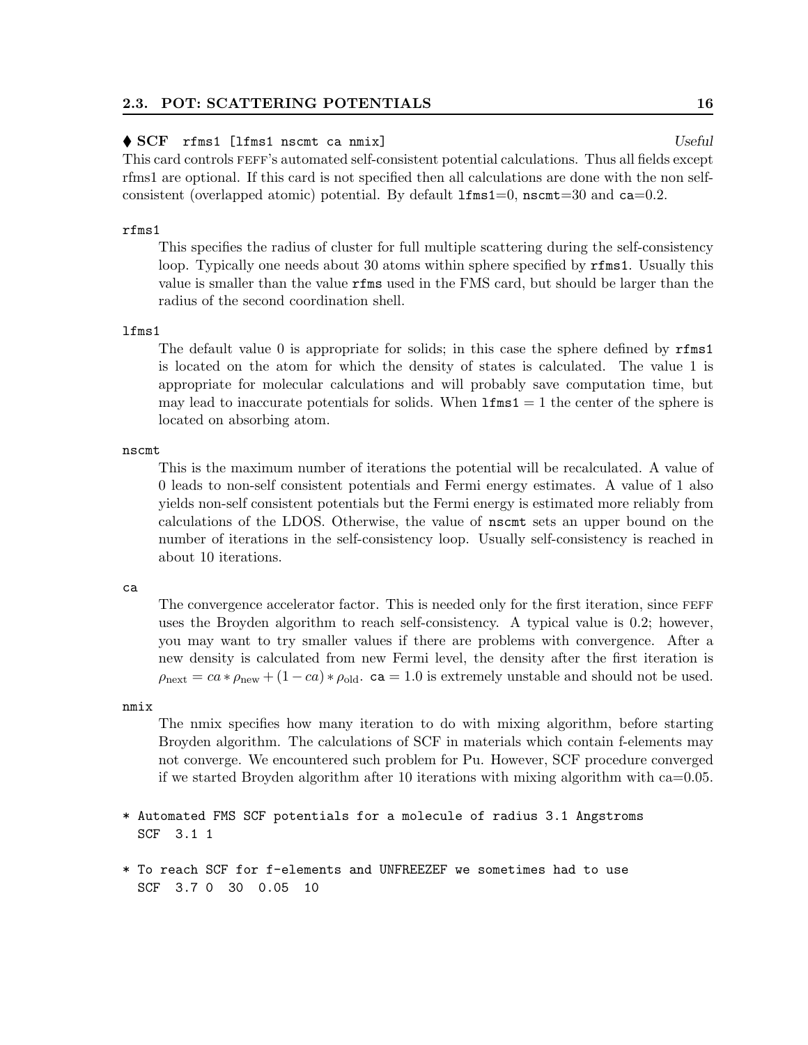### ♦ SCF `rfms1 [lfms1 nscmt ca nmix]` *Useful*

This card controls FEFF's automated self-consistent potential calculations. Thus all fields except rfms1 are optional. If this card is not specified then all calculations are done with the non self-consistent (overlapped atomic) potential. By default `lfms1`=0, `nscmt`=30 and `ca`=0.2.

`rfms1`

This specifies the radius of cluster for full multiple scattering during the self-consistency loop. Typically one needs about 30 atoms within sphere specified by `rfms1`. Usually this value is smaller than the value `rfms` used in the FMS card, but should be larger than the radius of the second coordination shell.

`lfms1`

The default value 0 is appropriate for solids; in this case the sphere defined by `rfms1` is located on the atom for which the density of states is calculated. The value 1 is appropriate for molecular calculations and will probably save computation time, but may lead to inaccurate potentials for solids. When `lfms1` = 1 the center of the sphere is located on absorbing atom.

`nscmt`

This is the maximum number of iterations the potential will be recalculated. A value of 0 leads to non-self consistent potentials and Fermi energy estimates. A value of 1 also yields non-self consistent potentials but the Fermi energy is estimated more reliably from calculations of the LDOS. Otherwise, the value of `nscmt` sets an upper bound on the number of iterations in the self-consistency loop. Usually self-consistency is reached in about 10 iterations.

`ca`

The convergence accelerator factor. This is needed only for the first iteration, since FEFF uses the Broyden algorithm to reach self-consistency. A typical value is 0.2; however, you may want to try smaller values if there are problems with convergence. After a new density is calculated from new Fermi level, the density after the first iteration is $\rho_{\rm next} = ca * \rho_{\rm new} + (1 - ca) * \rho_{\rm old}$. `ca` = 1.0 is extremely unstable and should not be used.

`nmix`

The nmix specifies how many iteration to do with mixing algorithm, before starting Broyden algorithm. The calculations of SCF in materials which contain f-elements may not converge. We encountered such problem for Pu. However, SCF procedure converged if we started Broyden algorithm after 10 iterations with mixing algorithm with ca=0.05.

```
* Automated FMS SCF potentials for a molecule of radius 3.1 Angstroms
  SCF  3.1 1

* To reach SCF for f-elements and UNFREEZEF we sometimes had to use
  SCF  3.7 0  30  0.05  10
```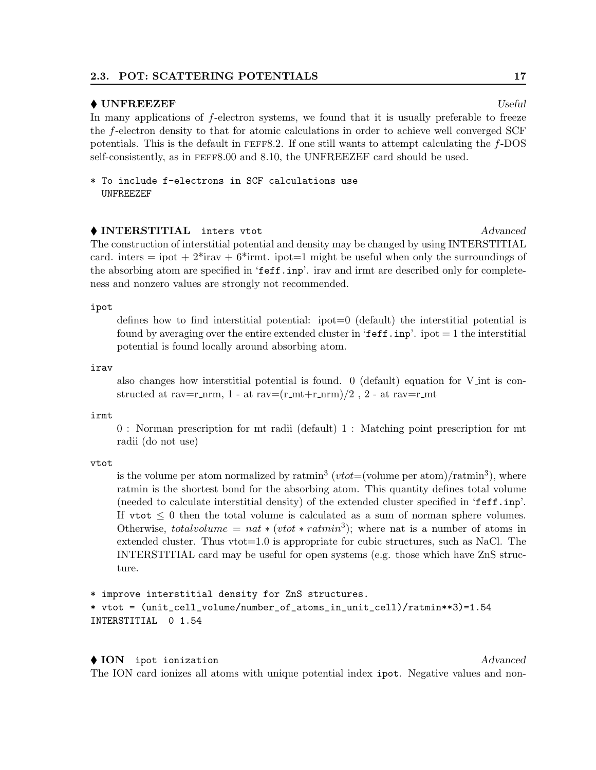### ♦ UNFREEZEF *Useful*

In many applications of $f$-electron systems, we found that it is usually preferable to freeze the $f$-electron density to that for atomic calculations in order to achieve well converged SCF potentials. This is the default in FEFF8.2. If one still wants to attempt calculating the $f$-DOS self-consistently, as in FEFF8.00 and 8.10, the UNFREEZEF card should be used.

```
* To include f-electrons in SCF calculations use
  UNFREEZEF
```

### ♦ INTERSTITIAL `inters vtot` *Advanced*

The construction of interstitial potential and density may be changed by using INTERSTITIAL card. inters = ipot + 2*irav + 6*irmt. ipot=1 might be useful when only the surroundings of the absorbing atom are specified in '`feff.inp`'. irav and irmt are described only for completeness and nonzero values are strongly not recommended.

`ipot`

defines how to find interstitial potential: ipot=0 (default) the interstitial potential is found by averaging over the entire extended cluster in '`feff.inp`'. ipot = 1 the interstitial potential is found locally around absorbing atom.

`irav`

also changes how interstitial potential is found. 0 (default) equation for V_int is constructed at rav=r_nrm, 1 - at rav=(r_mt+r_nrm)/2 , 2 - at rav=r_mt

`irmt`

0 : Norman prescription for mt radii (default) 1 : Matching point prescription for mt radii (do not use)

`vtot`

is the volume per atom normalized by ratmin$^3$ ($vtot$=(volume per atom)/ratmin$^3$), where ratmin is the shortest bond for the absorbing atom. This quantity defines total volume (needed to calculate interstitial density) of the extended cluster specified in '`feff.inp`'. If `vtot` $\leq 0$ then the total volume is calculated as a sum of norman sphere volumes. Otherwise, $totalvolume = nat * (vtot * ratmin^3)$; where nat is a number of atoms in extended cluster. Thus vtot=1.0 is appropriate for cubic structures, such as NaCl. The INTERSTITIAL card may be useful for open systems (e.g. those which have ZnS structure.

```
* improve interstitial density for ZnS structures.
* vtot = (unit_cell_volume/number_of_atoms_in_unit_cell)/ratmin**3)=1.54
INTERSTITIAL  0 1.54
```

### ♦ ION `ipot ionization` *Advanced*

The ION card ionizes all atoms with unique potential index `ipot`. Negative values and non-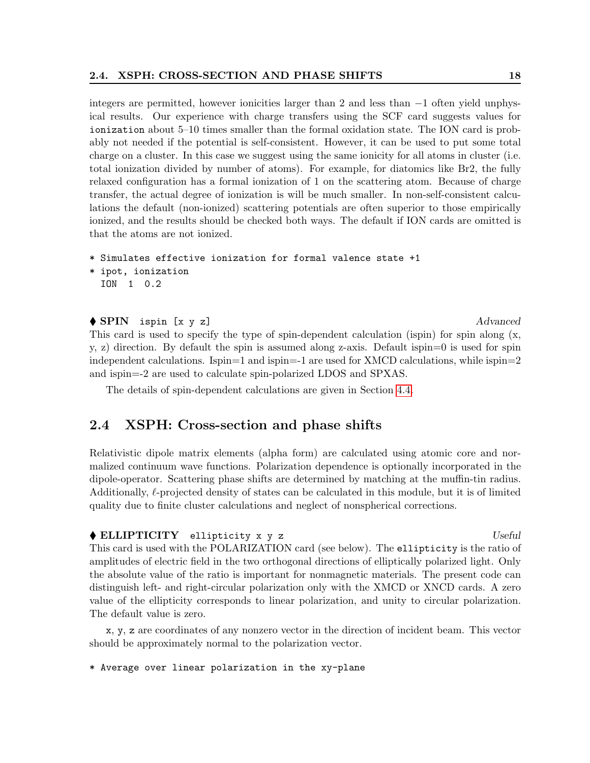integers are permitted, however ionicities larger than 2 and less than $-1$ often yield unphysical results. Our experience with charge transfers using the SCF card suggests values for `ionization` about 5–10 times smaller than the formal oxidation state. The ION card is probably not needed if the potential is self-consistent. However, it can be used to put some total charge on a cluster. In this case we suggest using the same ionicity for all atoms in cluster (i.e. total ionization divided by number of atoms). For example, for diatomics like Br2, the fully relaxed configuration has a formal ionization of 1 on the scattering atom. Because of charge transfer, the actual degree of ionization is will be much smaller. In non-self-consistent calculations the default (non-ionized) scattering potentials are often superior to those empirically ionized, and the results should be checked both ways. The default if ION cards are omitted is that the atoms are not ionized.

```
* Simulates effective ionization for formal valence state +1
* ipot, ionization
  ION  1  0.2
```

♦ **SPIN** `ispin [x y z]` *Advanced*

This card is used to specify the type of spin-dependent calculation (ispin) for spin along (x, y, z) direction. By default the spin is assumed along z-axis. Default ispin=0 is used for spin independent calculations. Ispin=1 and ispin=-1 are used for XMCD calculations, while ispin=2 and ispin=-2 are used to calculate spin-polarized LDOS and SPXAS.

The details of spin-dependent calculations are given in Section 4.4.

## 2.4 XSPH: Cross-section and phase shifts

Relativistic dipole matrix elements (alpha form) are calculated using atomic core and normalized continuum wave functions. Polarization dependence is optionally incorporated in the dipole-operator. Scattering phase shifts are determined by matching at the muffin-tin radius. Additionally, $\ell$-projected density of states can be calculated in this module, but it is of limited quality due to finite cluster calculations and neglect of nonspherical corrections.

♦ **ELLIPTICITY** `ellipticity x y z` *Useful*

This card is used with the POLARIZATION card (see below). The `ellipticity` is the ratio of amplitudes of electric field in the two orthogonal directions of elliptically polarized light. Only the absolute value of the ratio is important for nonmagnetic materials. The present code can distinguish left- and right-circular polarization only with the XMCD or XNCD cards. A zero value of the ellipticity corresponds to linear polarization, and unity to circular polarization. The default value is zero.

`x`, `y`, `z` are coordinates of any nonzero vector in the direction of incident beam. This vector should be approximately normal to the polarization vector.

```
* Average over linear polarization in the xy-plane
```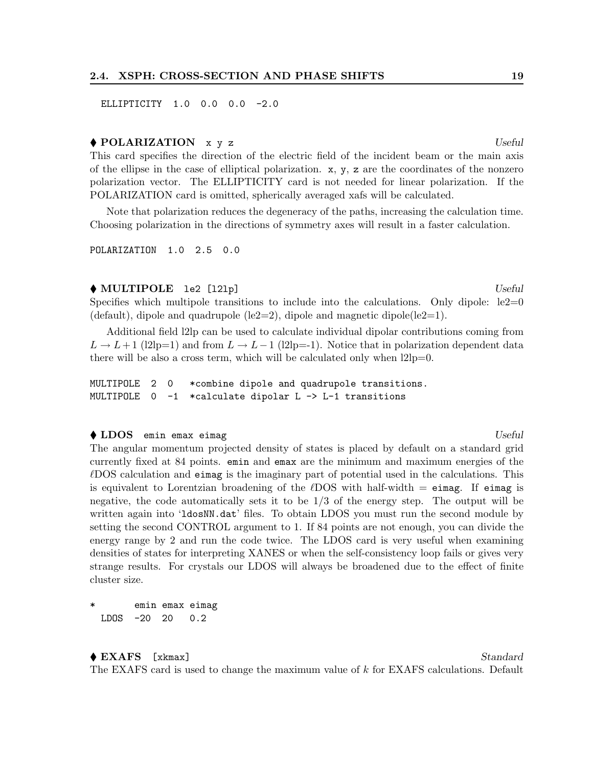```
ELLIPTICITY  1.0  0.0  0.0  -2.0
```

### ♦ POLARIZATION `x y z` *Useful*

This card specifies the direction of the electric field of the incident beam or the main axis of the ellipse in the case of elliptical polarization. `x`, `y`, `z` are the coordinates of the nonzero polarization vector. The ELLIPTICITY card is not needed for linear polarization. If the POLARIZATION card is omitted, spherically averaged xafs will be calculated.

Note that polarization reduces the degeneracy of the paths, increasing the calculation time. Choosing polarization in the directions of symmetry axes will result in a faster calculation.

```
POLARIZATION  1.0  2.5  0.0
```

### ♦ MULTIPOLE `le2 [l2lp]` *Useful*

Specifies which multipole transitions to include into the calculations. Only dipole: le2=0 (default), dipole and quadrupole (le2=2), dipole and magnetic dipole(le2=1).

Additional field l2lp can be used to calculate individual dipolar contributions coming from $L \to L+1$ (l2lp=1) and from $L \to L-1$ (l2lp=-1). Notice that in polarization dependent data there will be also a cross term, which will be calculated only when l2lp=0.

```
MULTIPOLE  2  0   *combine dipole and quadrupole transitions.
MULTIPOLE  0  -1  *calculate dipolar L -> L-1 transitions
```

### ♦ LDOS `emin emax eimag` *Useful*

The angular momentum projected density of states is placed by default on a standard grid currently fixed at 84 points. `emin` and `emax` are the minimum and maximum energies of the $\ell$DOS calculation and `eimag` is the imaginary part of potential used in the calculations. This is equivalent to Lorentzian broadening of the $\ell$DOS with half-width = `eimag`. If `eimag` is negative, the code automatically sets it to be 1/3 of the energy step. The output will be written again into '`ldosNN.dat`' files. To obtain LDOS you must run the second module by setting the second CONTROL argument to 1. If 84 points are not enough, you can divide the energy range by 2 and run the code twice. The LDOS card is very useful when examining densities of states for interpreting XANES or when the self-consistency loop fails or gives very strange results. For crystals our LDOS will always be broadened due to the effect of finite cluster size.

```
*       emin emax eimag
  LDOS  -20  20   0.2
```

### ♦ EXAFS `[xkmax]` *Standard*

The EXAFS card is used to change the maximum value of $k$ for EXAFS calculations. Default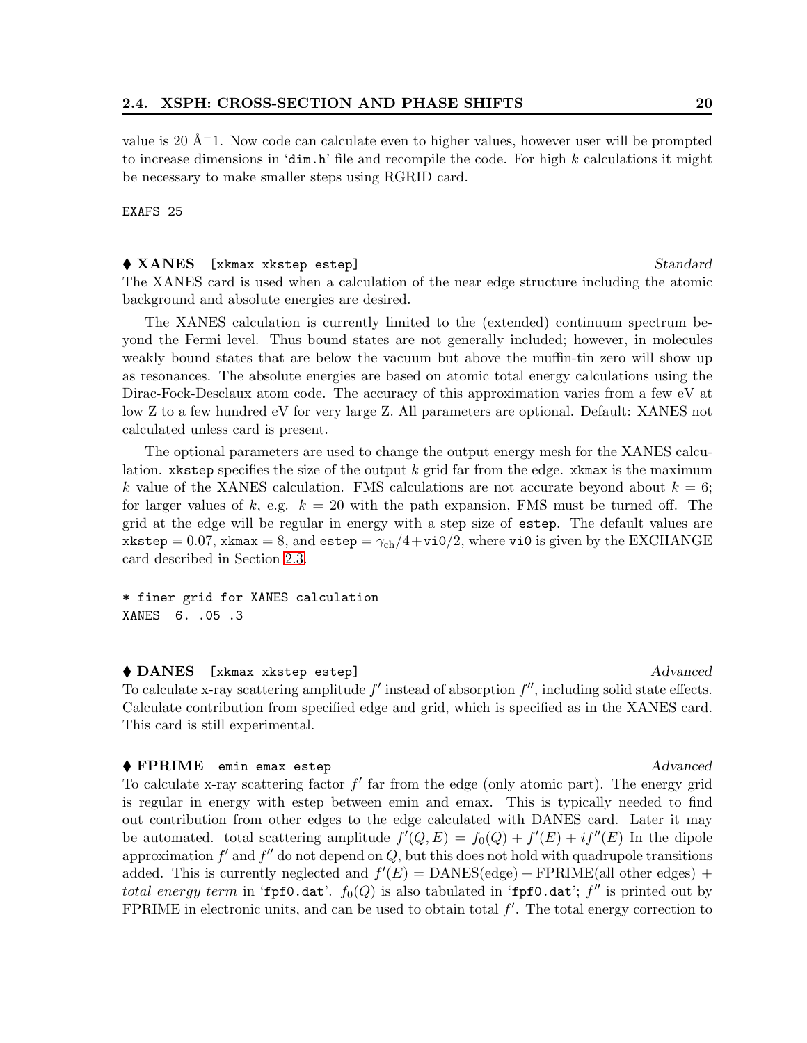value is 20 Å$^{-1}$. Now code can calculate even to higher values, however user will be prompted to increase dimensions in 'dim.h' file and recompile the code. For high $k$ calculations it might be necessary to make smaller steps using RGRID card.

```
EXAFS 25
```

♦ **XANES** `[xkmax xkstep estep]` *Standard*

The XANES card is used when a calculation of the near edge structure including the atomic background and absolute energies are desired.

The XANES calculation is currently limited to the (extended) continuum spectrum beyond the Fermi level. Thus bound states are not generally included; however, in molecules weakly bound states that are below the vacuum but above the muffin-tin zero will show up as resonances. The absolute energies are based on atomic total energy calculations using the Dirac-Fock-Desclaux atom code. The accuracy of this approximation varies from a few eV at low Z to a few hundred eV for very large Z. All parameters are optional. Default: XANES not calculated unless card is present.

The optional parameters are used to change the output energy mesh for the XANES calculation. `xkstep` specifies the size of the output $k$ grid far from the edge. `xkmax` is the maximum $k$ value of the XANES calculation. FMS calculations are not accurate beyond about $k = 6$; for larger values of $k$, e.g. $k = 20$ with the path expansion, FMS must be turned off. The grid at the edge will be regular in energy with a step size of `estep`. The default values are `xkstep` $= 0.07$, `xkmax` $= 8$, and `estep` $= \gamma_{\rm ch}/4 + $ `vi0`$/2$, where `vi0` is given by the EXCHANGE card described in Section 2.3.

```
* finer grid for XANES calculation
XANES  6. .05 .3
```

♦ **DANES** `[xkmax xkstep estep]` *Advanced*

To calculate x-ray scattering amplitude $f'$ instead of absorption $f''$, including solid state effects. Calculate contribution from specified edge and grid, which is specified as in the XANES card. This card is still experimental.

♦ **FPRIME** `emin emax estep` *Advanced*

To calculate x-ray scattering factor $f'$ far from the edge (only atomic part). The energy grid is regular in energy with estep between emin and emax. This is typically needed to find out contribution from other edges to the edge calculated with DANES card. Later it may be automated. total scattering amplitude $f'(Q, E) = f_0(Q) + f'(E) + if''(E)$ In the dipole approximation $f'$ and $f''$ do not depend on $Q$, but this does not hold with quadrupole transitions added. This is currently neglected and $f'(E) = \text{DANES(edge)} + \text{FPRIME(all other edges)} +$ *total energy term* in 'fpf0.dat'. $f_0(Q)$ is also tabulated in 'fpf0.dat'; $f''$ is printed out by FPRIME in electronic units, and can be used to obtain total $f'$. The total energy correction to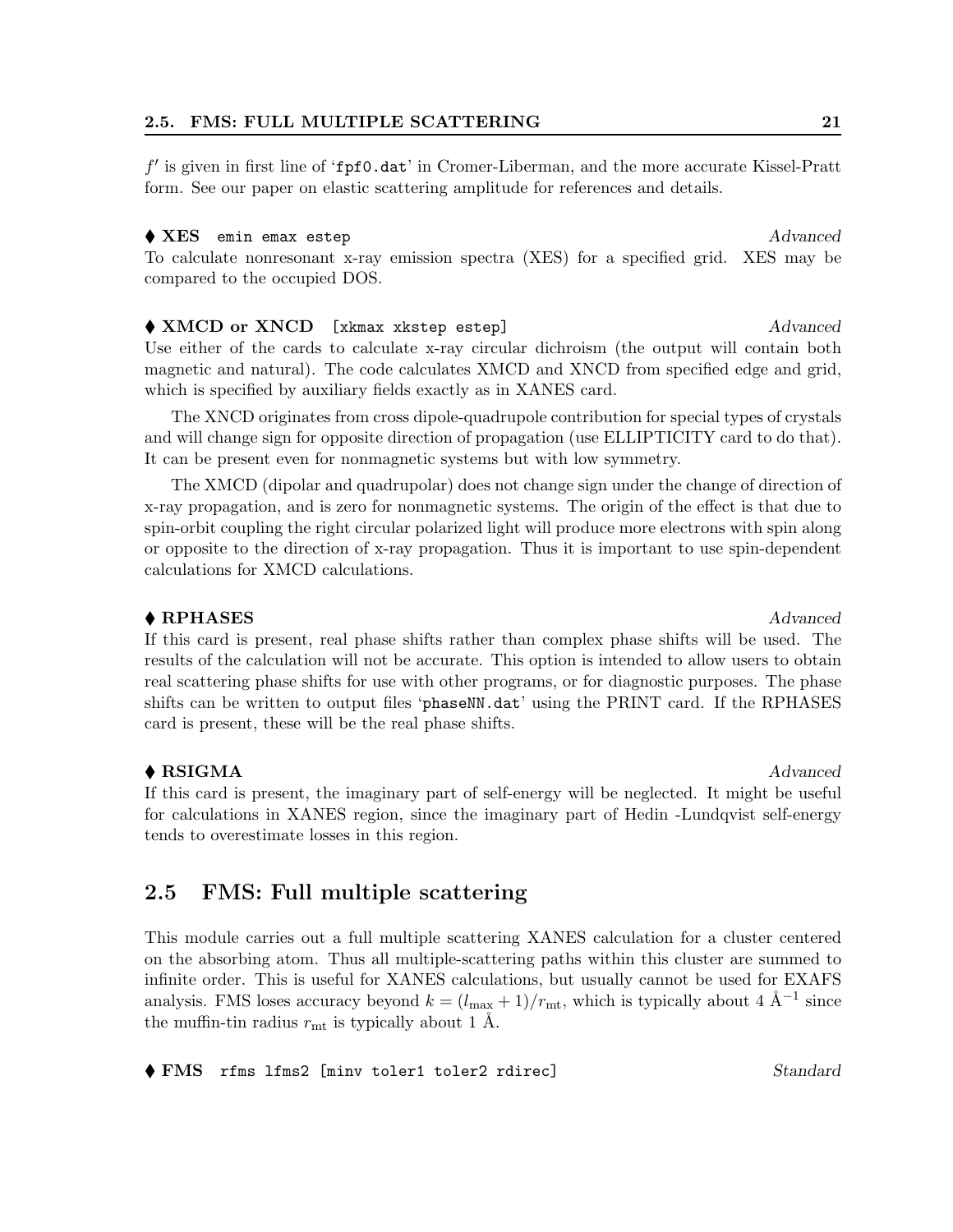$f'$ is given in first line of '`fpf0.dat`' in Cromer-Liberman, and the more accurate Kissel-Pratt form. See our paper on elastic scattering amplitude for references and details.

♦ **XES** `emin emax estep` *Advanced*

To calculate nonresonant x-ray emission spectra (XES) for a specified grid. XES may be compared to the occupied DOS.

♦ **XMCD or XNCD** `[xkmax xkstep estep]` *Advanced*

Use either of the cards to calculate x-ray circular dichroism (the output will contain both magnetic and natural). The code calculates XMCD and XNCD from specified edge and grid, which is specified by auxiliary fields exactly as in XANES card.

The XNCD originates from cross dipole-quadrupole contribution for special types of crystals and will change sign for opposite direction of propagation (use ELLIPTICITY card to do that). It can be present even for nonmagnetic systems but with low symmetry.

The XMCD (dipolar and quadrupolar) does not change sign under the change of direction of x-ray propagation, and is zero for nonmagnetic systems. The origin of the effect is that due to spin-orbit coupling the right circular polarized light will produce more electrons with spin along or opposite to the direction of x-ray propagation. Thus it is important to use spin-dependent calculations for XMCD calculations.

♦ **RPHASES** *Advanced*

If this card is present, real phase shifts rather than complex phase shifts will be used. The results of the calculation will not be accurate. This option is intended to allow users to obtain real scattering phase shifts for use with other programs, or for diagnostic purposes. The phase shifts can be written to output files '`phaseNN.dat`' using the PRINT card. If the RPHASES card is present, these will be the real phase shifts.

♦ **RSIGMA** *Advanced*

If this card is present, the imaginary part of self-energy will be neglected. It might be useful for calculations in XANES region, since the imaginary part of Hedin -Lundqvist self-energy tends to overestimate losses in this region.

## 2.5 FMS: Full multiple scattering

This module carries out a full multiple scattering XANES calculation for a cluster centered on the absorbing atom. Thus all multiple-scattering paths within this cluster are summed to infinite order. This is useful for XANES calculations, but usually cannot be used for EXAFS analysis. FMS loses accuracy beyond $k = (l_{\max} + 1)/r_{\mathrm{mt}}$, which is typically about 4 Å$^{-1}$ since the muffin-tin radius $r_{\mathrm{mt}}$ is typically about 1 Å.

♦ **FMS** `rfms lfms2 [minv toler1 toler2 rdirec]` *Standard*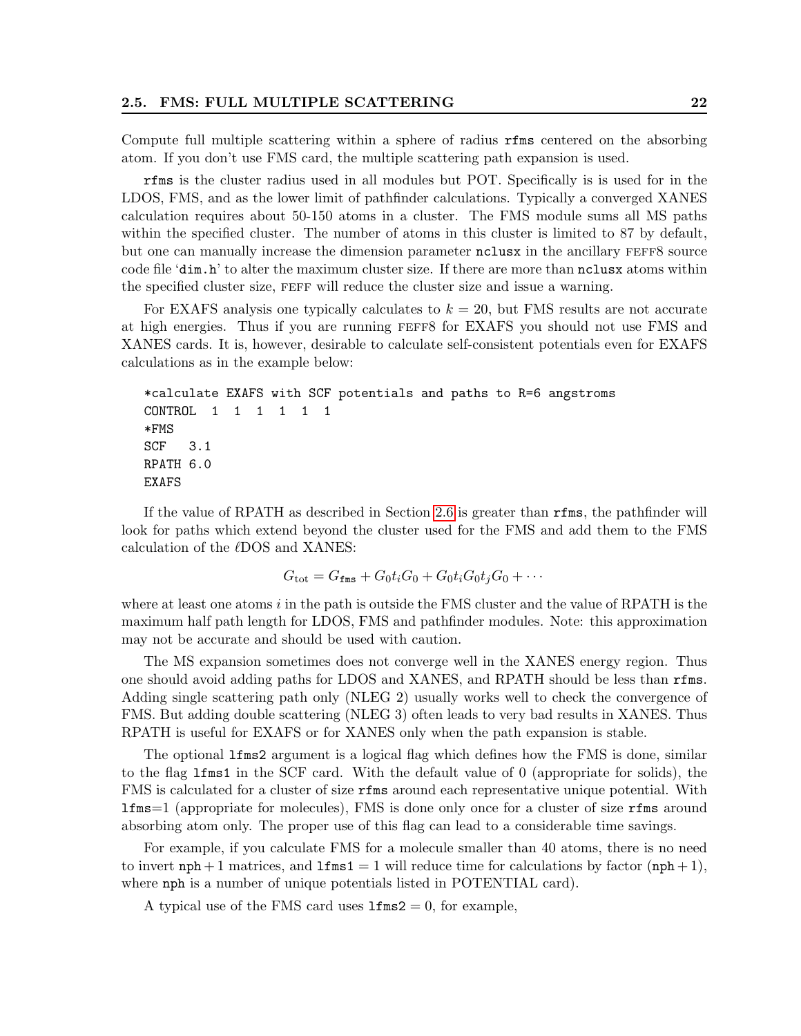Compute full multiple scattering within a sphere of radius `rfms` centered on the absorbing atom. If you don't use FMS card, the multiple scattering path expansion is used.

`rfms` is the cluster radius used in all modules but POT. Specifically is is used for in the LDOS, FMS, and as the lower limit of pathfinder calculations. Typically a converged XANES calculation requires about 50-150 atoms in a cluster. The FMS module sums all MS paths within the specified cluster. The number of atoms in this cluster is limited to 87 by default, but one can manually increase the dimension parameter `nclusx` in the ancillary FEFF8 source code file '`dim.h`' to alter the maximum cluster size. If there are more than `nclusx` atoms within the specified cluster size, FEFF will reduce the cluster size and issue a warning.

For EXAFS analysis one typically calculates to $k = 20$, but FMS results are not accurate at high energies. Thus if you are running FEFF8 for EXAFS you should not use FMS and XANES cards. It is, however, desirable to calculate self-consistent potentials even for EXAFS calculations as in the example below:

```
*calculate EXAFS with SCF potentials and paths to R=6 angstroms
CONTROL  1  1  1  1  1  1
*FMS
SCF   3.1
RPATH 6.0
EXAFS
```

If the value of RPATH as described in Section 2.6 is greater than `rfms`, the pathfinder will look for paths which extend beyond the cluster used for the FMS and add them to the FMS calculation of the $\ell$DOS and XANES:

$$G_{\rm tot} = G_{\tt fms} + G_0 t_i G_0 + G_0 t_i G_0 t_j G_0 + \cdots$$

where at least one atoms $i$ in the path is outside the FMS cluster and the value of RPATH is the maximum half path length for LDOS, FMS and pathfinder modules. Note: this approximation may not be accurate and should be used with caution.

The MS expansion sometimes does not converge well in the XANES energy region. Thus one should avoid adding paths for LDOS and XANES, and RPATH should be less than `rfms`. Adding single scattering path only (NLEG 2) usually works well to check the convergence of FMS. But adding double scattering (NLEG 3) often leads to very bad results in XANES. Thus RPATH is useful for EXAFS or for XANES only when the path expansion is stable.

The optional `lfms2` argument is a logical flag which defines how the FMS is done, similar to the flag `lfms1` in the SCF card. With the default value of 0 (appropriate for solids), the FMS is calculated for a cluster of size `rfms` around each representative unique potential. With `lfms`=1 (appropriate for molecules), FMS is done only once for a cluster of size `rfms` around absorbing atom only. The proper use of this flag can lead to a considerable time savings.

For example, if you calculate FMS for a molecule smaller than 40 atoms, there is no need to invert $\texttt{nph}+1$ matrices, and $\texttt{lfms1} = 1$ will reduce time for calculations by factor $(\texttt{nph}+1)$, where `nph` is a number of unique potentials listed in POTENTIAL card).

A typical use of the FMS card uses $\texttt{lfms2} = 0$, for example,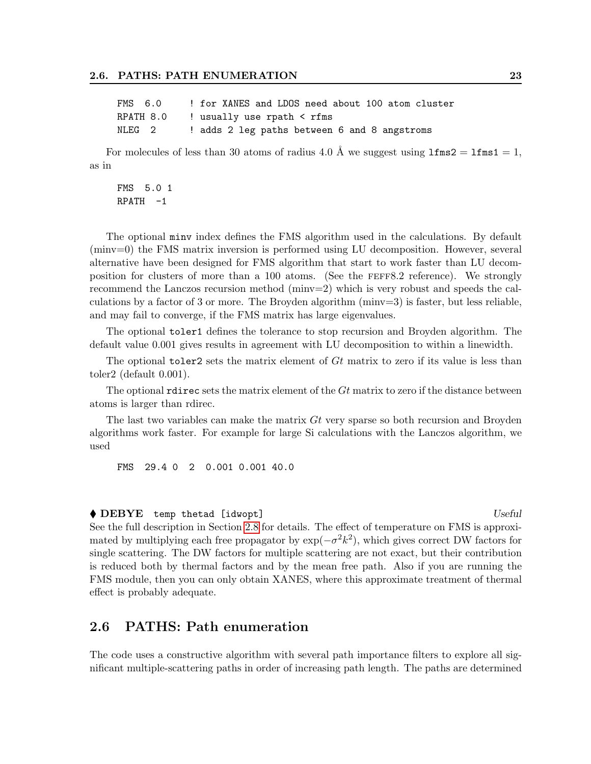```
FMS  6.0     ! for XANES and LDOS need about 100 atom cluster
RPATH 8.0    ! usually use rpath < rfms
NLEG  2      ! adds 2 leg paths between 6 and 8 angstroms
```

For molecules of less than 30 atoms of radius 4.0 Å we suggest using `lfms2` = `lfms1` = 1, as in

```
FMS  5.0 1
RPATH  -1
```

The optional `minv` index defines the FMS algorithm used in the calculations. By default (minv=0) the FMS matrix inversion is performed using LU decomposition. However, several alternative have been designed for FMS algorithm that start to work faster than LU decomposition for clusters of more than a 100 atoms. (See the FEFF8.2 reference). We strongly recommend the Lanczos recursion method (minv=2) which is very robust and speeds the calculations by a factor of 3 or more. The Broyden algorithm (minv=3) is faster, but less reliable, and may fail to converge, if the FMS matrix has large eigenvalues.

The optional `toler1` defines the tolerance to stop recursion and Broyden algorithm. The default value 0.001 gives results in agreement with LU decomposition to within a linewidth.

The optional `toler2` sets the matrix element of $Gt$ matrix to zero if its value is less than toler2 (default 0.001).

The optional `rdirec` sets the matrix element of the $Gt$ matrix to zero if the distance between atoms is larger than rdirec.

The last two variables can make the matrix $Gt$ very sparse so both recursion and Broyden algorithms work faster. For example for large Si calculations with the Lanczos algorithm, we used

```
FMS  29.4 0  2  0.001 0.001 40.0
```

♦ **DEBYE** `temp thetad [idwopt]` *Useful*

See the full description in Section 2.8 for details. The effect of temperature on FMS is approximated by multiplying each free propagator by $\exp(-\sigma^2 k^2)$, which gives correct DW factors for single scattering. The DW factors for multiple scattering are not exact, but their contribution is reduced both by thermal factors and by the mean free path. Also if you are running the FMS module, then you can only obtain XANES, where this approximate treatment of thermal effect is probably adequate.

## 2.6 PATHS: Path enumeration

The code uses a constructive algorithm with several path importance filters to explore all significant multiple-scattering paths in order of increasing path length. The paths are determined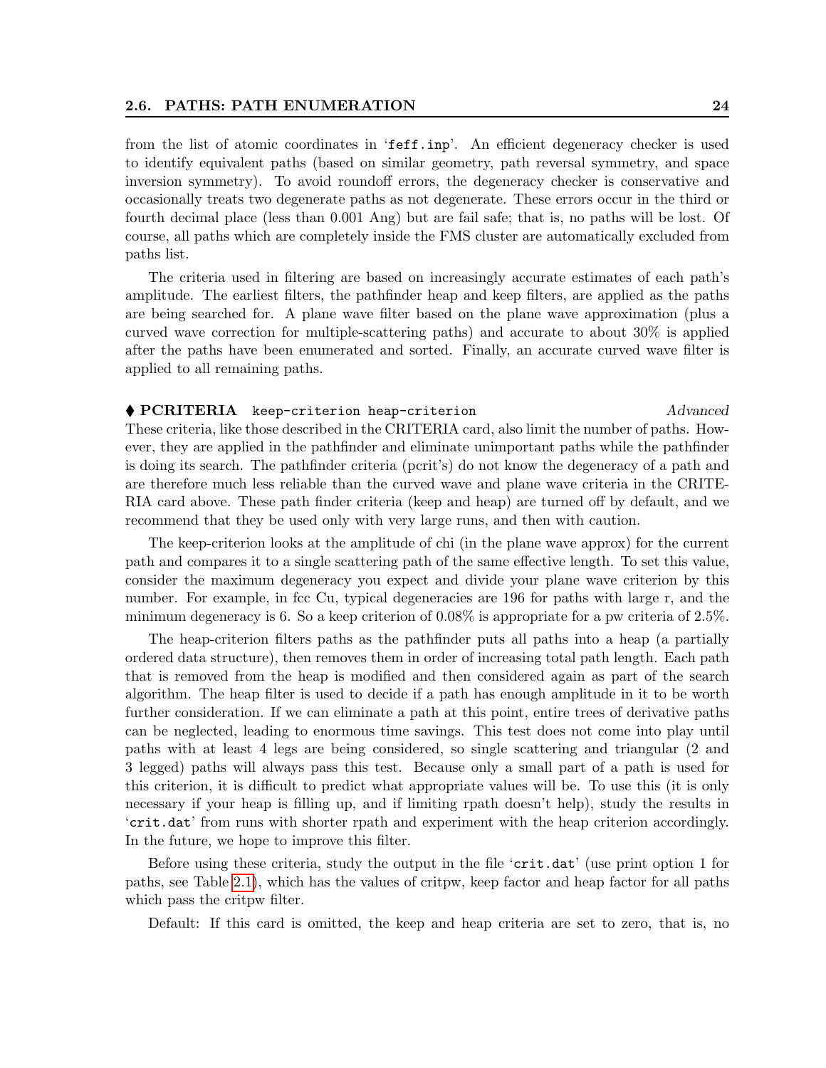from the list of atomic coordinates in '`feff.inp`'. An efficient degeneracy checker is used to identify equivalent paths (based on similar geometry, path reversal symmetry, and space inversion symmetry). To avoid roundoff errors, the degeneracy checker is conservative and occasionally treats two degenerate paths as not degenerate. These errors occur in the third or fourth decimal place (less than 0.001 Ang) but are fail safe; that is, no paths will be lost. Of course, all paths which are completely inside the FMS cluster are automatically excluded from paths list.

The criteria used in filtering are based on increasingly accurate estimates of each path's amplitude. The earliest filters, the pathfinder heap and keep filters, are applied as the paths are being searched for. A plane wave filter based on the plane wave approximation (plus a curved wave correction for multiple-scattering paths) and accurate to about 30% is applied after the paths have been enumerated and sorted. Finally, an accurate curved wave filter is applied to all remaining paths.

♦ **PCRITERIA** `keep-criterion heap-criterion` *Advanced*

These criteria, like those described in the CRITERIA card, also limit the number of paths. However, they are applied in the pathfinder and eliminate unimportant paths while the pathfinder is doing its search. The pathfinder criteria (pcrit's) do not know the degeneracy of a path and are therefore much less reliable than the curved wave and plane wave criteria in the CRITERIA card above. These path finder criteria (keep and heap) are turned off by default, and we recommend that they be used only with very large runs, and then with caution.

The keep-criterion looks at the amplitude of chi (in the plane wave approx) for the current path and compares it to a single scattering path of the same effective length. To set this value, consider the maximum degeneracy you expect and divide your plane wave criterion by this number. For example, in fcc Cu, typical degeneracies are 196 for paths with large r, and the minimum degeneracy is 6. So a keep criterion of 0.08% is appropriate for a pw criteria of 2.5%.

The heap-criterion filters paths as the pathfinder puts all paths into a heap (a partially ordered data structure), then removes them in order of increasing total path length. Each path that is removed from the heap is modified and then considered again as part of the search algorithm. The heap filter is used to decide if a path has enough amplitude in it to be worth further consideration. If we can eliminate a path at this point, entire trees of derivative paths can be neglected, leading to enormous time savings. This test does not come into play until paths with at least 4 legs are being considered, so single scattering and triangular (2 and 3 legged) paths will always pass this test. Because only a small part of a path is used for this criterion, it is difficult to predict what appropriate values will be. To use this (it is only necessary if your heap is filling up, and if limiting rpath doesn't help), study the results in '`crit.dat`' from runs with shorter rpath and experiment with the heap criterion accordingly. In the future, we hope to improve this filter.

Before using these criteria, study the output in the file '`crit.dat`' (use print option 1 for paths, see Table 2.1), which has the values of critpw, keep factor and heap factor for all paths which pass the critpw filter.

Default: If this card is omitted, the keep and heap criteria are set to zero, that is, no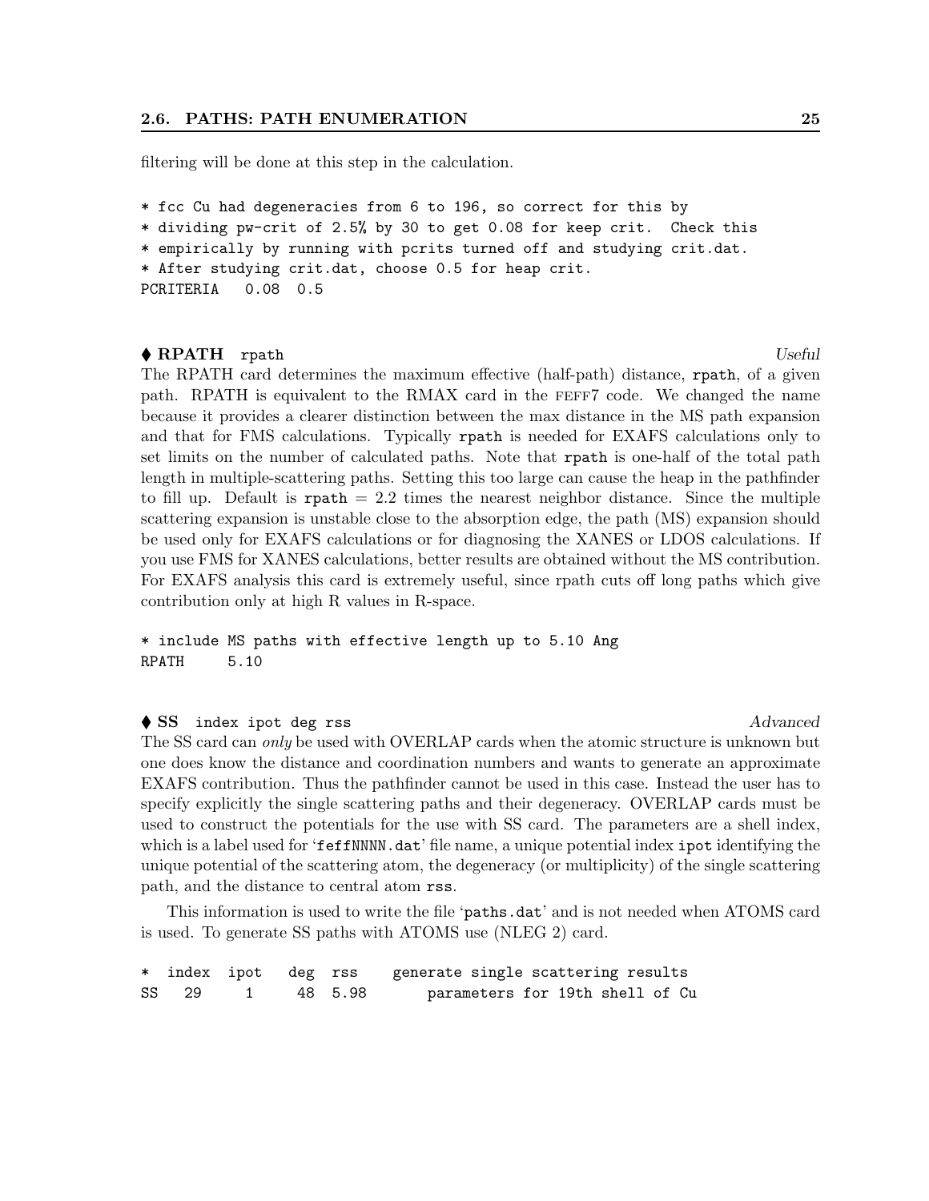filtering will be done at this step in the calculation.

```
* fcc Cu had degeneracies from 6 to 196, so correct for this by
* dividing pw-crit of 2.5% by 30 to get 0.08 for keep crit.  Check this
* empirically by running with pcrits turned off and studying crit.dat.
* After studying crit.dat, choose 0.5 for heap crit.
PCRITERIA   0.08  0.5
```

### ♦ RPATH `rpath` *Useful*

The RPATH card determines the maximum effective (half-path) distance, `rpath`, of a given path. RPATH is equivalent to the RMAX card in the FEFF7 code. We changed the name because it provides a clearer distinction between the max distance in the MS path expansion and that for FMS calculations. Typically `rpath` is needed for EXAFS calculations only to set limits on the number of calculated paths. Note that `rpath` is one-half of the total path length in multiple-scattering paths. Setting this too large can cause the heap in the pathfinder to fill up. Default is `rpath` = 2.2 times the nearest neighbor distance. Since the multiple scattering expansion is unstable close to the absorption edge, the path (MS) expansion should be used only for EXAFS calculations or for diagnosing the XANES or LDOS calculations. If you use FMS for XANES calculations, better results are obtained without the MS contribution. For EXAFS analysis this card is extremely useful, since rpath cuts off long paths which give contribution only at high R values in R-space.

```
* include MS paths with effective length up to 5.10 Ang
RPATH     5.10
```

### ♦ SS `index ipot deg rss` *Advanced*

The SS card can *only* be used with OVERLAP cards when the atomic structure is unknown but one does know the distance and coordination numbers and wants to generate an approximate EXAFS contribution. Thus the pathfinder cannot be used in this case. Instead the user has to specify explicitly the single scattering paths and their degeneracy. OVERLAP cards must be used to construct the potentials for the use with SS card. The parameters are a shell index, which is a label used for '`feffNNNN.dat`' file name, a unique potential index `ipot` identifying the unique potential of the scattering atom, the degeneracy (or multiplicity) of the single scattering path, and the distance to central atom `rss`.

This information is used to write the file '`paths.dat`' and is not needed when ATOMS card is used. To generate SS paths with ATOMS use (NLEG 2) card.

```
*  index  ipot   deg  rss    generate single scattering results
SS   29     1     48  5.98      parameters for 19th shell of Cu
```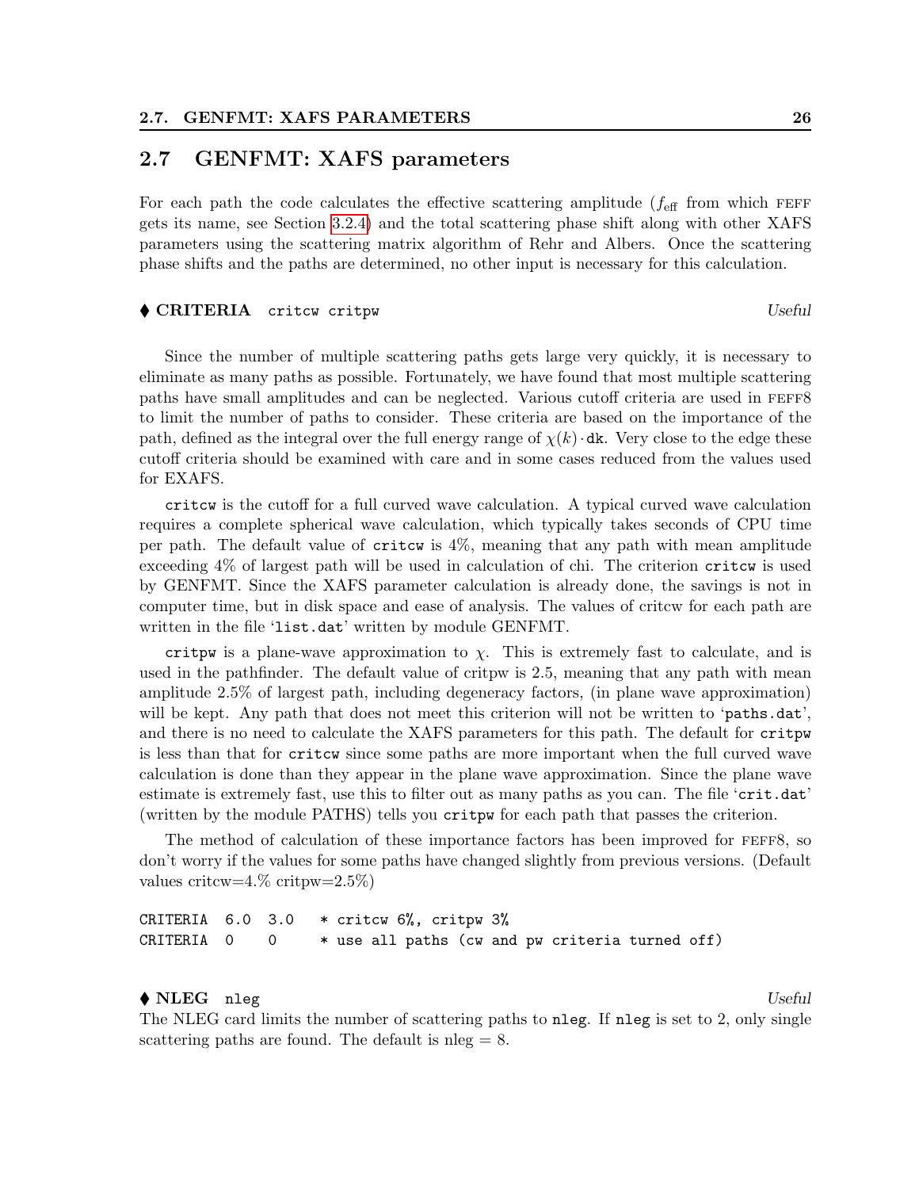## 2.7 GENFMT: XAFS parameters

For each path the code calculates the effective scattering amplitude ($f_{\text{eff}}$ from which FEFF gets its name, see Section 3.2.4) and the total scattering phase shift along with other XAFS parameters using the scattering matrix algorithm of Rehr and Albers. Once the scattering phase shifts and the paths are determined, no other input is necessary for this calculation.

♦ **CRITERIA** `critcw critpw` *Useful*

Since the number of multiple scattering paths gets large very quickly, it is necessary to eliminate as many paths as possible. Fortunately, we have found that most multiple scattering paths have small amplitudes and can be neglected. Various cutoff criteria are used in FEFF8 to limit the number of paths to consider. These criteria are based on the importance of the path, defined as the integral over the full energy range of $\chi(k) \cdot$ `dk`. Very close to the edge these cutoff criteria should be examined with care and in some cases reduced from the values used for EXAFS.

`critcw` is the cutoff for a full curved wave calculation. A typical curved wave calculation requires a complete spherical wave calculation, which typically takes seconds of CPU time per path. The default value of `critcw` is 4%, meaning that any path with mean amplitude exceeding 4% of largest path will be used in calculation of chi. The criterion `critcw` is used by GENFMT. Since the XAFS parameter calculation is already done, the savings is not in computer time, but in disk space and ease of analysis. The values of critcw for each path are written in the file '`list.dat`' written by module GENFMT.

`critpw` is a plane-wave approximation to $\chi$. This is extremely fast to calculate, and is used in the pathfinder. The default value of critpw is 2.5, meaning that any path with mean amplitude 2.5% of largest path, including degeneracy factors, (in plane wave approximation) will be kept. Any path that does not meet this criterion will not be written to '`paths.dat`', and there is no need to calculate the XAFS parameters for this path. The default for `critpw` is less than that for `critcw` since some paths are more important when the full curved wave calculation is done than they appear in the plane wave approximation. Since the plane wave estimate is extremely fast, use this to filter out as many paths as you can. The file '`crit.dat`' (written by the module PATHS) tells you `critpw` for each path that passes the criterion.

The method of calculation of these importance factors has been improved for FEFF8, so don't worry if the values for some paths have changed slightly from previous versions. (Default values critcw=4.% critpw=2.5%)

```
CRITERIA  6.0  3.0    * critcw 6%, critpw 3%
CRITERIA  0    0      * use all paths (cw and pw criteria turned off)
```

♦ **NLEG** `nleg` *Useful*

The NLEG card limits the number of scattering paths to `nleg`. If `nleg` is set to 2, only single scattering paths are found. The default is nleg = 8.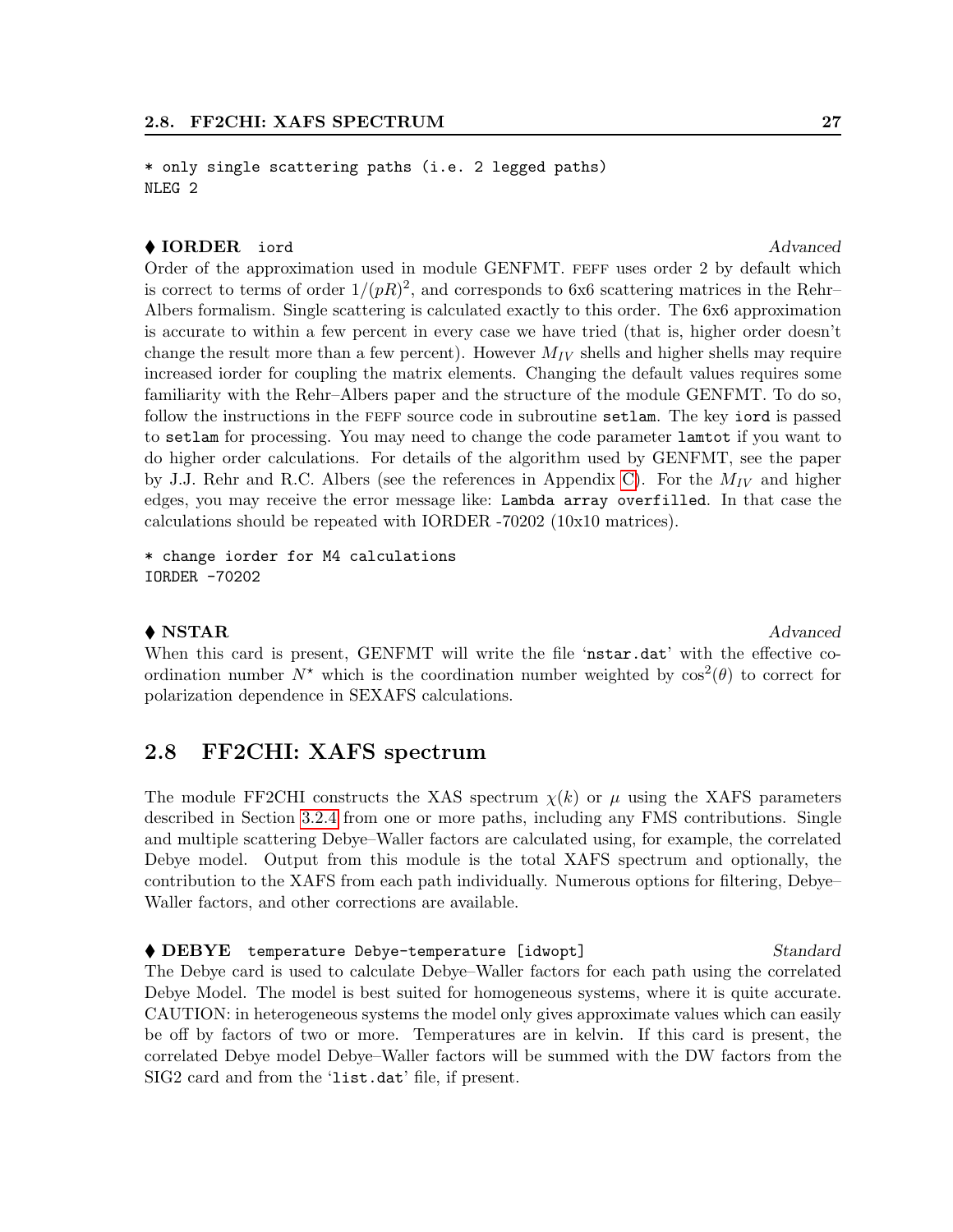```
* only single scattering paths (i.e. 2 legged paths)
NLEG 2
```

♦ **IORDER** `iord` *Advanced*

Order of the approximation used in module GENFMT. FEFF uses order 2 by default which is correct to terms of order $1/(pR)^2$, and corresponds to 6x6 scattering matrices in the Rehr–Albers formalism. Single scattering is calculated exactly to this order. The 6x6 approximation is accurate to within a few percent in every case we have tried (that is, higher order doesn't change the result more than a few percent). However $M_{IV}$ shells and higher shells may require increased iorder for coupling the matrix elements. Changing the default values requires some familiarity with the Rehr–Albers paper and the structure of the module GENFMT. To do so, follow the instructions in the FEFF source code in subroutine `setlam`. The key `iord` is passed to `setlam` for processing. You may need to change the code parameter `lamtot` if you want to do higher order calculations. For details of the algorithm used by GENFMT, see the paper by J.J. Rehr and R.C. Albers (see the references in Appendix C). For the $M_{IV}$ and higher edges, you may receive the error message like: `Lambda array overfilled`. In that case the calculations should be repeated with IORDER -70202 (10x10 matrices).

```
* change iorder for M4 calculations
IORDER -70202
```

♦ **NSTAR** *Advanced*

When this card is present, GENFMT will write the file '`nstar.dat`' with the effective coordination number $N^\star$ which is the coordination number weighted by $\cos^2(\theta)$ to correct for polarization dependence in SEXAFS calculations.

## 2.8 FF2CHI: XAFS spectrum

The module FF2CHI constructs the XAS spectrum $\chi(k)$ or $\mu$ using the XAFS parameters described in Section 3.2.4 from one or more paths, including any FMS contributions. Single and multiple scattering Debye–Waller factors are calculated using, for example, the correlated Debye model. Output from this module is the total XAFS spectrum and optionally, the contribution to the XAFS from each path individually. Numerous options for filtering, Debye–Waller factors, and other corrections are available.

♦ **DEBYE** `temperature Debye-temperature [idwopt]` *Standard*

The Debye card is used to calculate Debye–Waller factors for each path using the correlated Debye Model. The model is best suited for homogeneous systems, where it is quite accurate. CAUTION: in heterogeneous systems the model only gives approximate values which can easily be off by factors of two or more. Temperatures are in kelvin. If this card is present, the correlated Debye model Debye–Waller factors will be summed with the DW factors from the SIG2 card and from the '`list.dat`' file, if present.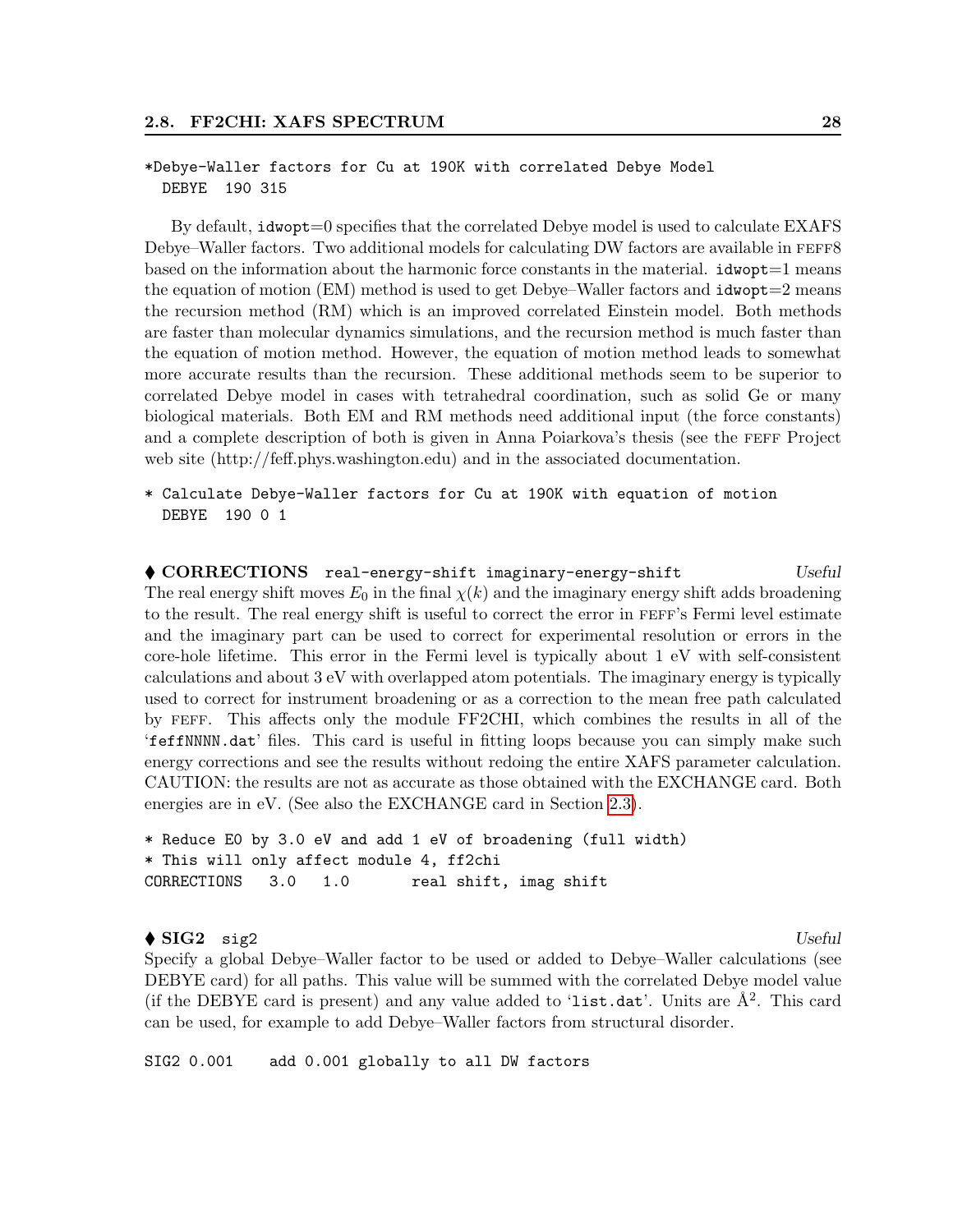```
*Debye-Waller factors for Cu at 190K with correlated Debye Model
  DEBYE  190 315
```

By default, idwopt=0 specifies that the correlated Debye model is used to calculate EXAFS Debye–Waller factors. Two additional models for calculating DW factors are available in FEFF8 based on the information about the harmonic force constants in the material. idwopt=1 means the equation of motion (EM) method is used to get Debye–Waller factors and idwopt=2 means the recursion method (RM) which is an improved correlated Einstein model. Both methods are faster than molecular dynamics simulations, and the recursion method is much faster than the equation of motion method. However, the equation of motion method leads to somewhat more accurate results than the recursion. These additional methods seem to be superior to correlated Debye model in cases with tetrahedral coordination, such as solid Ge or many biological materials. Both EM and RM methods need additional input (the force constants) and a complete description of both is given in Anna Poiarkova's thesis (see the FEFF Project web site (http://feff.phys.washington.edu) and in the associated documentation.

```
* Calculate Debye-Waller factors for Cu at 190K with equation of motion
  DEBYE  190 0 1
```

♦ **CORRECTIONS** `real-energy-shift imaginary-energy-shift` *Useful*

The real energy shift moves $E_0$ in the final $\chi(k)$ and the imaginary energy shift adds broadening to the result. The real energy shift is useful to correct the error in FEFF's Fermi level estimate and the imaginary part can be used to correct for experimental resolution or errors in the core-hole lifetime. This error in the Fermi level is typically about 1 eV with self-consistent calculations and about 3 eV with overlapped atom potentials. The imaginary energy is typically used to correct for instrument broadening or as a correction to the mean free path calculated by FEFF. This affects only the module FF2CHI, which combines the results in all of the 'feffNNNN.dat' files. This card is useful in fitting loops because you can simply make such energy corrections and see the results without redoing the entire XAFS parameter calculation. CAUTION: the results are not as accurate as those obtained with the EXCHANGE card. Both energies are in eV. (See also the EXCHANGE card in Section 2.3).

```
* Reduce E0 by 3.0 eV and add 1 eV of broadening (full width)
* This will only affect module 4, ff2chi
CORRECTIONS   3.0   1.0      real shift, imag shift
```

♦ **SIG2** `sig2` *Useful*

Specify a global Debye–Waller factor to be used or added to Debye–Waller calculations (see DEBYE card) for all paths. This value will be summed with the correlated Debye model value (if the DEBYE card is present) and any value added to 'list.dat'. Units are Å$^2$. This card can be used, for example to add Debye–Waller factors from structural disorder.

```
SIG2 0.001    add 0.001 globally to all DW factors
```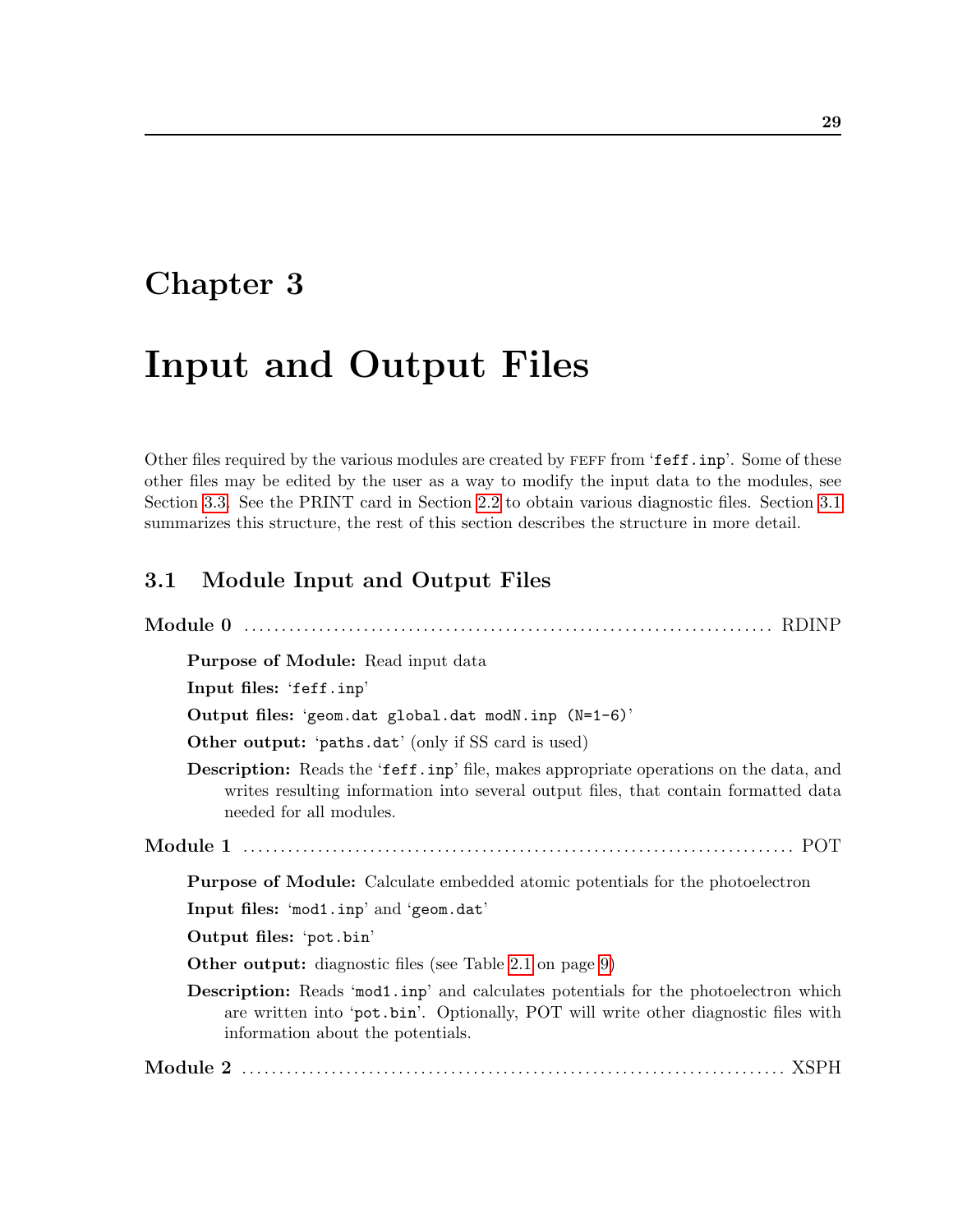# Chapter 3

# Input and Output Files

Other files required by the various modules are created by FEFF from 'feff.inp'. Some of these other files may be edited by the user as a way to modify the input data to the modules, see Section 3.3. See the PRINT card in Section 2.2 to obtain various diagnostic files. Section 3.1 summarizes this structure, the rest of this section describes the structure in more detail.

## 3.1 Module Input and Output Files

**Module 0** ........................................................................ RDINP

**Purpose of Module:** Read input data

**Input files:** 'feff.inp'

**Output files:** 'geom.dat global.dat modN.inp (N=1-6)'

**Other output:** 'paths.dat' (only if SS card is used)

**Description:** Reads the 'feff.inp' file, makes appropriate operations on the data, and writes resulting information into several output files, that contain formatted data needed for all modules.

**Module 1** ........................................................................ POT

**Purpose of Module:** Calculate embedded atomic potentials for the photoelectron

**Input files:** 'mod1.inp' and 'geom.dat'

**Output files:** 'pot.bin'

**Other output:** diagnostic files (see Table 2.1 on page 9)

**Description:** Reads 'mod1.inp' and calculates potentials for the photoelectron which are written into 'pot.bin'. Optionally, POT will write other diagnostic files with information about the potentials.

**Module 2** ........................................................................ XSPH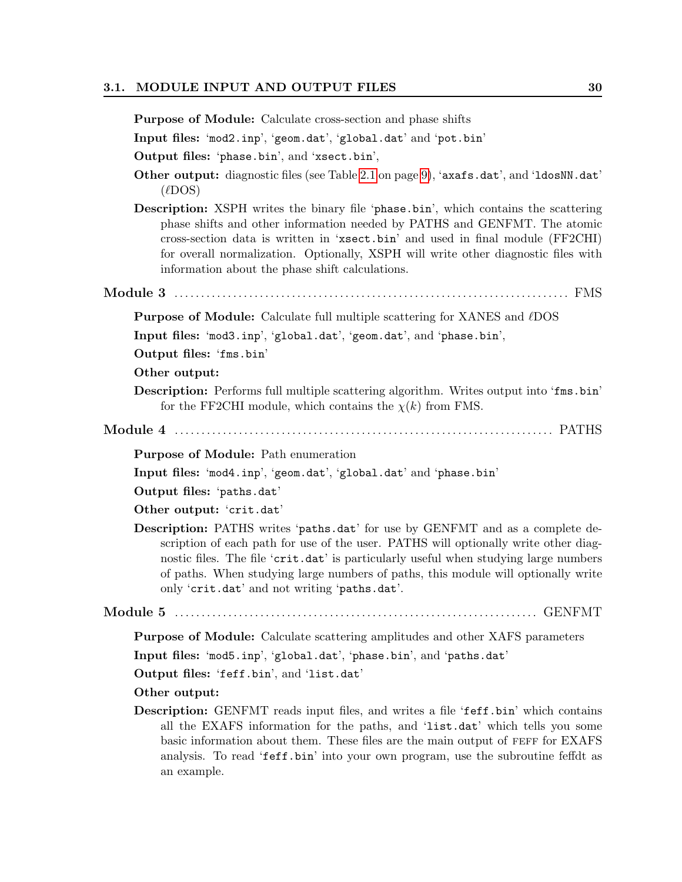**Purpose of Module:** Calculate cross-section and phase shifts

**Input files:** 'mod2.inp', 'geom.dat', 'global.dat' and 'pot.bin'

**Output files:** 'phase.bin', and 'xsect.bin',

**Other output:** diagnostic files (see Table 2.1 on page 9), 'axafs.dat', and 'ldosNN.dat' ($\ell$DOS)

**Description:** XSPH writes the binary file 'phase.bin', which contains the scattering phase shifts and other information needed by PATHS and GENFMT. The atomic cross-section data is written in 'xsect.bin' and used in final module (FF2CHI) for overall normalization. Optionally, XSPH will write other diagnostic files with information about the phase shift calculations.

**Module 3** ........................................................................ FMS

**Purpose of Module:** Calculate full multiple scattering for XANES and $\ell$DOS

**Input files:** 'mod3.inp', 'global.dat', 'geom.dat', and 'phase.bin',

**Output files:** 'fms.bin'

**Other output:**

**Description:** Performs full multiple scattering algorithm. Writes output into 'fms.bin' for the FF2CHI module, which contains the $\chi(k)$ from FMS.

**Module 4** ........................................................................ PATHS

**Purpose of Module:** Path enumeration

**Input files:** 'mod4.inp', 'geom.dat', 'global.dat' and 'phase.bin'

**Output files:** 'paths.dat'

**Other output:** 'crit.dat'

**Description:** PATHS writes 'paths.dat' for use by GENFMT and as a complete description of each path for use of the user. PATHS will optionally write other diagnostic files. The file 'crit.dat' is particularly useful when studying large numbers of paths. When studying large numbers of paths, this module will optionally write only 'crit.dat' and not writing 'paths.dat'.

**Module 5** ........................................................................ GENFMT

**Purpose of Module:** Calculate scattering amplitudes and other XAFS parameters

**Input files:** 'mod5.inp', 'global.dat', 'phase.bin', and 'paths.dat'

**Output files:** 'feff.bin', and 'list.dat'

**Other output:**

**Description:** GENFMT reads input files, and writes a file 'feff.bin' which contains all the EXAFS information for the paths, and 'list.dat' which tells you some basic information about them. These files are the main output of FEFF for EXAFS analysis. To read 'feff.bin' into your own program, use the subroutine feffdt as an example.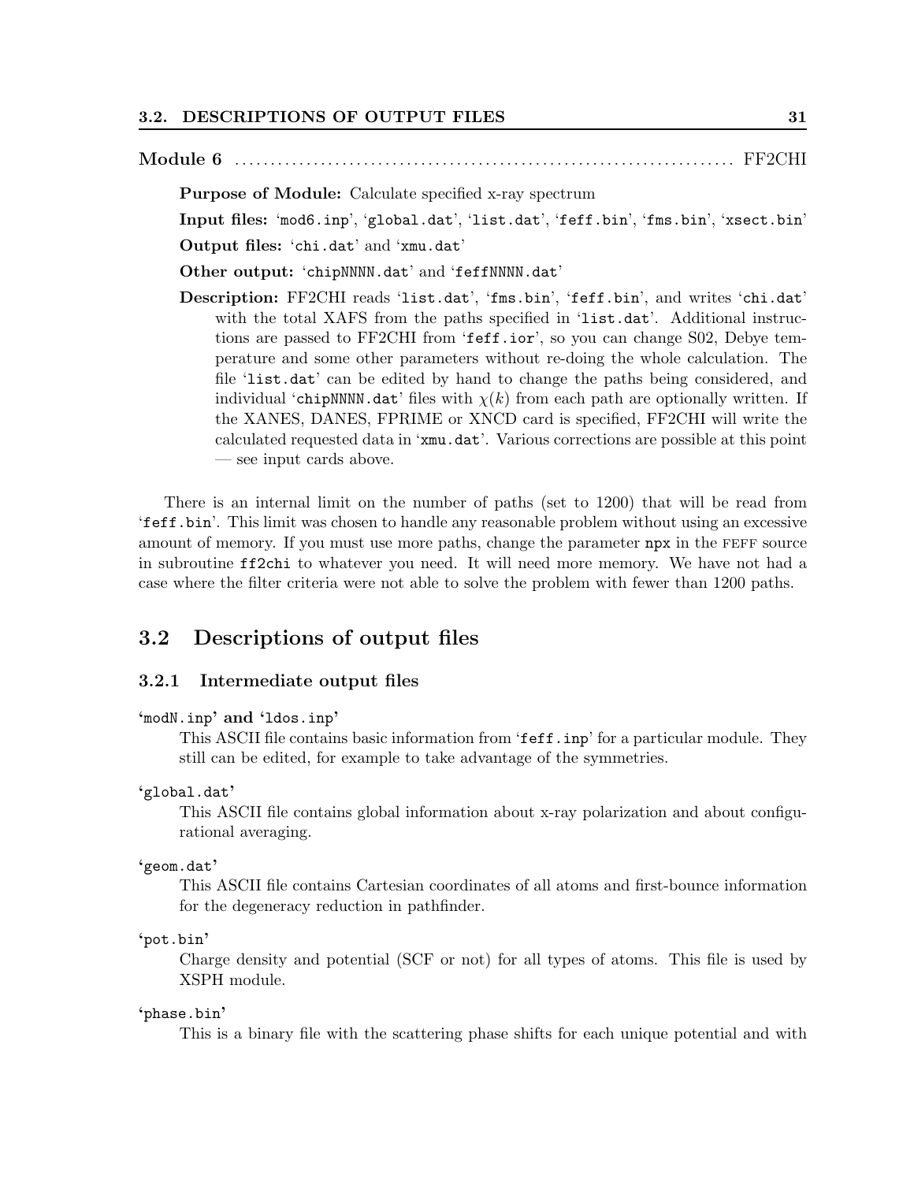**Module 6** ........................................................................ FF2CHI

**Purpose of Module:** Calculate specified x-ray spectrum

**Input files:** 'mod6.inp', 'global.dat', 'list.dat', 'feff.bin', 'fms.bin', 'xsect.bin'

**Output files:** 'chi.dat' and 'xmu.dat'

**Other output:** 'chipNNNN.dat' and 'feffNNNN.dat'

**Description:** FF2CHI reads 'list.dat', 'fms.bin', 'feff.bin', and writes 'chi.dat' with the total XAFS from the paths specified in 'list.dat'. Additional instructions are passed to FF2CHI from 'feff.ior', so you can change S02, Debye temperature and some other parameters without re-doing the whole calculation. The file 'list.dat' can be edited by hand to change the paths being considered, and individual 'chipNNNN.dat' files with $\chi(k)$ from each path are optionally written. If the XANES, DANES, FPRIME or XNCD card is specified, FF2CHI will write the calculated requested data in 'xmu.dat'. Various corrections are possible at this point — see input cards above.

There is an internal limit on the number of paths (set to 1200) that will be read from 'feff.bin'. This limit was chosen to handle any reasonable problem without using an excessive amount of memory. If you must use more paths, change the parameter `npx` in the FEFF source in subroutine `ff2chi` to whatever you need. It will need more memory. We have not had a case where the filter criteria were not able to solve the problem with fewer than 1200 paths.

## 3.2 Descriptions of output files

### 3.2.1 Intermediate output files

**'modN.inp' and 'ldos.inp'**

This ASCII file contains basic information from 'feff.inp' for a particular module. They still can be edited, for example to take advantage of the symmetries.

**'global.dat'**

This ASCII file contains global information about x-ray polarization and about configurational averaging.

**'geom.dat'**

This ASCII file contains Cartesian coordinates of all atoms and first-bounce information for the degeneracy reduction in pathfinder.

**'pot.bin'**

Charge density and potential (SCF or not) for all types of atoms. This file is used by XSPH module.

**'phase.bin'**

This is a binary file with the scattering phase shifts for each unique potential and with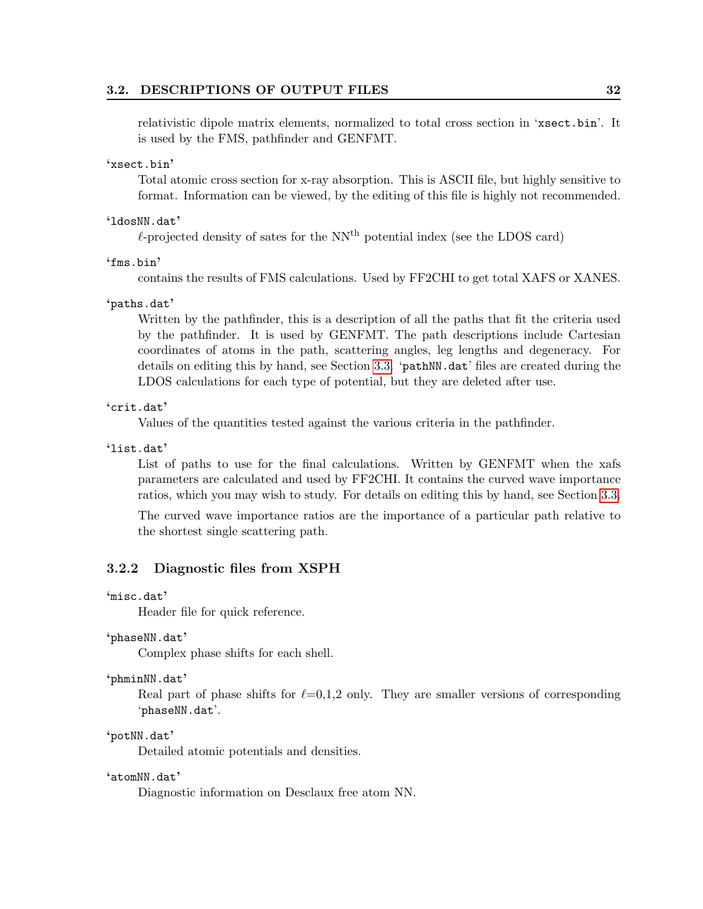relativistic dipole matrix elements, normalized to total cross section in '`xsect.bin`'. It is used by the FMS, pathfinder and GENFMT.

**'`xsect.bin`'**

Total atomic cross section for x-ray absorption. This is ASCII file, but highly sensitive to format. Information can be viewed, by the editing of this file is highly not recommended.

**'`ldosNN.dat`'**

$\ell$-projected density of sates for the NN$^{\text{th}}$ potential index (see the LDOS card)

**'`fms.bin`'**

contains the results of FMS calculations. Used by FF2CHI to get total XAFS or XANES.

**'`paths.dat`'**

Written by the pathfinder, this is a description of all the paths that fit the criteria used by the pathfinder. It is used by GENFMT. The path descriptions include Cartesian coordinates of atoms in the path, scattering angles, leg lengths and degeneracy. For details on editing this by hand, see Section 3.3. '`pathNN.dat`' files are created during the LDOS calculations for each type of potential, but they are deleted after use.

**'`crit.dat`'**

Values of the quantities tested against the various criteria in the pathfinder.

**'`list.dat`'**

List of paths to use for the final calculations. Written by GENFMT when the xafs parameters are calculated and used by FF2CHI. It contains the curved wave importance ratios, which you may wish to study. For details on editing this by hand, see Section 3.3.

The curved wave importance ratios are the importance of a particular path relative to the shortest single scattering path.

### 3.2.2 Diagnostic files from XSPH

**'`misc.dat`'**

Header file for quick reference.

**'`phaseNN.dat`'**

Complex phase shifts for each shell.

**'`phminNN.dat`'**

Real part of phase shifts for $\ell$=0,1,2 only. They are smaller versions of corresponding '`phaseNN.dat`'.

**'`potNN.dat`'**

Detailed atomic potentials and densities.

**'`atomNN.dat`'**

Diagnostic information on Desclaux free atom NN.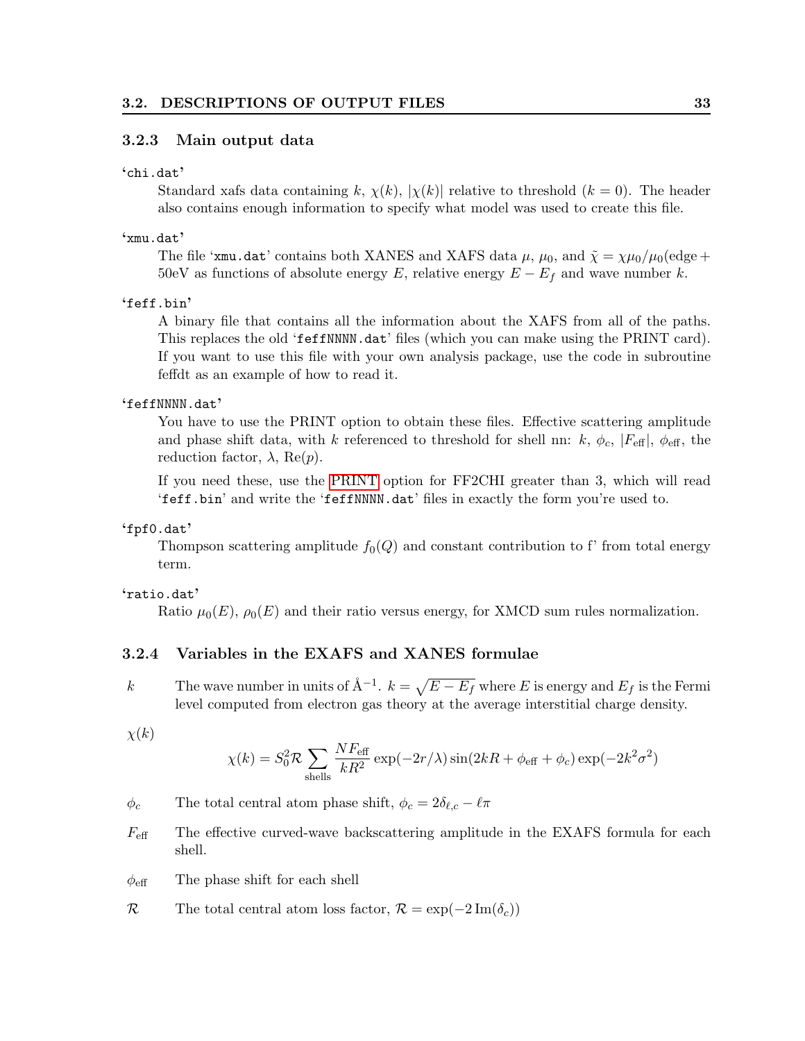### 3.2.3 Main output data

**'chi.dat'**

Standard xafs data containing $k$, $\chi(k)$, $|\chi(k)|$ relative to threshold ($k = 0$). The header also contains enough information to specify what model was used to create this file.

**'xmu.dat'**

The file 'xmu.dat' contains both XANES and XAFS data $\mu$, $\mu_0$, and $\tilde{\chi} = \chi\mu_0/\mu_0(\text{edge} + 50\text{eV}$ as functions of absolute energy $E$, relative energy $E - E_f$ and wave number $k$.

**'feff.bin'**

A binary file that contains all the information about the XAFS from all of the paths. This replaces the old 'feffNNNN.dat' files (which you can make using the PRINT card). If you want to use this file with your own analysis package, use the code in subroutine feffdt as an example of how to read it.

**'feffNNNN.dat'**

You have to use the PRINT option to obtain these files. Effective scattering amplitude and phase shift data, with $k$ referenced to threshold for shell nn: $k$, $\phi_c$, $|F_{\text{eff}}|$, $\phi_{\text{eff}}$, the reduction factor, $\lambda$, $\text{Re}(p)$.

If you need these, use the PRINT option for FF2CHI greater than 3, which will read 'feff.bin' and write the 'feffNNNN.dat' files in exactly the form you're used to.

**'fpf0.dat'**

Thompson scattering amplitude $f_0(Q)$ and constant contribution to f' from total energy term.

**'ratio.dat'**

Ratio $\mu_0(E)$, $\rho_0(E)$ and their ratio versus energy, for XMCD sum rules normalization.

### 3.2.4 Variables in the EXAFS and XANES formulae

$k$ — The wave number in units of Å$^{-1}$. $k = \sqrt{E - E_f}$ where $E$ is energy and $E_f$ is the Fermi level computed from electron gas theory at the average interstitial charge density.

$\chi(k)$

$$\chi(k) = S_0^2 \mathcal{R} \sum_{\text{shells}} \frac{N F_{\text{eff}}}{kR^2} \exp(-2r/\lambda) \sin(2kR + \phi_{\text{eff}} + \phi_c) \exp(-2k^2\sigma^2)$$

$\phi_c$ — The total central atom phase shift, $\phi_c = 2\delta_{\ell,c} - \ell\pi$

$F_{\text{eff}}$ — The effective curved-wave backscattering amplitude in the EXAFS formula for each shell.

$\phi_{\text{eff}}$ — The phase shift for each shell

$\mathcal{R}$ — The total central atom loss factor, $\mathcal{R} = \exp(-2\,\text{Im}(\delta_c))$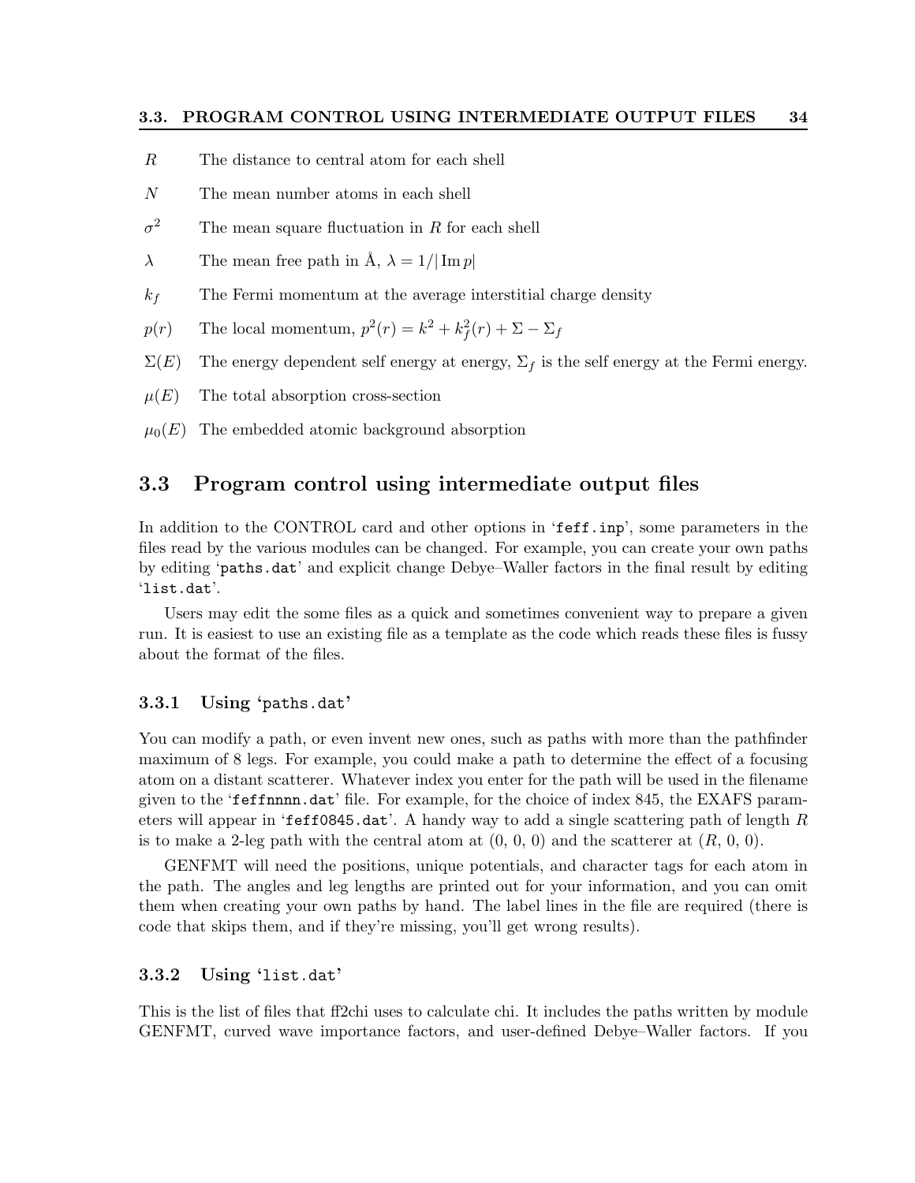| | |
|---|---|
| $R$ | The distance to central atom for each shell |
| $N$ | The mean number atoms in each shell |
| $\sigma^2$ | The mean square fluctuation in $R$ for each shell |
| $\lambda$ | The mean free path in Å, $\lambda = 1/\lvert \operatorname{Im} p \rvert$ |
| $k_f$ | The Fermi momentum at the average interstitial charge density |
| $p(r)$ | The local momentum, $p^2(r) = k^2 + k_f^2(r) + \Sigma - \Sigma_f$ |
| $\Sigma(E)$ | The energy dependent self energy at energy, $\Sigma_f$ is the self energy at the Fermi energy. |
| $\mu(E)$ | The total absorption cross-section |
| $\mu_0(E)$ | The embedded atomic background absorption |

## 3.3 Program control using intermediate output files

In addition to the CONTROL card and other options in '`feff.inp`', some parameters in the files read by the various modules can be changed. For example, you can create your own paths by editing '`paths.dat`' and explicit change Debye–Waller factors in the final result by editing '`list.dat`'.

Users may edit the some files as a quick and sometimes convenient way to prepare a given run. It is easiest to use an existing file as a template as the code which reads these files is fussy about the format of the files.

### 3.3.1 Using '`paths.dat`'

You can modify a path, or even invent new ones, such as paths with more than the pathfinder maximum of 8 legs. For example, you could make a path to determine the effect of a focusing atom on a distant scatterer. Whatever index you enter for the path will be used in the filename given to the '`feffnnnn.dat`' file. For example, for the choice of index 845, the EXAFS parameters will appear in '`feff0845.dat`'. A handy way to add a single scattering path of length $R$ is to make a 2-leg path with the central atom at (0, 0, 0) and the scatterer at ($R$, 0, 0).

GENFMT will need the positions, unique potentials, and character tags for each atom in the path. The angles and leg lengths are printed out for your information, and you can omit them when creating your own paths by hand. The label lines in the file are required (there is code that skips them, and if they're missing, you'll get wrong results).

### 3.3.2 Using '`list.dat`'

This is the list of files that ff2chi uses to calculate chi. It includes the paths written by module GENFMT, curved wave importance factors, and user-defined Debye–Waller factors. If you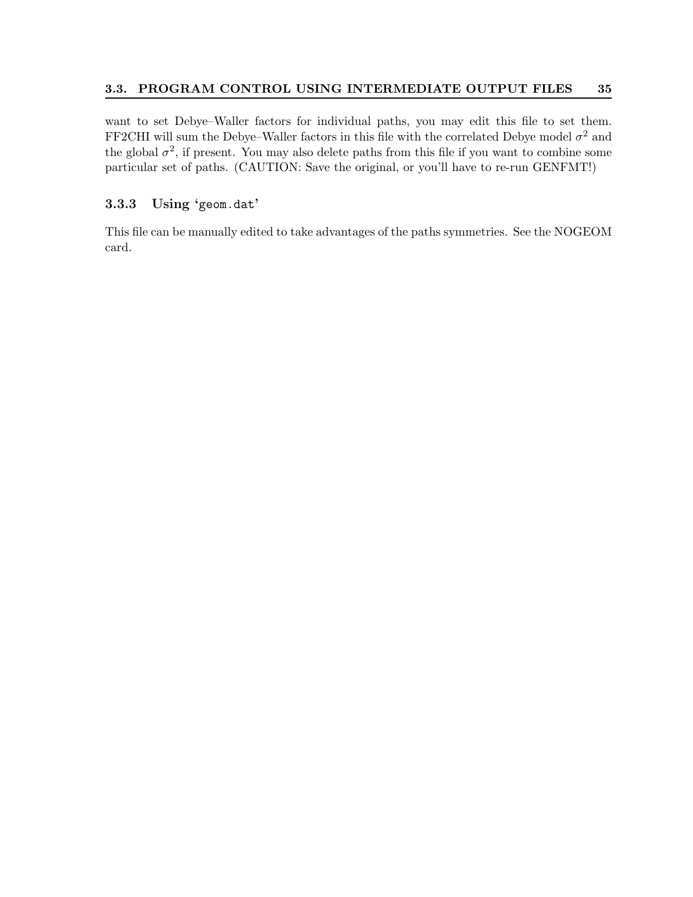want to set Debye–Waller factors for individual paths, you may edit this file to set them. FF2CHI will sum the Debye–Waller factors in this file with the correlated Debye model $\sigma^2$ and the global $\sigma^2$, if present. You may also delete paths from this file if you want to combine some particular set of paths. (CAUTION: Save the original, or you'll have to re-run GENFMT!)

### 3.3.3 Using 'geom.dat'

This file can be manually edited to take advantages of the paths symmetries. See the NOGEOM card.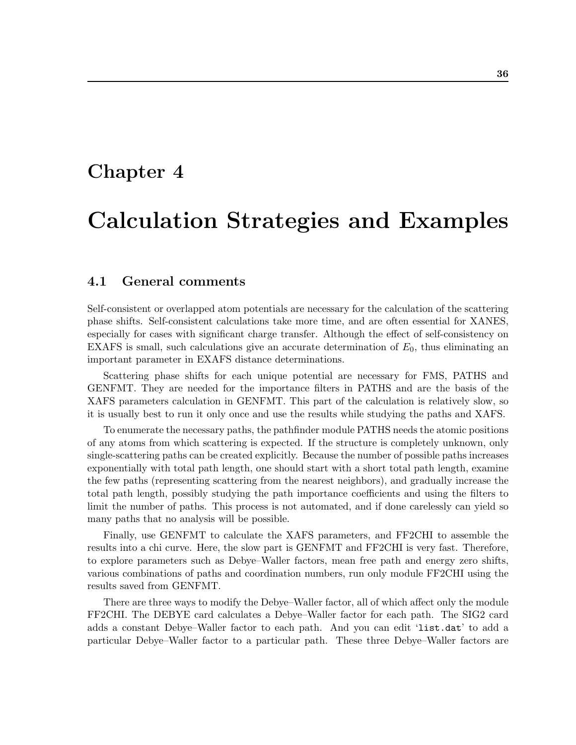# Chapter 4

# Calculation Strategies and Examples

## 4.1 General comments

Self-consistent or overlapped atom potentials are necessary for the calculation of the scattering phase shifts. Self-consistent calculations take more time, and are often essential for XANES, especially for cases with significant charge transfer. Although the effect of self-consistency on EXAFS is small, such calculations give an accurate determination of $E_0$, thus eliminating an important parameter in EXAFS distance determinations.

Scattering phase shifts for each unique potential are necessary for FMS, PATHS and GENFMT. They are needed for the importance filters in PATHS and are the basis of the XAFS parameters calculation in GENFMT. This part of the calculation is relatively slow, so it is usually best to run it only once and use the results while studying the paths and XAFS.

To enumerate the necessary paths, the pathfinder module PATHS needs the atomic positions of any atoms from which scattering is expected. If the structure is completely unknown, only single-scattering paths can be created explicitly. Because the number of possible paths increases exponentially with total path length, one should start with a short total path length, examine the few paths (representing scattering from the nearest neighbors), and gradually increase the total path length, possibly studying the path importance coefficients and using the filters to limit the number of paths. This process is not automated, and if done carelessly can yield so many paths that no analysis will be possible.

Finally, use GENFMT to calculate the XAFS parameters, and FF2CHI to assemble the results into a chi curve. Here, the slow part is GENFMT and FF2CHI is very fast. Therefore, to explore parameters such as Debye–Waller factors, mean free path and energy zero shifts, various combinations of paths and coordination numbers, run only module FF2CHI using the results saved from GENFMT.

There are three ways to modify the Debye–Waller factor, all of which affect only the module FF2CHI. The DEBYE card calculates a Debye–Waller factor for each path. The SIG2 card adds a constant Debye–Waller factor to each path. And you can edit '`list.dat`' to add a particular Debye–Waller factor to a particular path. These three Debye–Waller factors are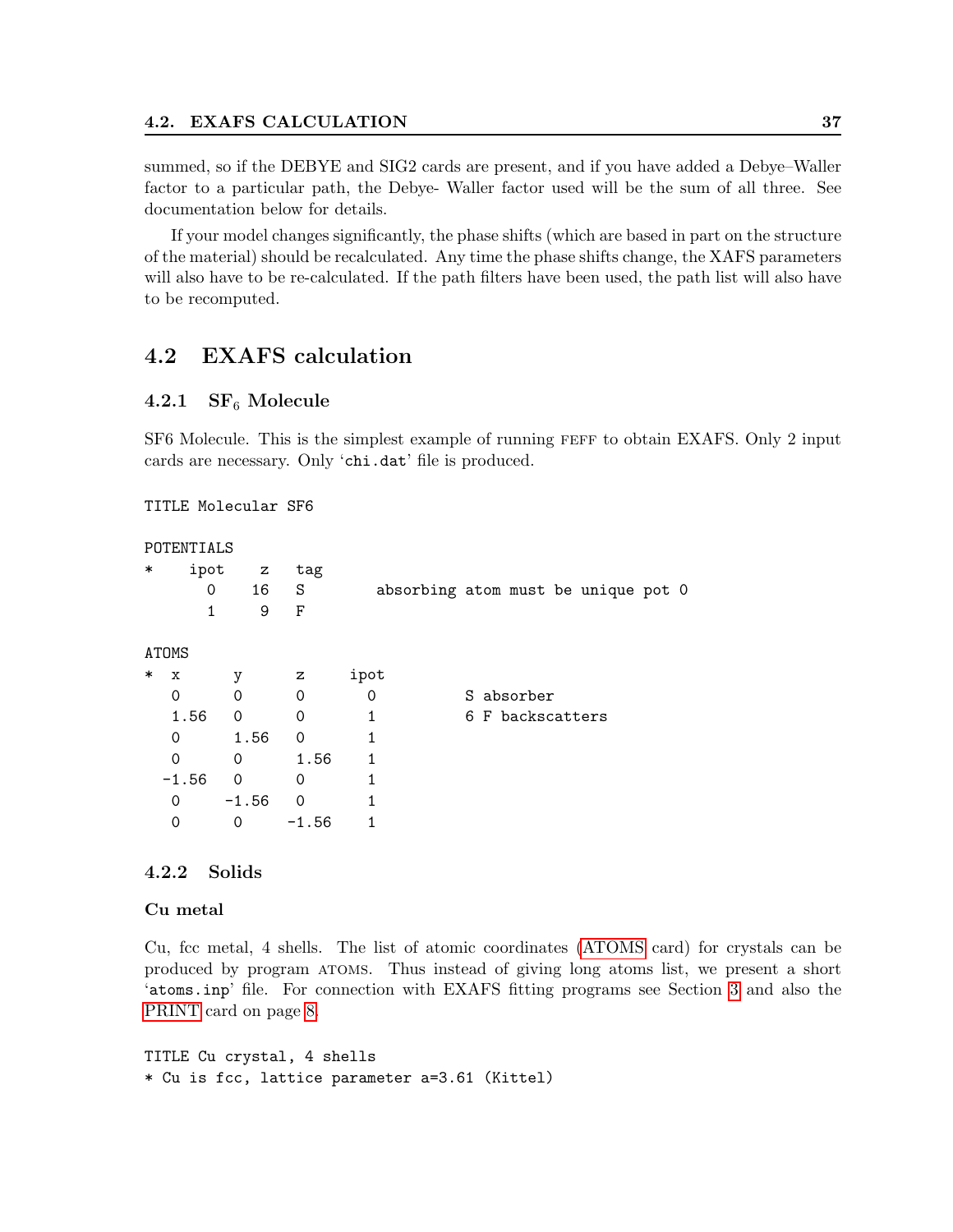summed, so if the DEBYE and SIG2 cards are present, and if you have added a Debye–Waller factor to a particular path, the Debye- Waller factor used will be the sum of all three. See documentation below for details.

If your model changes significantly, the phase shifts (which are based in part on the structure of the material) should be recalculated. Any time the phase shifts change, the XAFS parameters will also have to be re-calculated. If the path filters have been used, the path list will also have to be recomputed.

## 4.2 EXAFS calculation

### 4.2.1 $SF_6$ Molecule

SF6 Molecule. This is the simplest example of running FEFF to obtain EXAFS. Only 2 input cards are necessary. Only 'chi.dat' file is produced.

```
TITLE Molecular SF6

POTENTIALS
*    ipot    z   tag
       0    16   S        absorbing atom must be unique pot 0
       1     9   F

ATOMS
*  x       y       z      ipot
   0       0       0       0          S absorber
   1.56    0       0       1          6 F backscatters
   0       1.56    0       1
   0       0       1.56    1
  -1.56    0       0       1
   0      -1.56    0       1
   0       0      -1.56    1
```

### 4.2.2 Solids

**Cu metal**

Cu, fcc metal, 4 shells. The list of atomic coordinates (ATOMS card) for crystals can be produced by program ATOMS. Thus instead of giving long atoms list, we present a short 'atoms.inp' file. For connection with EXAFS fitting programs see Section 3 and also the PRINT card on page 8.

```
TITLE Cu crystal, 4 shells
* Cu is fcc, lattice parameter a=3.61 (Kittel)
```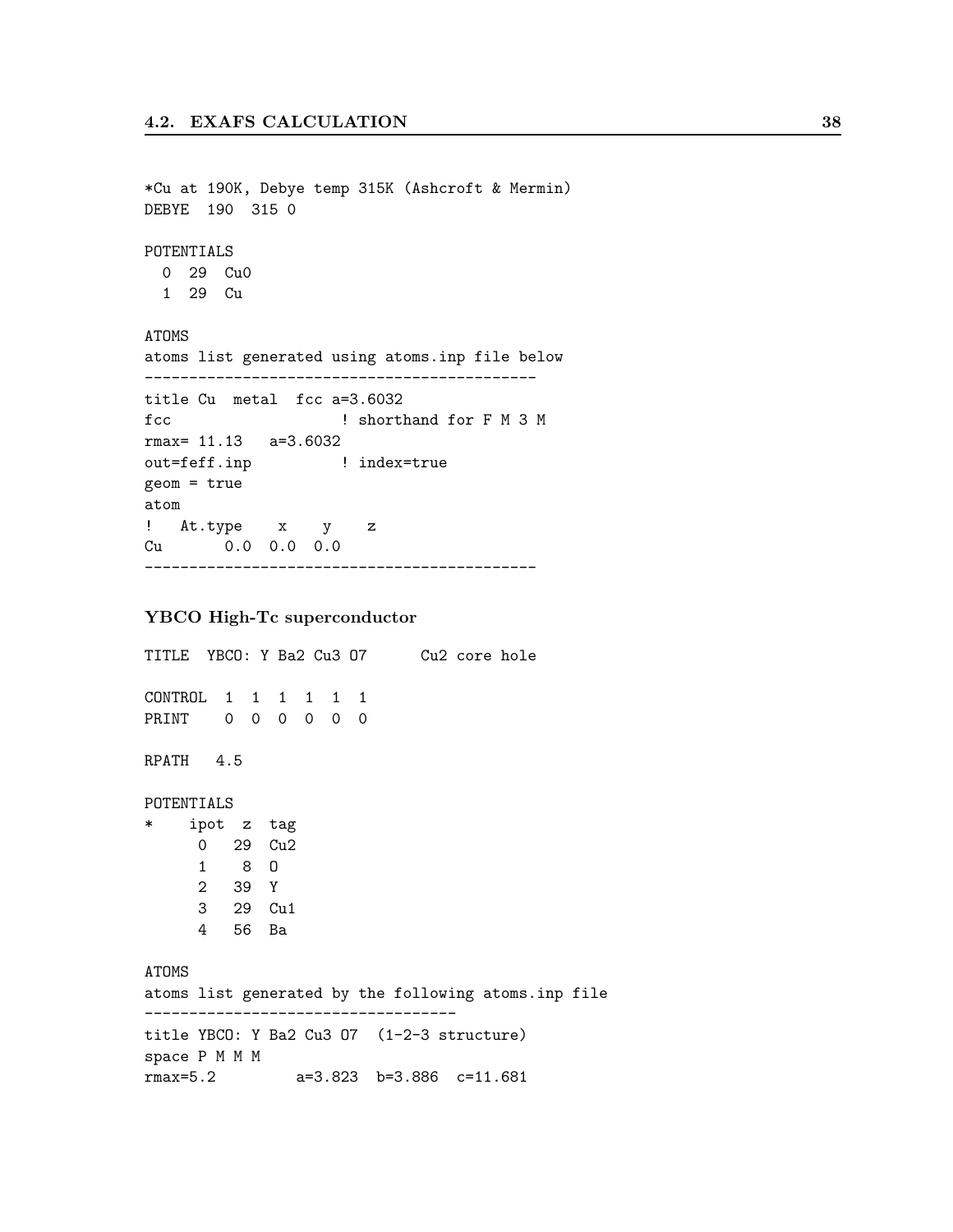```
*Cu at 190K, Debye temp 315K (Ashcroft & Mermin)
DEBYE  190  315 0

POTENTIALS
  0  29  Cu0
  1  29  Cu

ATOMS
atoms list generated using atoms.inp file below
--------------------------------------------
title Cu  metal  fcc a=3.6032
fcc                   ! shorthand for F M 3 M
rmax= 11.13   a=3.6032
out=feff.inp          ! index=true
geom = true
atom
!   At.type    x    y    z
Cu       0.0  0.0  0.0
--------------------------------------------
```

### YBCO High-Tc superconductor

```
TITLE  YBCO: Y Ba2 Cu3 O7      Cu2 core hole

CONTROL  1  1  1  1  1  1
PRINT    0  0  0  0  0  0

RPATH   4.5

POTENTIALS
*    ipot  z  tag
      0   29  Cu2
      1    8  O
      2   39  Y
      3   29  Cu1
      4   56  Ba

ATOMS
atoms list generated by the following atoms.inp file
-----------------------------------
title YBCO: Y Ba2 Cu3 O7  (1-2-3 structure)
space P M M M
rmax=5.2         a=3.823  b=3.886  c=11.681
```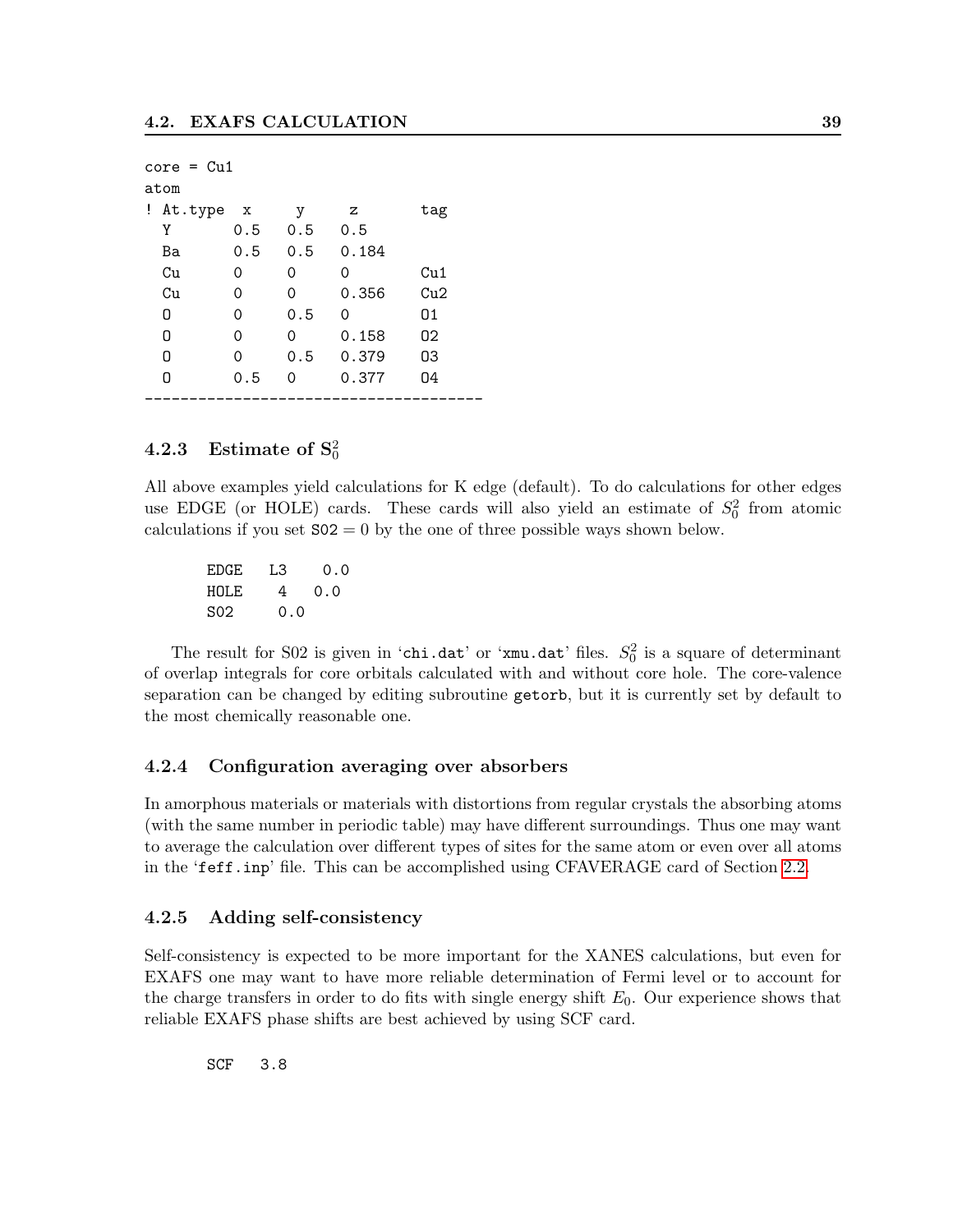```
core = Cu1
atom
! At.type  x     y     z       tag
  Y       0.5   0.5   0.5
  Ba      0.5   0.5   0.184
  Cu      0     0     0       Cu1
  Cu      0     0     0.356   Cu2
  O       0     0.5   0       O1
  O       0     0     0.158   O2
  O       0     0.5   0.379   O3
  O       0.5   0     0.377   O4
--------------------------------------
```

### 4.2.3 Estimate of $S_0^2$

All above examples yield calculations for K edge (default). To do calculations for other edges use EDGE (or HOLE) cards. These cards will also yield an estimate of $S_0^2$ from atomic calculations if you set S02 = 0 by the one of three possible ways shown below.

```
EDGE   L3    0.0
HOLE    4   0.0
S02      0.0
```

The result for S02 is given in 'chi.dat' or 'xmu.dat' files. $S_0^2$ is a square of determinant of overlap integrals for core orbitals calculated with and without core hole. The core-valence separation can be changed by editing subroutine getorb, but it is currently set by default to the most chemically reasonable one.

### 4.2.4 Configuration averaging over absorbers

In amorphous materials or materials with distortions from regular crystals the absorbing atoms (with the same number in periodic table) may have different surroundings. Thus one may want to average the calculation over different types of sites for the same atom or even over all atoms in the 'feff.inp' file. This can be accomplished using CFAVERAGE card of Section 2.2.

### 4.2.5 Adding self-consistency

Self-consistency is expected to be more important for the XANES calculations, but even for EXAFS one may want to have more reliable determination of Fermi level or to account for the charge transfers in order to do fits with single energy shift $E_0$. Our experience shows that reliable EXAFS phase shifts are best achieved by using SCF card.

```
SCF   3.8
```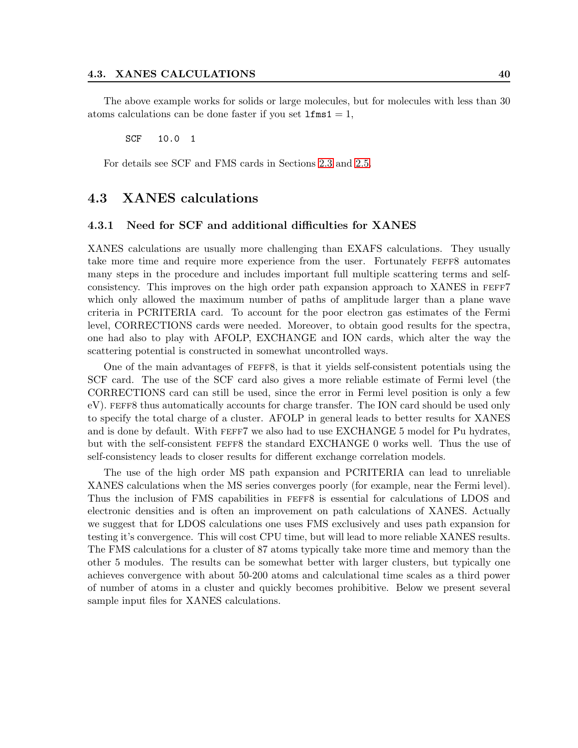The above example works for solids or large molecules, but for molecules with less than 30 atoms calculations can be done faster if you set `lfms1` = 1,

```
SCF   10.0  1
```

For details see SCF and FMS cards in Sections 2.3 and 2.5.

## 4.3 XANES calculations

### 4.3.1 Need for SCF and additional difficulties for XANES

XANES calculations are usually more challenging than EXAFS calculations. They usually take more time and require more experience from the user. Fortunately FEFF8 automates many steps in the procedure and includes important full multiple scattering terms and self-consistency. This improves on the high order path expansion approach to XANES in FEFF7 which only allowed the maximum number of paths of amplitude larger than a plane wave criteria in PCRITERIA card. To account for the poor electron gas estimates of the Fermi level, CORRECTIONS cards were needed. Moreover, to obtain good results for the spectra, one had also to play with AFOLP, EXCHANGE and ION cards, which alter the way the scattering potential is constructed in somewhat uncontrolled ways.

One of the main advantages of FEFF8, is that it yields self-consistent potentials using the SCF card. The use of the SCF card also gives a more reliable estimate of Fermi level (the CORRECTIONS card can still be used, since the error in Fermi level position is only a few eV). FEFF8 thus automatically accounts for charge transfer. The ION card should be used only to specify the total charge of a cluster. AFOLP in general leads to better results for XANES and is done by default. With FEFF7 we also had to use EXCHANGE 5 model for Pu hydrates, but with the self-consistent FEFF8 the standard EXCHANGE 0 works well. Thus the use of self-consistency leads to closer results for different exchange correlation models.

The use of the high order MS path expansion and PCRITERIA can lead to unreliable XANES calculations when the MS series converges poorly (for example, near the Fermi level). Thus the inclusion of FMS capabilities in FEFF8 is essential for calculations of LDOS and electronic densities and is often an improvement on path calculations of XANES. Actually we suggest that for LDOS calculations one uses FMS exclusively and uses path expansion for testing it's convergence. This will cost CPU time, but will lead to more reliable XANES results. The FMS calculations for a cluster of 87 atoms typically take more time and memory than the other 5 modules. The results can be somewhat better with larger clusters, but typically one achieves convergence with about 50-200 atoms and calculational time scales as a third power of number of atoms in a cluster and quickly becomes prohibitive. Below we present several sample input files for XANES calculations.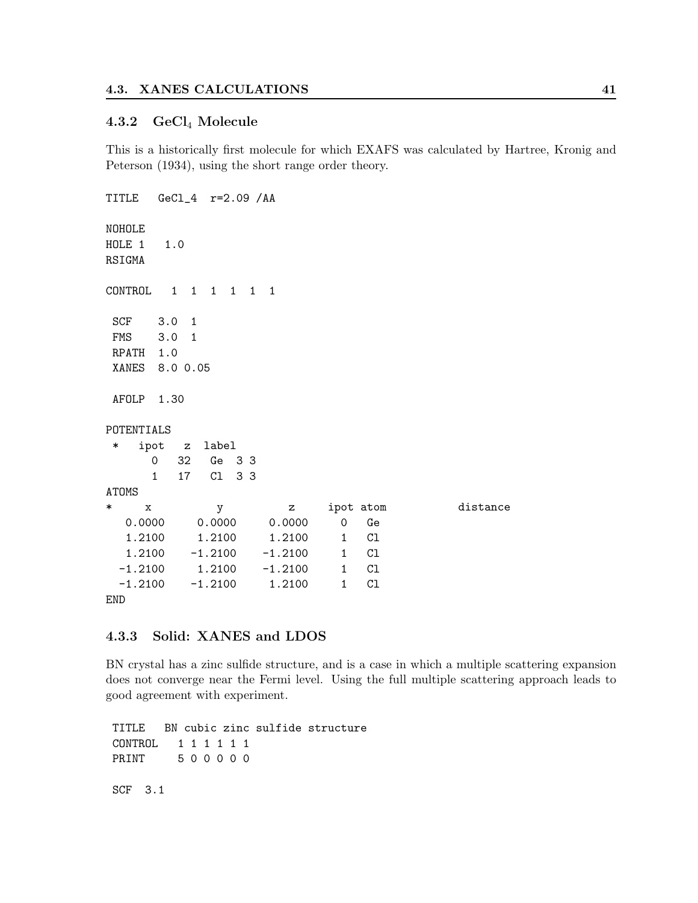### 4.3.2 $GeCl_4$ Molecule

This is a historically first molecule for which EXAFS was calculated by Hartree, Kronig and Peterson (1934), using the short range order theory.

```
TITLE   GeCl_4  r=2.09 /AA

NOHOLE
HOLE 1   1.0
RSIGMA

CONTROL   1  1  1  1  1  1

 SCF    3.0  1
 FMS    3.0  1
 RPATH  1.0
 XANES  8.0 0.05

 AFOLP  1.30

POTENTIALS
 *   ipot   z  label
      0   32   Ge  3 3
      1   17   Cl  3 3
ATOMS
*     x          y          z     ipot atom           distance
   0.0000     0.0000     0.0000     0   Ge
   1.2100     1.2100     1.2100     1   Cl
   1.2100    -1.2100    -1.2100     1   Cl
  -1.2100     1.2100    -1.2100     1   Cl
  -1.2100    -1.2100     1.2100     1   Cl
END
```

### 4.3.3 Solid: XANES and LDOS

BN crystal has a zinc sulfide structure, and is a case in which a multiple scattering expansion does not converge near the Fermi level. Using the full multiple scattering approach leads to good agreement with experiment.

```
 TITLE   BN cubic zinc sulfide structure
 CONTROL   1 1 1 1 1 1
 PRINT     5 0 0 0 0 0

 SCF  3.1
```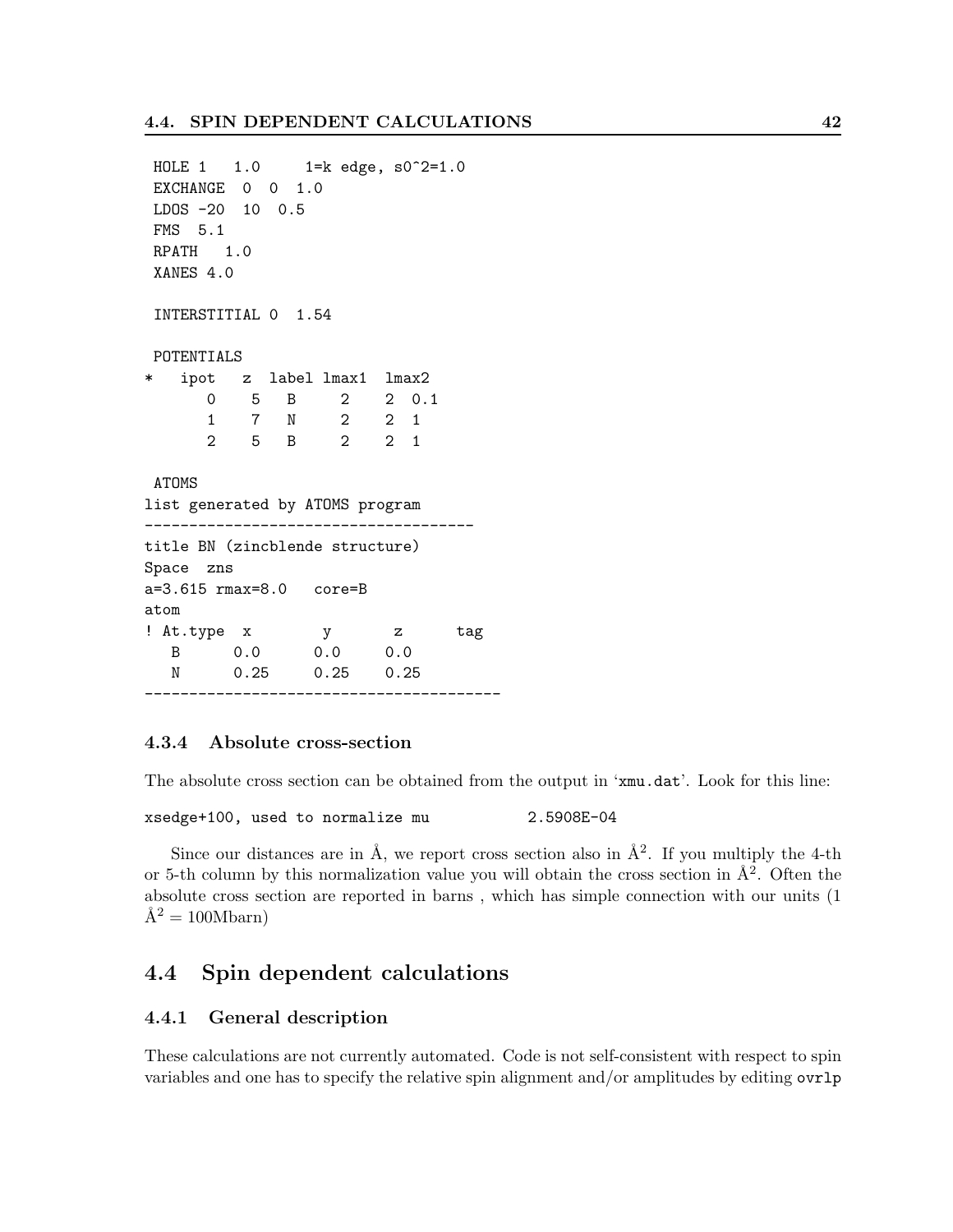```
 HOLE 1   1.0     1=k edge, s0^2=1.0
 EXCHANGE  0  0  1.0
 LDOS -20  10  0.5
 FMS  5.1
 RPATH   1.0
 XANES 4.0

 INTERSTITIAL 0  1.54

 POTENTIALS
*   ipot   z  label lmax1  lmax2
      0    5   B     2    2  0.1
      1    7   N     2    2  1
      2    5   B     2    2  1

 ATOMS
list generated by ATOMS program
-------------------------------------
title BN (zincblende structure)
Space  zns
a=3.615 rmax=8.0   core=B
atom
! At.type  x        y       z      tag
   B      0.0      0.0     0.0
   N      0.25     0.25    0.25
----------------------------------------
```

### 4.3.4 Absolute cross-section

The absolute cross section can be obtained from the output in 'xmu.dat'. Look for this line:

```
xsedge+100, used to normalize mu          2.5908E-04
```

Since our distances are in Å, we report cross section also in Å$^2$. If you multiply the 4-th or 5-th column by this normalization value you will obtain the cross section in Å$^2$. Often the absolute cross section are reported in barns , which has simple connection with our units (1 Å$^2$ = 100Mbarn)

## 4.4 Spin dependent calculations

### 4.4.1 General description

These calculations are not currently automated. Code is not self-consistent with respect to spin variables and one has to specify the relative spin alignment and/or amplitudes by editing `ovrlp`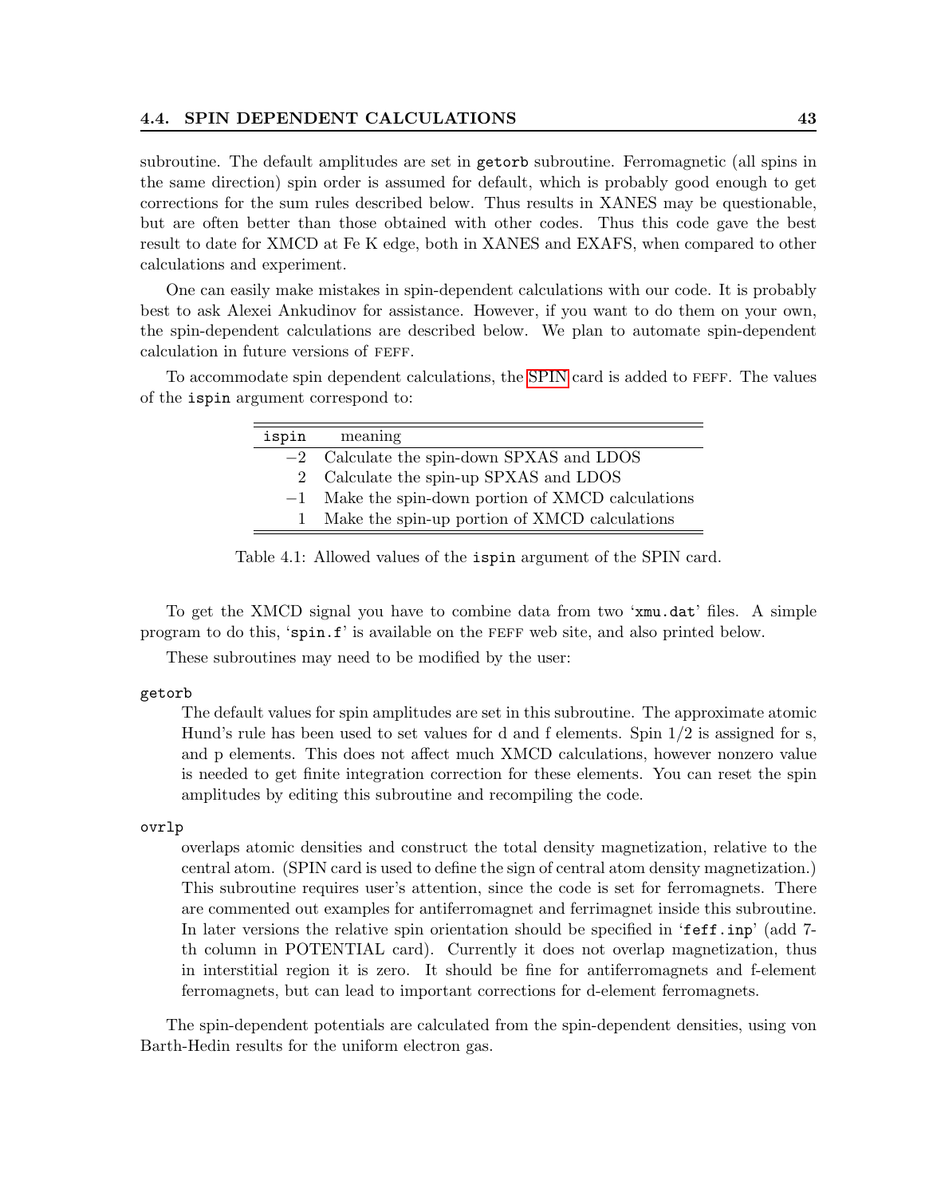subroutine. The default amplitudes are set in `getorb` subroutine. Ferromagnetic (all spins in the same direction) spin order is assumed for default, which is probably good enough to get corrections for the sum rules described below. Thus results in XANES may be questionable, but are often better than those obtained with other codes. Thus this code gave the best result to date for XMCD at Fe K edge, both in XANES and EXAFS, when compared to other calculations and experiment.

One can easily make mistakes in spin-dependent calculations with our code. It is probably best to ask Alexei Ankudinov for assistance. However, if you want to do them on your own, the spin-dependent calculations are described below. We plan to automate spin-dependent calculation in future versions of FEFF.

To accommodate spin dependent calculations, the SPIN card is added to FEFF. The values of the `ispin` argument correspond to:

| `ispin` | meaning |
|---|---|
| $-2$ | Calculate the spin-down SPXAS and LDOS |
| 2 | Calculate the spin-up SPXAS and LDOS |
| $-1$ | Make the spin-down portion of XMCD calculations |
| 1 | Make the spin-up portion of XMCD calculations |

Table 4.1: Allowed values of the `ispin` argument of the SPIN card.

To get the XMCD signal you have to combine data from two '`xmu.dat`' files. A simple program to do this, '`spin.f`' is available on the FEFF web site, and also printed below.

These subroutines may need to be modified by the user:

`getorb`

The default values for spin amplitudes are set in this subroutine. The approximate atomic Hund's rule has been used to set values for d and f elements. Spin 1/2 is assigned for s, and p elements. This does not affect much XMCD calculations, however nonzero value is needed to get finite integration correction for these elements. You can reset the spin amplitudes by editing this subroutine and recompiling the code.

`ovrlp`

overlaps atomic densities and construct the total density magnetization, relative to the central atom. (SPIN card is used to define the sign of central atom density magnetization.) This subroutine requires user's attention, since the code is set for ferromagnets. There are commented out examples for antiferromagnet and ferrimagnet inside this subroutine. In later versions the relative spin orientation should be specified in '`feff.inp`' (add 7-th column in POTENTIAL card). Currently it does not overlap magnetization, thus in interstitial region it is zero. It should be fine for antiferromagnets and f-element ferromagnets, but can lead to important corrections for d-element ferromagnets.

The spin-dependent potentials are calculated from the spin-dependent densities, using von Barth-Hedin results for the uniform electron gas.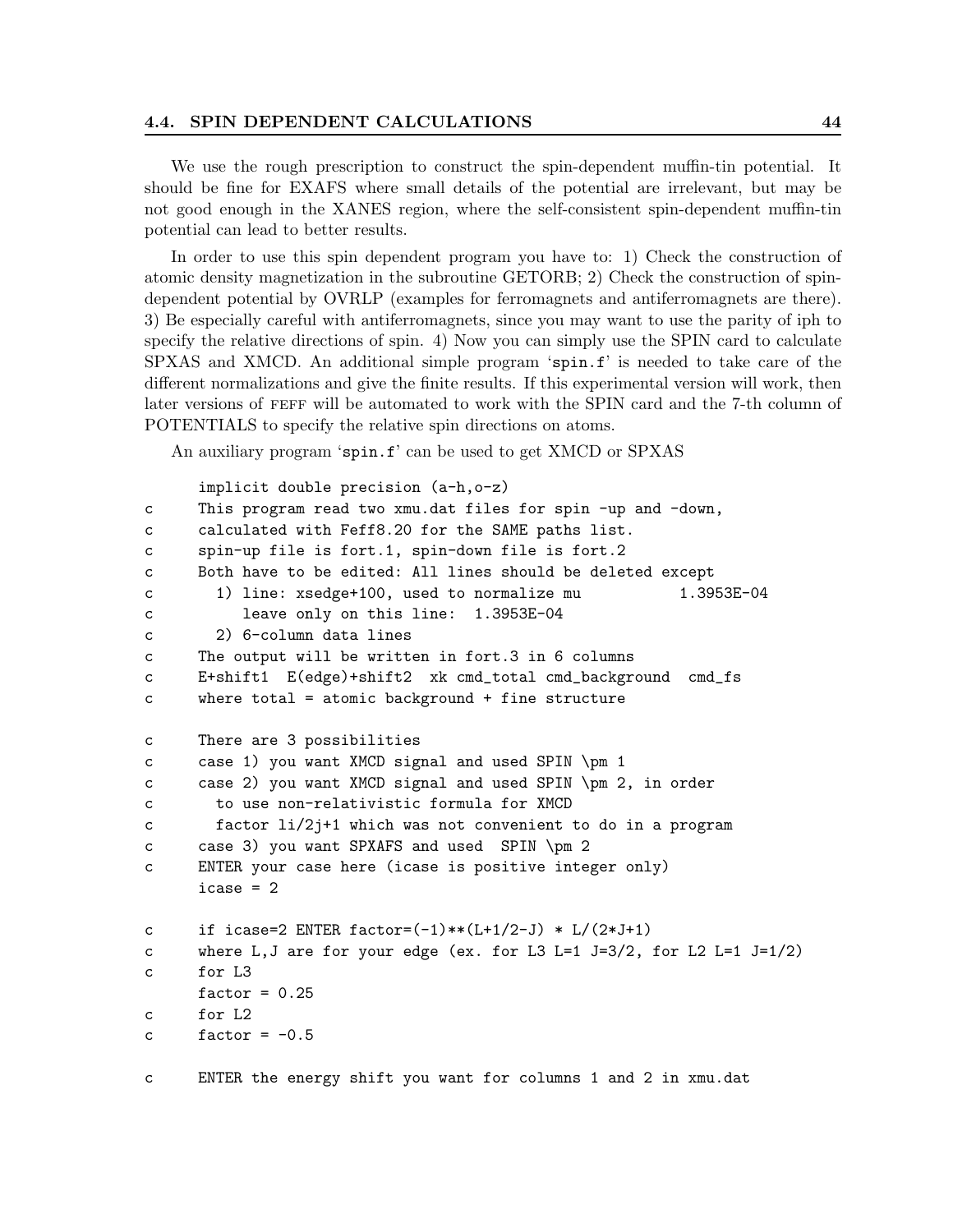We use the rough prescription to construct the spin-dependent muffin-tin potential. It should be fine for EXAFS where small details of the potential are irrelevant, but may be not good enough in the XANES region, where the self-consistent spin-dependent muffin-tin potential can lead to better results.

In order to use this spin dependent program you have to: 1) Check the construction of atomic density magnetization in the subroutine GETORB; 2) Check the construction of spin-dependent potential by OVRLP (examples for ferromagnets and antiferromagnets are there). 3) Be especially careful with antiferromagnets, since you may want to use the parity of iph to specify the relative directions of spin. 4) Now you can simply use the SPIN card to calculate SPXAS and XMCD. An additional simple program '`spin.f`' is needed to take care of the different normalizations and give the finite results. If this experimental version will work, then later versions of FEFF will be automated to work with the SPIN card and the 7-th column of POTENTIALS to specify the relative spin directions on atoms.

An auxiliary program '`spin.f`' can be used to get XMCD or SPXAS

```
      implicit double precision (a-h,o-z)
c     This program read two xmu.dat files for spin -up and -down,
c     calculated with Feff8.20 for the SAME paths list.
c     spin-up file is fort.1, spin-down file is fort.2
c     Both have to be edited: All lines should be deleted except
c       1) line: xsedge+100, used to normalize mu          1.3953E-04
c          leave only on this line:  1.3953E-04
c       2) 6-column data lines
c     The output will be written in fort.3 in 6 columns
c     E+shift1  E(edge)+shift2  xk cmd_total cmd_background  cmd_fs
c     where total = atomic background + fine structure

c     There are 3 possibilities
c     case 1) you want XMCD signal and used SPIN \pm 1
c     case 2) you want XMCD signal and used SPIN \pm 2, in order
c       to use non-relativistic formula for XMCD
c       factor li/2j+1 which was not convenient to do in a program
c     case 3) you want SPXAFS and used  SPIN \pm 2
c     ENTER your case here (icase is positive integer only)
      icase = 2

c     if icase=2 ENTER factor=(-1)**(L+1/2-J) * L/(2*J+1)
c     where L,J are for your edge (ex. for L3 L=1 J=3/2, for L2 L=1 J=1/2)
c     for L3
      factor = 0.25
c     for L2
c     factor = -0.5

c     ENTER the energy shift you want for columns 1 and 2 in xmu.dat
```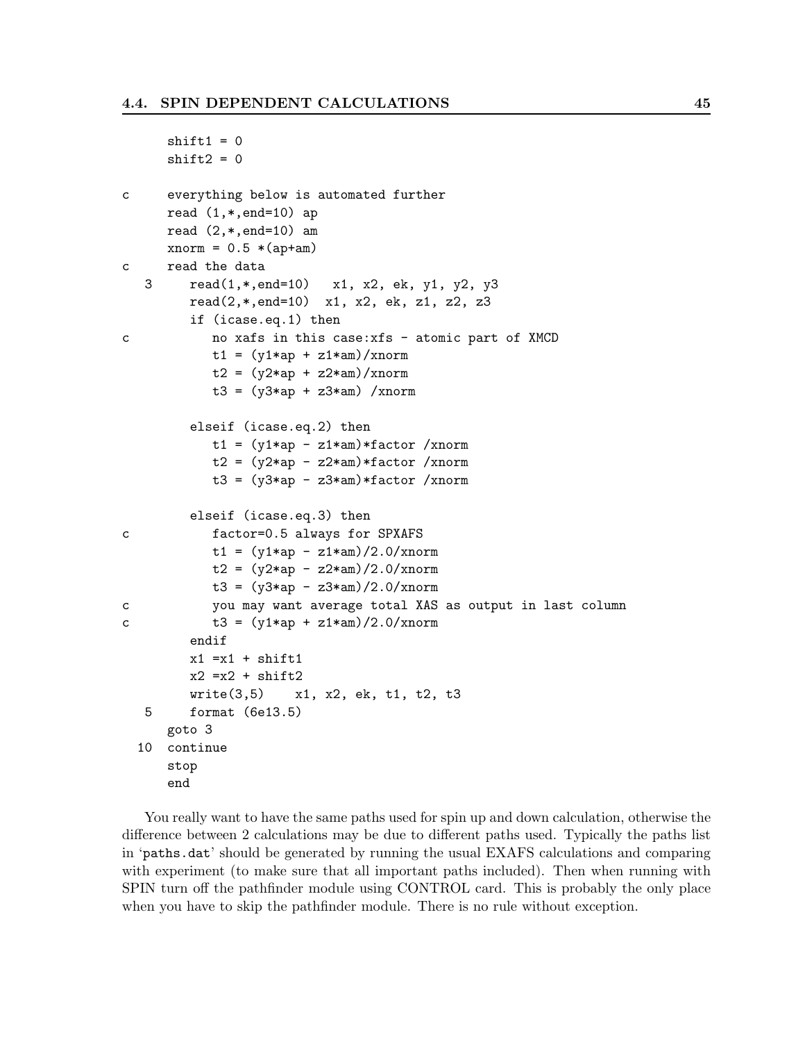```
      shift1 = 0
      shift2 = 0

c     everything below is automated further
      read (1,*,end=10) ap
      read (2,*,end=10) am
      xnorm = 0.5 *(ap+am)
c     read the data
   3     read(1,*,end=10)   x1, x2, ek, y1, y2, y3
         read(2,*,end=10)  x1, x2, ek, z1, z2, z3
         if (icase.eq.1) then
c           no xafs in this case:xfs - atomic part of XMCD
            t1 = (y1*ap + z1*am)/xnorm
            t2 = (y2*ap + z2*am)/xnorm
            t3 = (y3*ap + z3*am) /xnorm

         elseif (icase.eq.2) then
            t1 = (y1*ap - z1*am)*factor /xnorm
            t2 = (y2*ap - z2*am)*factor /xnorm
            t3 = (y3*ap - z3*am)*factor /xnorm

         elseif (icase.eq.3) then
c           factor=0.5 always for SPXAFS
            t1 = (y1*ap - z1*am)/2.0/xnorm
            t2 = (y2*ap - z2*am)/2.0/xnorm
            t3 = (y3*ap - z3*am)/2.0/xnorm
c           you may want average total XAS as output in last column
c           t3 = (y1*ap + z1*am)/2.0/xnorm
         endif
         x1 =x1 + shift1
         x2 =x2 + shift2
         write(3,5)    x1, x2, ek, t1, t2, t3
   5     format (6e13.5)
      goto 3
  10  continue
      stop
      end
```

You really want to have the same paths used for spin up and down calculation, otherwise the difference between 2 calculations may be due to different paths used. Typically the paths list in 'paths.dat' should be generated by running the usual EXAFS calculations and comparing with experiment (to make sure that all important paths included). Then when running with SPIN turn off the pathfinder module using CONTROL card. This is probably the only place when you have to skip the pathfinder module. There is no rule without exception.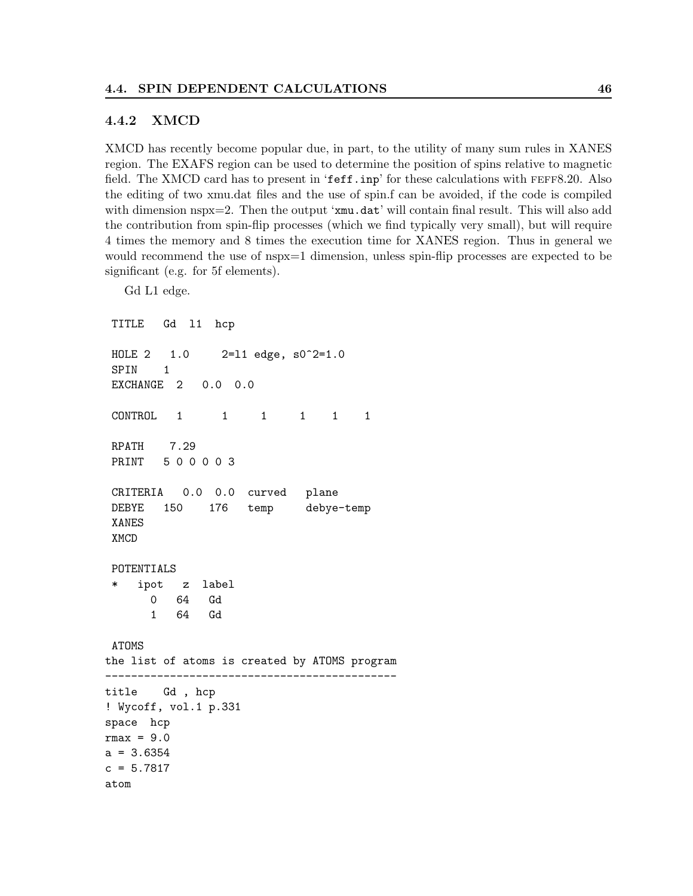### 4.4.2 XMCD

XMCD has recently become popular due, in part, to the utility of many sum rules in XANES region. The EXAFS region can be used to determine the position of spins relative to magnetic field. The XMCD card has to present in '`feff.inp`' for these calculations with FEFF8.20. Also the editing of two xmu.dat files and the use of spin.f can be avoided, if the code is compiled with dimension nspx=2. Then the output '`xmu.dat`' will contain final result. This will also add the contribution from spin-flip processes (which we find typically very small), but will require 4 times the memory and 8 times the execution time for XANES region. Thus in general we would recommend the use of nspx=1 dimension, unless spin-flip processes are expected to be significant (e.g. for 5f elements).

Gd L1 edge.

```
 TITLE   Gd  l1  hcp

 HOLE 2   1.0      2=l1 edge, s0^2=1.0
 SPIN    1
 EXCHANGE  2   0.0  0.0

 CONTROL   1      1     1     1    1    1

 RPATH    7.29
 PRINT   5 0 0 0 0 3

 CRITERIA   0.0  0.0  curved   plane
 DEBYE   150    176   temp     debye-temp
 XANES
 XMCD

 POTENTIALS
 *   ipot   z  label
       0   64   Gd
       1   64   Gd

 ATOMS
the list of atoms is created by ATOMS program
---------------------------------------------
title    Gd , hcp
! Wycoff, vol.1 p.331
space  hcp
rmax = 9.0
a = 3.6354
c = 5.7817
atom
```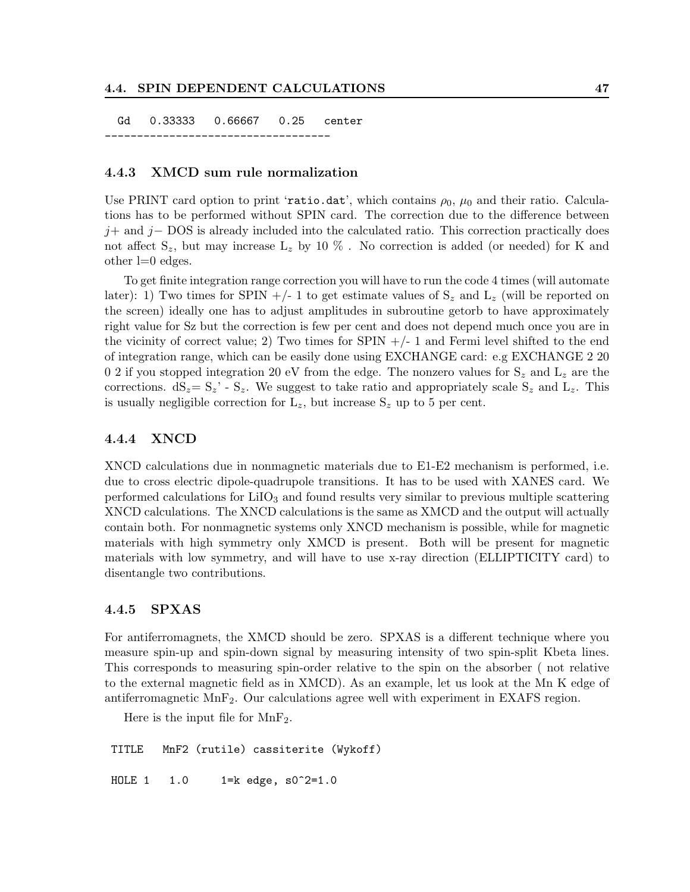```
  Gd   0.33333   0.66667   0.25   center
-----------------------------------
```

### 4.4.3 XMCD sum rule normalization

Use PRINT card option to print 'ratio.dat', which contains $\rho_0$, $\mu_0$ and their ratio. Calculations has to be performed without SPIN card. The correction due to the difference between $j+$ and $j-$ DOS is already included into the calculated ratio. This correction practically does not affect $S_z$, but may increase $L_z$ by 10 % . No correction is added (or needed) for K and other l=0 edges.

To get finite integration range correction you will have to run the code 4 times (will automate later): 1) Two times for SPIN +/- 1 to get estimate values of $S_z$ and $L_z$ (will be reported on the screen) ideally one has to adjust amplitudes in subroutine getorb to have approximately right value for Sz but the correction is few per cent and does not depend much once you are in the vicinity of correct value; 2) Two times for SPIN +/- 1 and Fermi level shifted to the end of integration range, which can be easily done using EXCHANGE card: e.g EXCHANGE 2 20 0 2 if you stopped integration 20 eV from the edge. The nonzero values for $S_z$ and $L_z$ are the corrections. $dS_z = S_z' - S_z$. We suggest to take ratio and appropriately scale $S_z$ and $L_z$. This is usually negligible correction for $L_z$, but increase $S_z$ up to 5 per cent.

### 4.4.4 XNCD

XNCD calculations due in nonmagnetic materials due to E1-E2 mechanism is performed, i.e. due to cross electric dipole-quadrupole transitions. It has to be used with XANES card. We performed calculations for $LiIO_3$ and found results very similar to previous multiple scattering XNCD calculations. The XNCD calculations is the same as XMCD and the output will actually contain both. For nonmagnetic systems only XNCD mechanism is possible, while for magnetic materials with high symmetry only XMCD is present. Both will be present for magnetic materials with low symmetry, and will have to use x-ray direction (ELLIPTICITY card) to disentangle two contributions.

### 4.4.5 SPXAS

For antiferromagnets, the XMCD should be zero. SPXAS is a different technique where you measure spin-up and spin-down signal by measuring intensity of two spin-split Kbeta lines. This corresponds to measuring spin-order relative to the spin on the absorber ( not relative to the external magnetic field as in XMCD). As an example, let us look at the Mn K edge of antiferromagnetic $MnF_2$. Our calculations agree well with experiment in EXAFS region.

Here is the input file for $MnF_2$.

```
 TITLE   MnF2 (rutile) cassiterite (Wykoff)

 HOLE 1   1.0     1=k edge, s0^2=1.0
```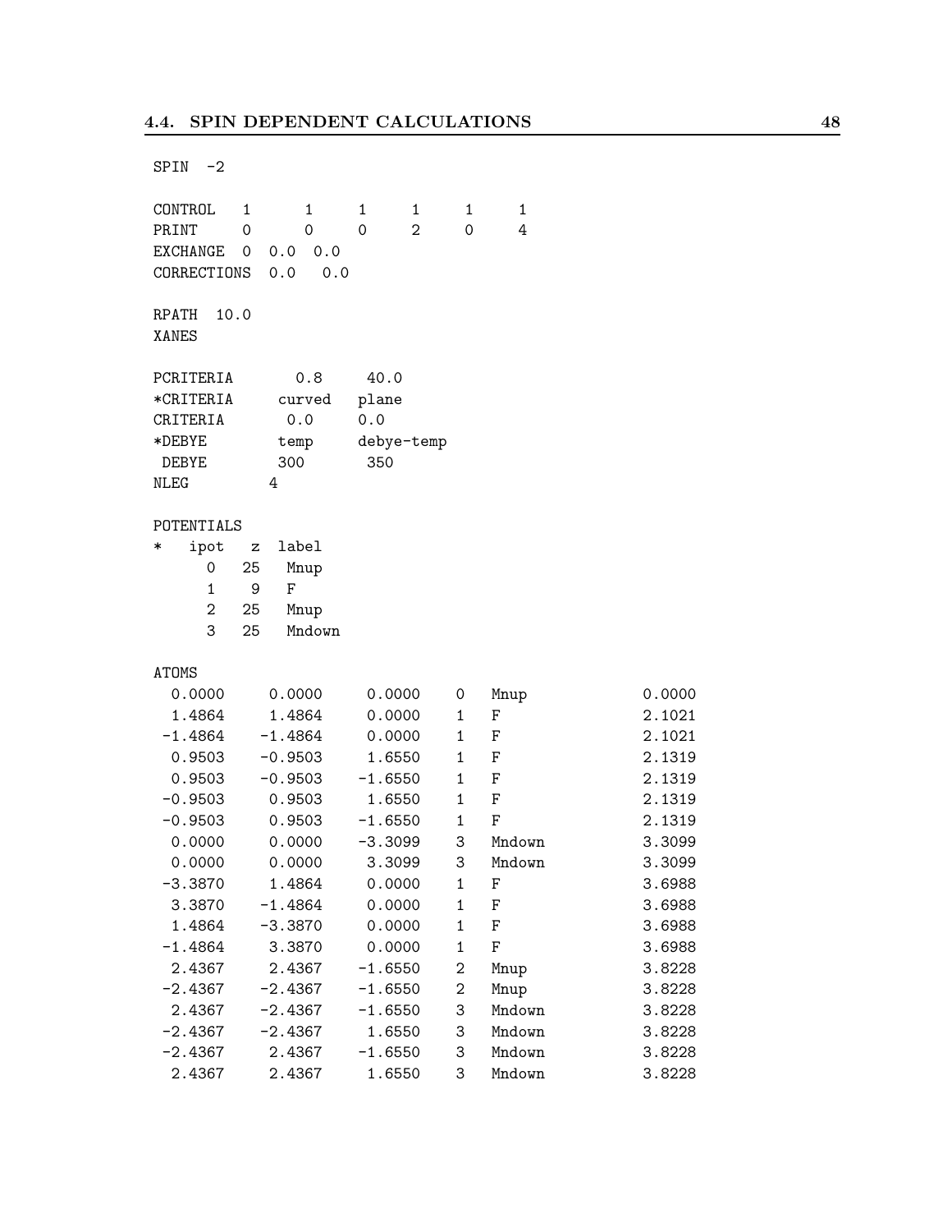```
SPIN  -2

CONTROL   1      1     1     1     1     1
PRINT     0      0     0     2     0     4
EXCHANGE  0  0.0  0.0
CORRECTIONS  0.0   0.0

RPATH  10.0
XANES

PCRITERIA       0.8    40.0
*CRITERIA     curved   plane
CRITERIA       0.0     0.0
*DEBYE        temp     debye-temp
 DEBYE        300       350
NLEG         4

POTENTIALS
*   ipot   z  label
      0   25   Mnup
      1    9   F
      2   25   Mnup
      3   25   Mndown

ATOMS
  0.0000     0.0000     0.0000   0   Mnup             0.0000
  1.4864     1.4864     0.0000   1   F                2.1021
 -1.4864    -1.4864     0.0000   1   F                2.1021
  0.9503    -0.9503     1.6550   1   F                2.1319
  0.9503    -0.9503    -1.6550   1   F                2.1319
 -0.9503     0.9503     1.6550   1   F                2.1319
 -0.9503     0.9503    -1.6550   1   F                2.1319
  0.0000     0.0000    -3.3099   3   Mndown           3.3099
  0.0000     0.0000     3.3099   3   Mndown           3.3099
 -3.3870     1.4864     0.0000   1   F                3.6988
  3.3870    -1.4864     0.0000   1   F                3.6988
  1.4864    -3.3870     0.0000   1   F                3.6988
 -1.4864     3.3870     0.0000   1   F                3.6988
  2.4367     2.4367    -1.6550   2   Mnup             3.8228
 -2.4367    -2.4367    -1.6550   2   Mnup             3.8228
  2.4367    -2.4367    -1.6550   3   Mndown           3.8228
 -2.4367    -2.4367     1.6550   3   Mndown           3.8228
 -2.4367     2.4367    -1.6550   3   Mndown           3.8228
  2.4367     2.4367     1.6550   3   Mndown           3.8228
```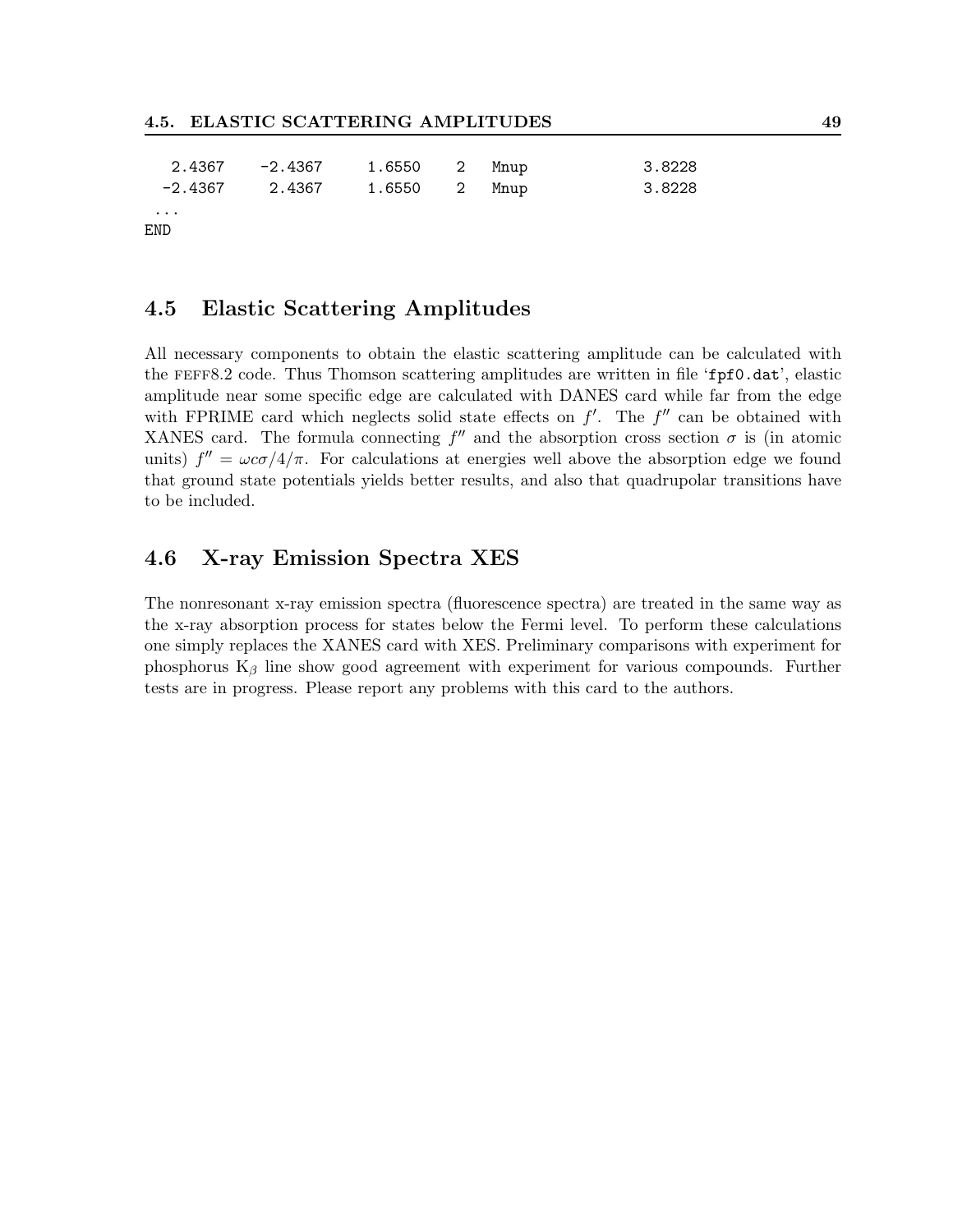```
   2.4367    -2.4367    1.6550    2   Mnup            3.8228
  -2.4367     2.4367    1.6550    2   Mnup            3.8228
 ...
END
```

## 4.5 Elastic Scattering Amplitudes

All necessary components to obtain the elastic scattering amplitude can be calculated with the FEFF8.2 code. Thus Thomson scattering amplitudes are written in file '`fpf0.dat`', elastic amplitude near some specific edge are calculated with DANES card while far from the edge with FPRIME card which neglects solid state effects on $f'$. The $f''$ can be obtained with XANES card. The formula connecting $f''$ and the absorption cross section $\sigma$ is (in atomic units) $f'' = \omega c \sigma / 4 / \pi$. For calculations at energies well above the absorption edge we found that ground state potentials yields better results, and also that quadrupolar transitions have to be included.

## 4.6 X-ray Emission Spectra XES

The nonresonant x-ray emission spectra (fluorescence spectra) are treated in the same way as the x-ray absorption process for states below the Fermi level. To perform these calculations one simply replaces the XANES card with XES. Preliminary comparisons with experiment for phosphorus $K_\beta$ line show good agreement with experiment for various compounds. Further tests are in progress. Please report any problems with this card to the authors.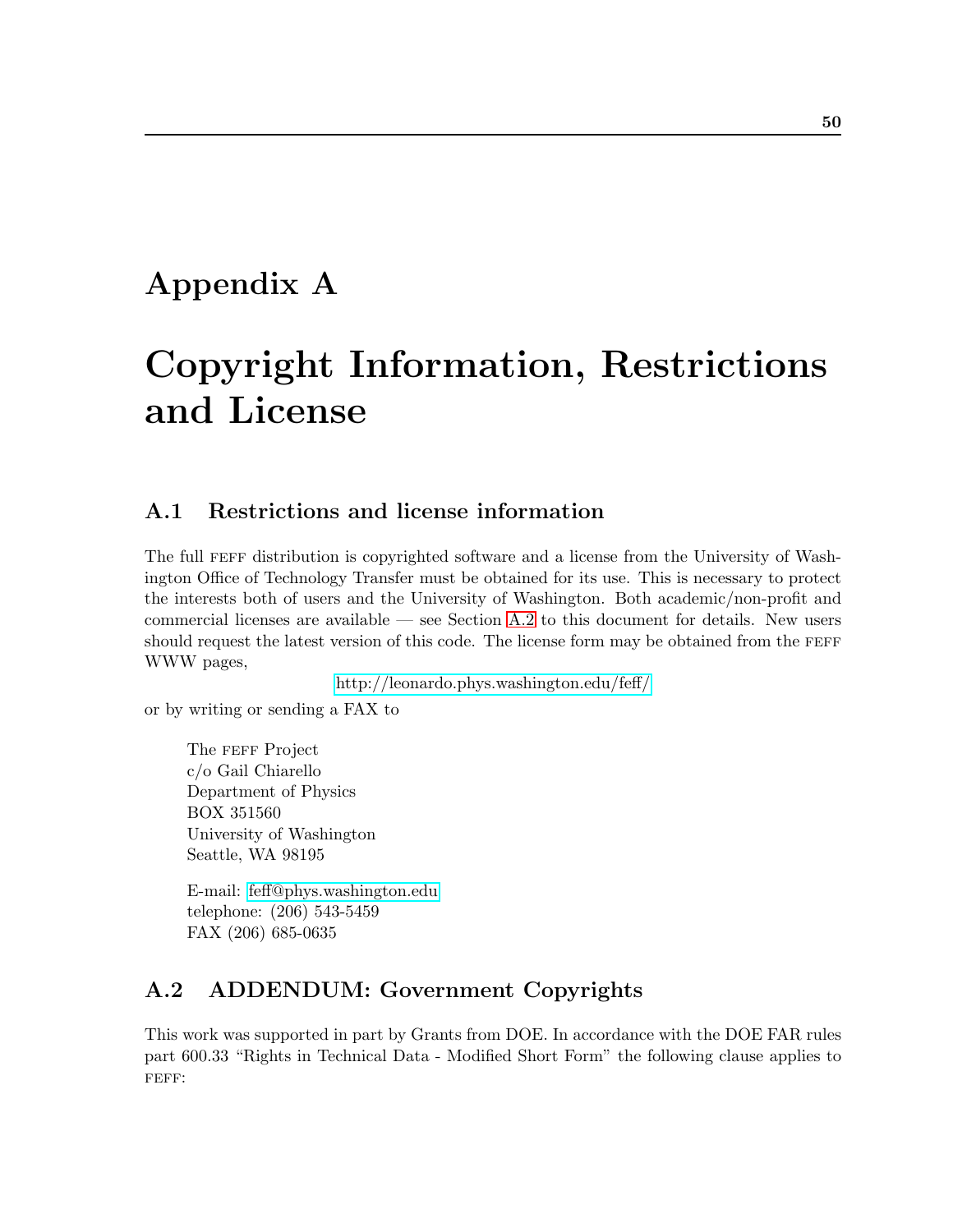# Appendix A

# Copyright Information, Restrictions and License

## A.1 Restrictions and license information

The full FEFF distribution is copyrighted software and a license from the University of Washington Office of Technology Transfer must be obtained for its use. This is necessary to protect the interests both of users and the University of Washington. Both academic/non-profit and commercial licenses are available — see Section A.2 to this document for details. New users should request the latest version of this code. The license form may be obtained from the FEFF WWW pages,

http://leonardo.phys.washington.edu/feff/

or by writing or sending a FAX to

The FEFF Project  
c/o Gail Chiarello  
Department of Physics  
BOX 351560  
University of Washington  
Seattle, WA 98195

E-mail: feff@phys.washington.edu  
telephone: (206) 543-5459  
FAX (206) 685-0635

## A.2 ADDENDUM: Government Copyrights

This work was supported in part by Grants from DOE. In accordance with the DOE FAR rules part 600.33 "Rights in Technical Data - Modified Short Form" the following clause applies to FEFF: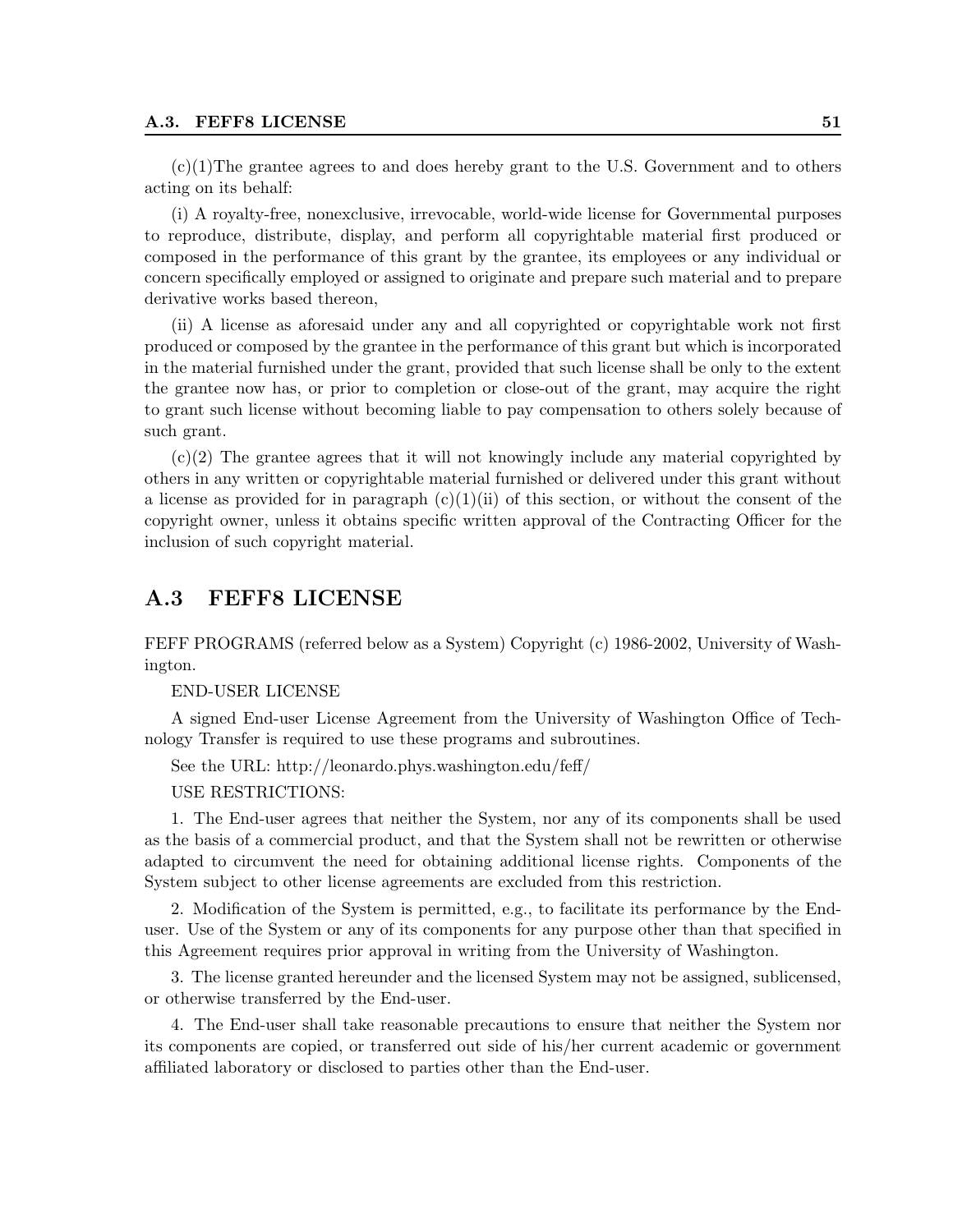(c)(1)The grantee agrees to and does hereby grant to the U.S. Government and to others acting on its behalf:

(i) A royalty-free, nonexclusive, irrevocable, world-wide license for Governmental purposes to reproduce, distribute, display, and perform all copyrightable material first produced or composed in the performance of this grant by the grantee, its employees or any individual or concern specifically employed or assigned to originate and prepare such material and to prepare derivative works based thereon,

(ii) A license as aforesaid under any and all copyrighted or copyrightable work not first produced or composed by the grantee in the performance of this grant but which is incorporated in the material furnished under the grant, provided that such license shall be only to the extent the grantee now has, or prior to completion or close-out of the grant, may acquire the right to grant such license without becoming liable to pay compensation to others solely because of such grant.

(c)(2) The grantee agrees that it will not knowingly include any material copyrighted by others in any written or copyrightable material furnished or delivered under this grant without a license as provided for in paragraph (c)(1)(ii) of this section, or without the consent of the copyright owner, unless it obtains specific written approval of the Contracting Officer for the inclusion of such copyright material.

## A.3 FEFF8 LICENSE

FEFF PROGRAMS (referred below as a System) Copyright (c) 1986-2002, University of Washington.

END-USER LICENSE

A signed End-user License Agreement from the University of Washington Office of Technology Transfer is required to use these programs and subroutines.

See the URL: http://leonardo.phys.washington.edu/feff/

USE RESTRICTIONS:

1. The End-user agrees that neither the System, nor any of its components shall be used as the basis of a commercial product, and that the System shall not be rewritten or otherwise adapted to circumvent the need for obtaining additional license rights. Components of the System subject to other license agreements are excluded from this restriction.

2. Modification of the System is permitted, e.g., to facilitate its performance by the End-user. Use of the System or any of its components for any purpose other than that specified in this Agreement requires prior approval in writing from the University of Washington.

3. The license granted hereunder and the licensed System may not be assigned, sublicensed, or otherwise transferred by the End-user.

4. The End-user shall take reasonable precautions to ensure that neither the System nor its components are copied, or transferred out side of his/her current academic or government affiliated laboratory or disclosed to parties other than the End-user.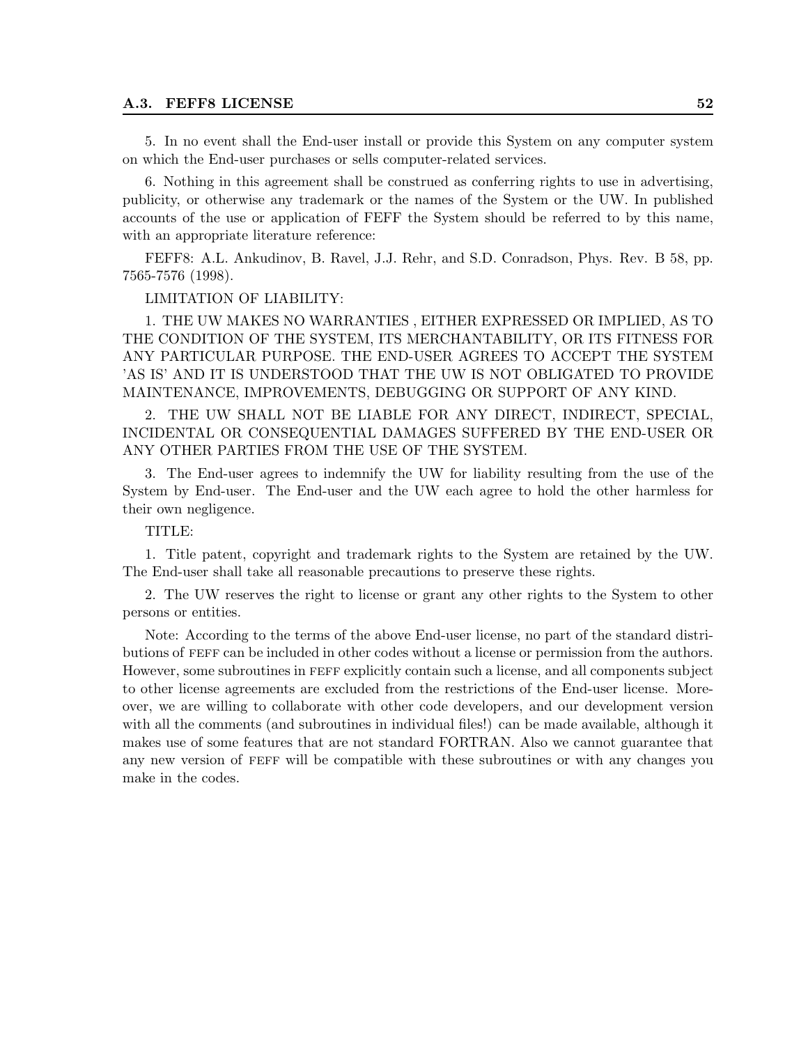5. In no event shall the End-user install or provide this System on any computer system on which the End-user purchases or sells computer-related services.

6. Nothing in this agreement shall be construed as conferring rights to use in advertising, publicity, or otherwise any trademark or the names of the System or the UW. In published accounts of the use or application of FEFF the System should be referred to by this name, with an appropriate literature reference:

FEFF8: A.L. Ankudinov, B. Ravel, J.J. Rehr, and S.D. Conradson, Phys. Rev. B 58, pp. 7565-7576 (1998).

LIMITATION OF LIABILITY:

1. THE UW MAKES NO WARRANTIES , EITHER EXPRESSED OR IMPLIED, AS TO THE CONDITION OF THE SYSTEM, ITS MERCHANTABILITY, OR ITS FITNESS FOR ANY PARTICULAR PURPOSE. THE END-USER AGREES TO ACCEPT THE SYSTEM 'AS IS' AND IT IS UNDERSTOOD THAT THE UW IS NOT OBLIGATED TO PROVIDE MAINTENANCE, IMPROVEMENTS, DEBUGGING OR SUPPORT OF ANY KIND.

2. THE UW SHALL NOT BE LIABLE FOR ANY DIRECT, INDIRECT, SPECIAL, INCIDENTAL OR CONSEQUENTIAL DAMAGES SUFFERED BY THE END-USER OR ANY OTHER PARTIES FROM THE USE OF THE SYSTEM.

3. The End-user agrees to indemnify the UW for liability resulting from the use of the System by End-user. The End-user and the UW each agree to hold the other harmless for their own negligence.

TITLE:

1. Title patent, copyright and trademark rights to the System are retained by the UW. The End-user shall take all reasonable precautions to preserve these rights.

2. The UW reserves the right to license or grant any other rights to the System to other persons or entities.

Note: According to the terms of the above End-user license, no part of the standard distributions of FEFF can be included in other codes without a license or permission from the authors. However, some subroutines in FEFF explicitly contain such a license, and all components subject to other license agreements are excluded from the restrictions of the End-user license. Moreover, we are willing to collaborate with other code developers, and our development version with all the comments (and subroutines in individual files!) can be made available, although it makes use of some features that are not standard FORTRAN. Also we cannot guarantee that any new version of FEFF will be compatible with these subroutines or with any changes you make in the codes.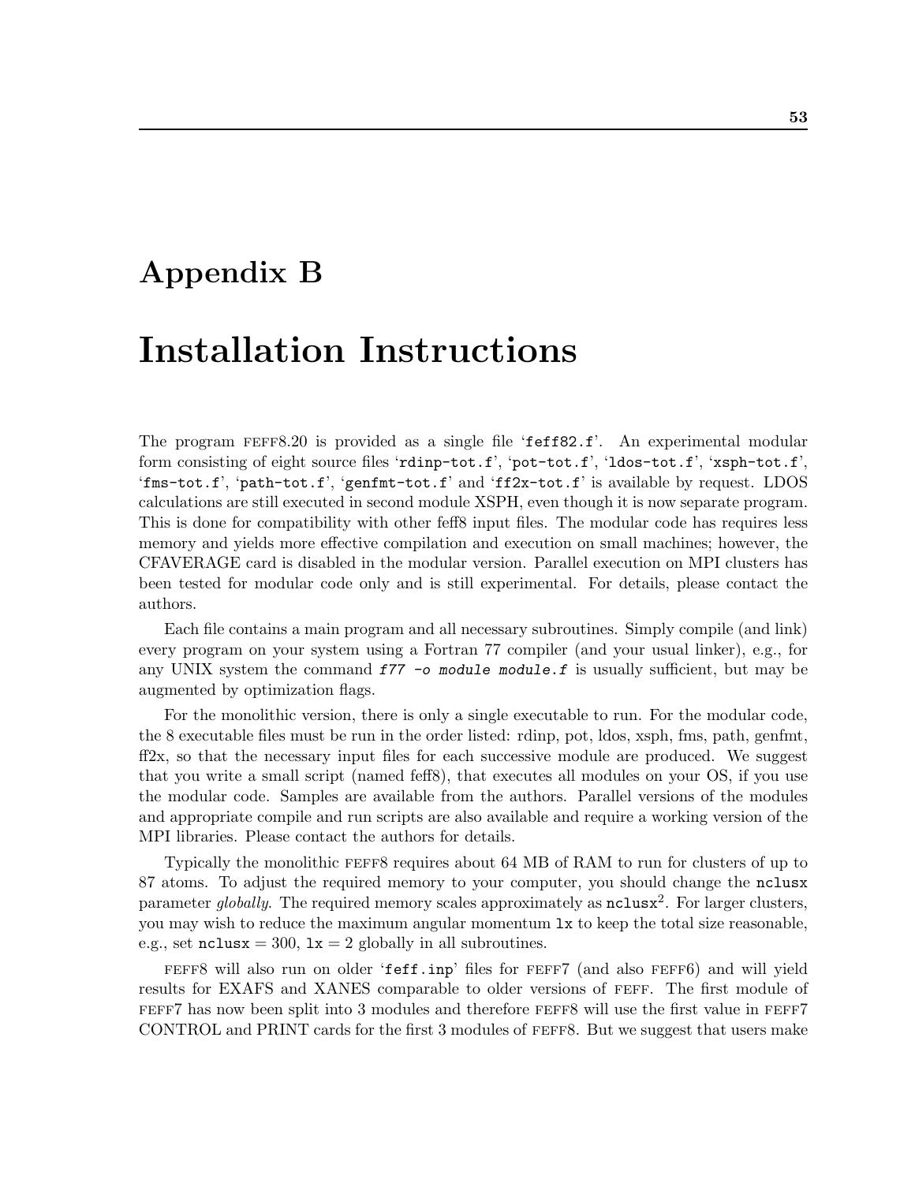# Appendix B

# Installation Instructions

The program FEFF8.20 is provided as a single file '`feff82.f`'. An experimental modular form consisting of eight source files '`rdinp-tot.f`', '`pot-tot.f`', '`ldos-tot.f`', '`xsph-tot.f`', '`fms-tot.f`', '`path-tot.f`', '`genfmt-tot.f`' and '`ff2x-tot.f`' is available by request. LDOS calculations are still executed in second module XSPH, even though it is now separate program. This is done for compatibility with other feff8 input files. The modular code has requires less memory and yields more effective compilation and execution on small machines; however, the CFAVERAGE card is disabled in the modular version. Parallel execution on MPI clusters has been tested for modular code only and is still experimental. For details, please contact the authors.

Each file contains a main program and all necessary subroutines. Simply compile (and link) every program on your system using a Fortran 77 compiler (and your usual linker), e.g., for any UNIX system the command *`f77 -o module module.f`* is usually sufficient, but may be augmented by optimization flags.

For the monolithic version, there is only a single executable to run. For the modular code, the 8 executable files must be run in the order listed: rdinp, pot, ldos, xsph, fms, path, genfmt, ff2x, so that the necessary input files for each successive module are produced. We suggest that you write a small script (named feff8), that executes all modules on your OS, if you use the modular code. Samples are available from the authors. Parallel versions of the modules and appropriate compile and run scripts are also available and require a working version of the MPI libraries. Please contact the authors for details.

Typically the monolithic FEFF8 requires about 64 MB of RAM to run for clusters of up to 87 atoms. To adjust the required memory to your computer, you should change the `nclusx` parameter *globally*. The required memory scales approximately as $\texttt{nclusx}^2$. For larger clusters, you may wish to reduce the maximum angular momentum `lx` to keep the total size reasonable, e.g., set `nclusx` = 300, `lx` = 2 globally in all subroutines.

FEFF8 will also run on older '`feff.inp`' files for FEFF7 (and also FEFF6) and will yield results for EXAFS and XANES comparable to older versions of FEFF. The first module of FEFF7 has now been split into 3 modules and therefore FEFF8 will use the first value in FEFF7 CONTROL and PRINT cards for the first 3 modules of FEFF8. But we suggest that users make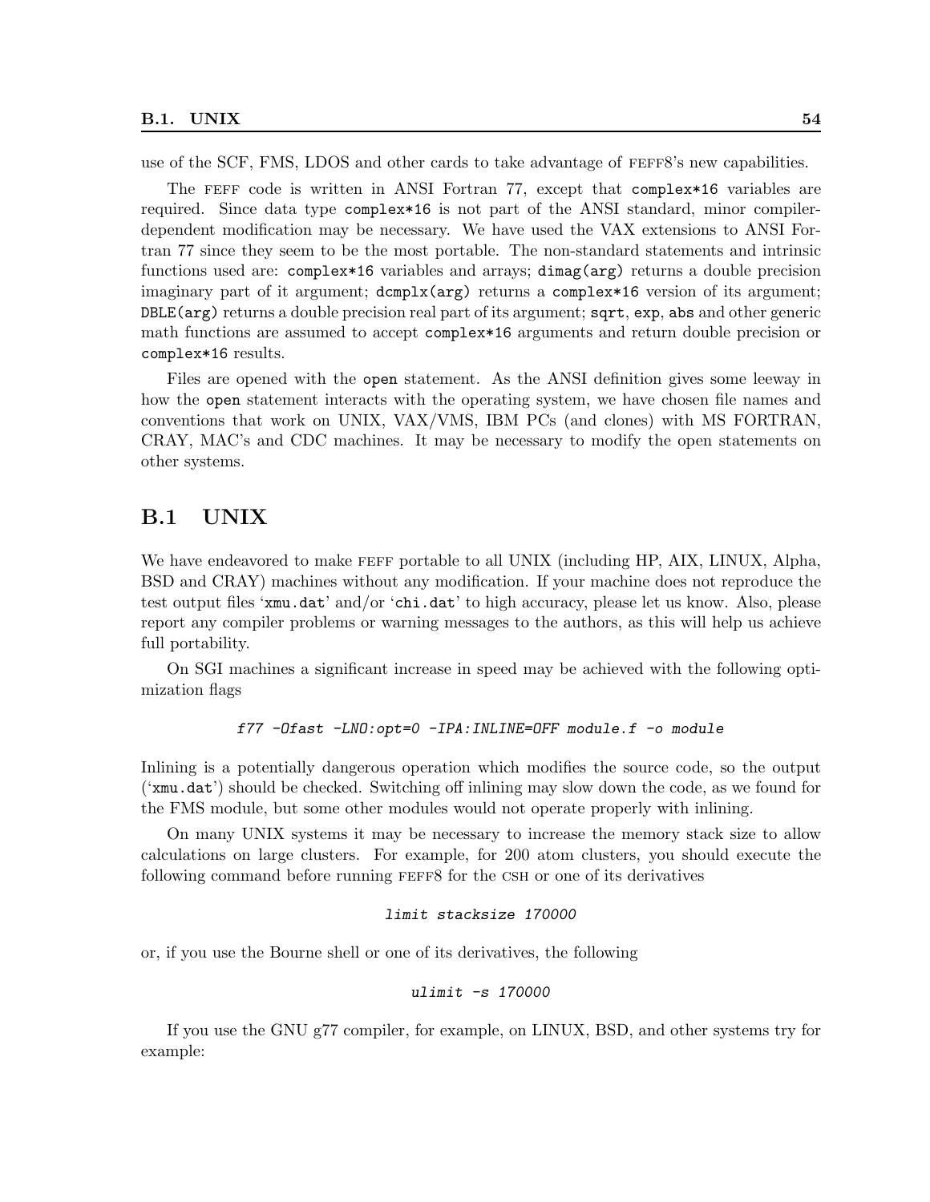use of the SCF, FMS, LDOS and other cards to take advantage of FEFF8's new capabilities.

The FEFF code is written in ANSI Fortran 77, except that `complex*16` variables are required. Since data type `complex*16` is not part of the ANSI standard, minor compiler-dependent modification may be necessary. We have used the VAX extensions to ANSI Fortran 77 since they seem to be the most portable. The non-standard statements and intrinsic functions used are: `complex*16` variables and arrays; `dimag(arg)` returns a double precision imaginary part of it argument; `dcmplx(arg)` returns a `complex*16` version of its argument; `DBLE(arg)` returns a double precision real part of its argument; `sqrt`, `exp`, `abs` and other generic math functions are assumed to accept `complex*16` arguments and return double precision or `complex*16` results.

Files are opened with the `open` statement. As the ANSI definition gives some leeway in how the `open` statement interacts with the operating system, we have chosen file names and conventions that work on UNIX, VAX/VMS, IBM PCs (and clones) with MS FORTRAN, CRAY, MAC's and CDC machines. It may be necessary to modify the open statements on other systems.

## B.1 UNIX

We have endeavored to make FEFF portable to all UNIX (including HP, AIX, LINUX, Alpha, BSD and CRAY) machines without any modification. If your machine does not reproduce the test output files '`xmu.dat`' and/or '`chi.dat`' to high accuracy, please let us know. Also, please report any compiler problems or warning messages to the authors, as this will help us achieve full portability.

On SGI machines a significant increase in speed may be achieved with the following optimization flags

```
f77 -Ofast -LNO:opt=0 -IPA:INLINE=OFF module.f -o module
```

Inlining is a potentially dangerous operation which modifies the source code, so the output ('`xmu.dat`') should be checked. Switching off inlining may slow down the code, as we found for the FMS module, but some other modules would not operate properly with inlining.

On many UNIX systems it may be necessary to increase the memory stack size to allow calculations on large clusters. For example, for 200 atom clusters, you should execute the following command before running FEFF8 for the CSH or one of its derivatives

```
limit stacksize 170000
```

or, if you use the Bourne shell or one of its derivatives, the following

```
ulimit -s 170000
```

If you use the GNU g77 compiler, for example, on LINUX, BSD, and other systems try for example: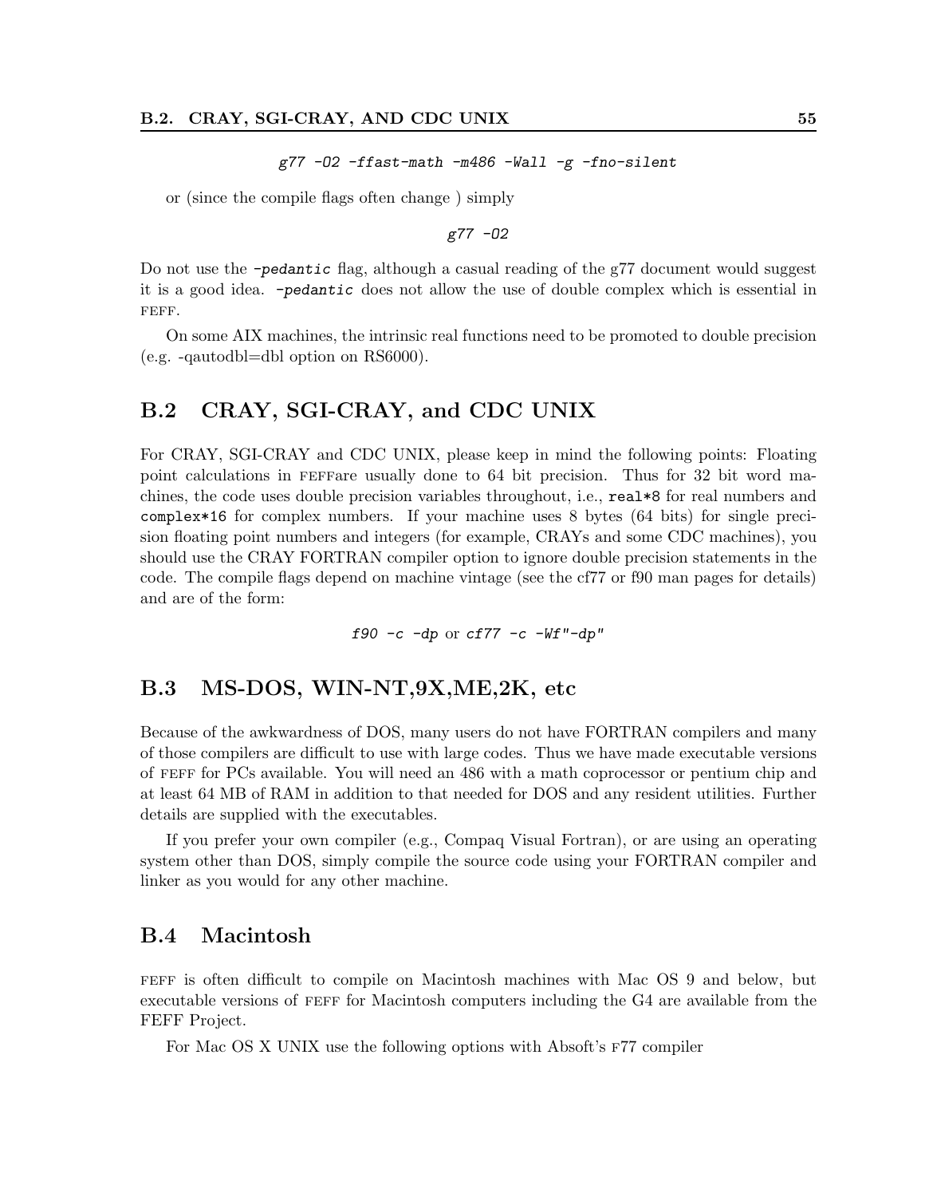*g77 -O2 -ffast-math -m486 -Wall -g -fno-silent*

or (since the compile flags often change ) simply

*g77 -O2*

Do not use the *-pedantic* flag, although a casual reading of the g77 document would suggest it is a good idea. *-pedantic* does not allow the use of double complex which is essential in FEFF.

On some AIX machines, the intrinsic real functions need to be promoted to double precision (e.g. -qautodbl=dbl option on RS6000).

## B.2 CRAY, SGI-CRAY, and CDC UNIX

For CRAY, SGI-CRAY and CDC UNIX, please keep in mind the following points: Floating point calculations in FEFFare usually done to 64 bit precision. Thus for 32 bit word machines, the code uses double precision variables throughout, i.e., `real*8` for real numbers and `complex*16` for complex numbers. If your machine uses 8 bytes (64 bits) for single precision floating point numbers and integers (for example, CRAYs and some CDC machines), you should use the CRAY FORTRAN compiler option to ignore double precision statements in the code. The compile flags depend on machine vintage (see the cf77 or f90 man pages for details) and are of the form:

*f90 -c -dp* or *cf77 -c -Wf"-dp"*

## B.3 MS-DOS, WIN-NT,9X,ME,2K, etc

Because of the awkwardness of DOS, many users do not have FORTRAN compilers and many of those compilers are difficult to use with large codes. Thus we have made executable versions of FEFF for PCs available. You will need an 486 with a math coprocessor or pentium chip and at least 64 MB of RAM in addition to that needed for DOS and any resident utilities. Further details are supplied with the executables.

If you prefer your own compiler (e.g., Compaq Visual Fortran), or are using an operating system other than DOS, simply compile the source code using your FORTRAN compiler and linker as you would for any other machine.

## B.4 Macintosh

FEFF is often difficult to compile on Macintosh machines with Mac OS 9 and below, but executable versions of FEFF for Macintosh computers including the G4 are available from the FEFF Project.

For Mac OS X UNIX use the following options with Absoft's F77 compiler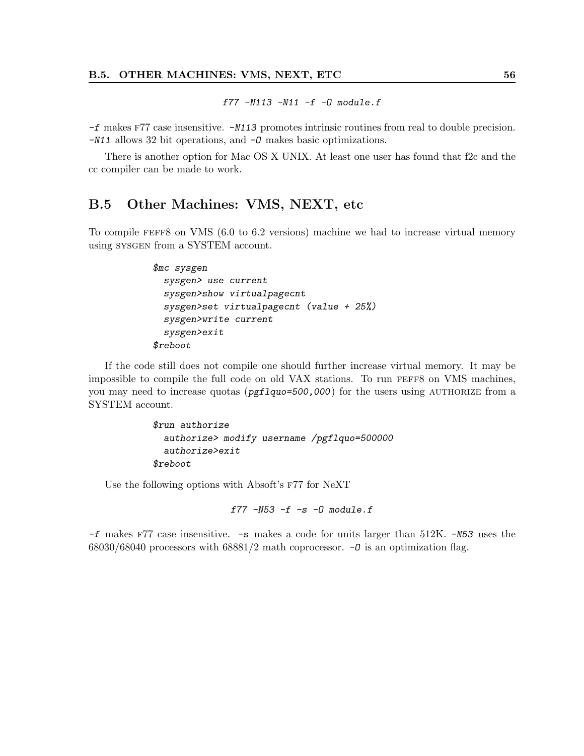```
f77 -N113 -N11 -f -O module.f
```

`-f` makes F77 case insensitive. `-N113` promotes intrinsic routines from real to double precision. `-N11` allows 32 bit operations, and `-O` makes basic optimizations.

There is another option for Mac OS X UNIX. At least one user has found that f2c and the cc compiler can be made to work.

## B.5 Other Machines: VMS, NEXT, etc

To compile FEFF8 on VMS (6.0 to 6.2 versions) machine we had to increase virtual memory using SYSGEN from a SYSTEM account.

```
$mc sysgen
  sysgen> use current
  sysgen>show virtualpagecnt
  sysgen>set virtualpagecnt (value + 25%)
  sysgen>write current
  sysgen>exit
$reboot
```

If the code still does not compile one should further increase virtual memory. It may be impossible to compile the full code on old VAX stations. To run FEFF8 on VMS machines, you may need to increase quotas (*pgflquo=500,000*) for the users using AUTHORIZE from a SYSTEM account.

```
$run authorize
  authorize> modify username /pgflquo=500000
  authorize>exit
$reboot
```

Use the following options with Absoft's F77 for NeXT

```
f77 -N53 -f -s -O module.f
```

`-f` makes F77 case insensitive. `-s` makes a code for units larger than 512K. `-N53` uses the 68030/68040 processors with 68881/2 math coprocessor. `-O` is an optimization flag.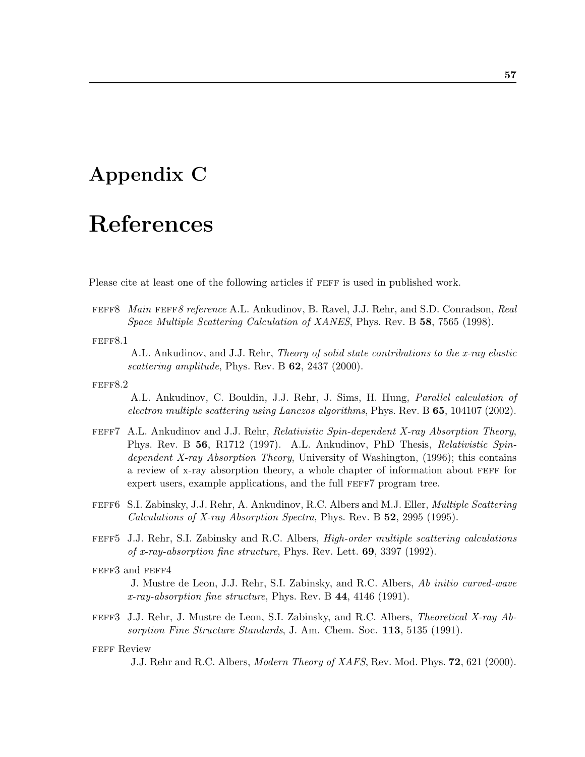# Appendix C

# References

Please cite at least one of the following articles if FEFF is used in published work.

FEFF8 *Main FEFF8 reference* A.L. Ankudinov, B. Ravel, J.J. Rehr, and S.D. Conradson, *Real Space Multiple Scattering Calculation of XANES*, Phys. Rev. B **58**, 7565 (1998).

FEFF8.1
A.L. Ankudinov, and J.J. Rehr, *Theory of solid state contributions to the x-ray elastic scattering amplitude*, Phys. Rev. B **62**, 2437 (2000).

FEFF8.2
A.L. Ankudinov, C. Bouldin, J.J. Rehr, J. Sims, H. Hung, *Parallel calculation of electron multiple scattering using Lanczos algorithms*, Phys. Rev. B **65**, 104107 (2002).

FEFF7 A.L. Ankudinov and J.J. Rehr, *Relativistic Spin-dependent X-ray Absorption Theory*, Phys. Rev. B **56**, R1712 (1997). A.L. Ankudinov, PhD Thesis, *Relativistic Spin-dependent X-ray Absorption Theory*, University of Washington, (1996); this contains a review of x-ray absorption theory, a whole chapter of information about FEFF for expert users, example applications, and the full FEFF7 program tree.

FEFF6 S.I. Zabinsky, J.J. Rehr, A. Ankudinov, R.C. Albers and M.J. Eller, *Multiple Scattering Calculations of X-ray Absorption Spectra*, Phys. Rev. B **52**, 2995 (1995).

FEFF5 J.J. Rehr, S.I. Zabinsky and R.C. Albers, *High-order multiple scattering calculations of x-ray-absorption fine structure*, Phys. Rev. Lett. **69**, 3397 (1992).

FEFF3 and FEFF4
J. Mustre de Leon, J.J. Rehr, S.I. Zabinsky, and R.C. Albers, *Ab initio curved-wave x-ray-absorption fine structure*, Phys. Rev. B **44**, 4146 (1991).

FEFF3 J.J. Rehr, J. Mustre de Leon, S.I. Zabinsky, and R.C. Albers, *Theoretical X-ray Absorption Fine Structure Standards*, J. Am. Chem. Soc. **113**, 5135 (1991).

FEFF Review
J.J. Rehr and R.C. Albers, *Modern Theory of XAFS*, Rev. Mod. Phys. **72**, 621 (2000).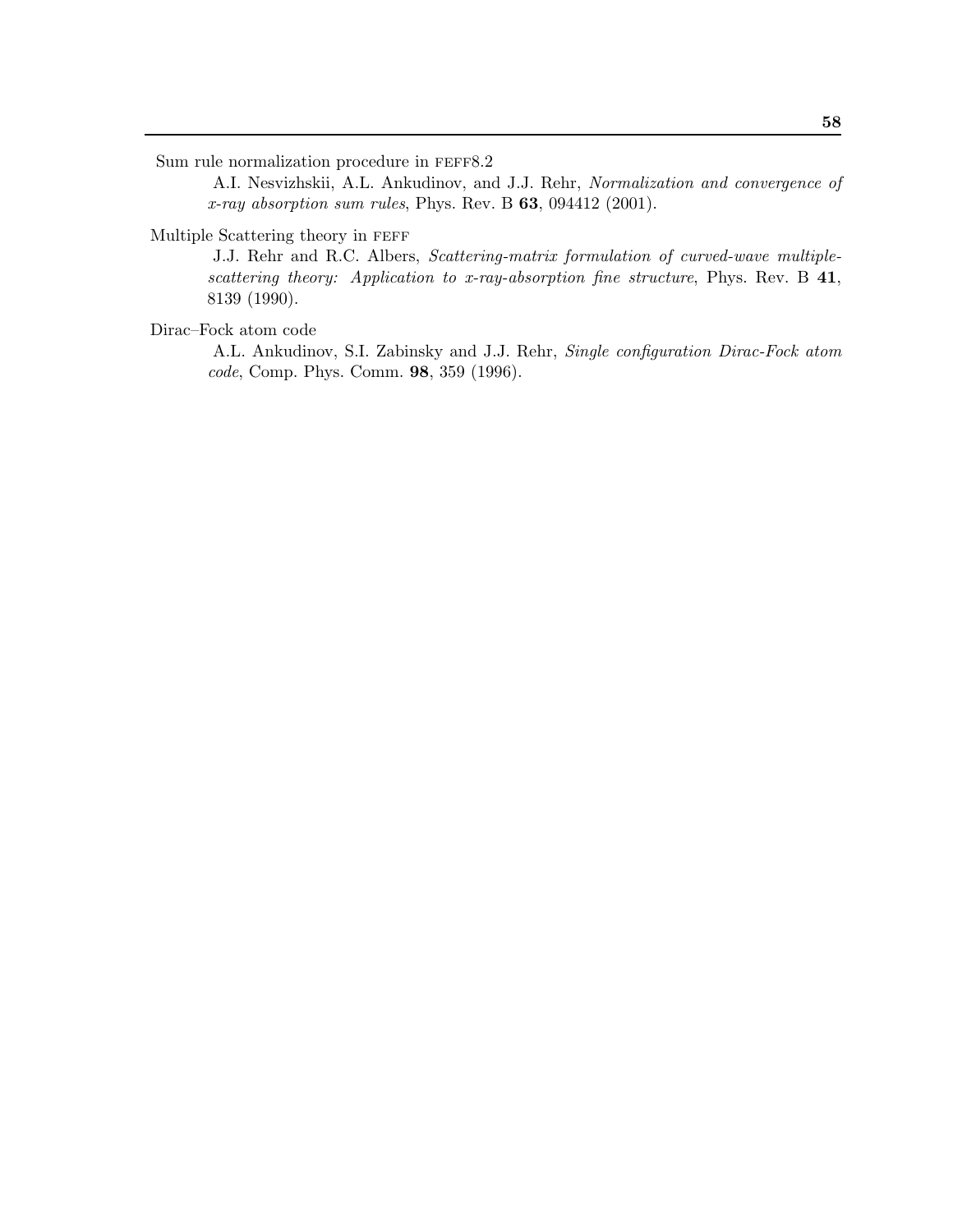Sum rule normalization procedure in FEFF8.2

A.I. Nesvizhskii, A.L. Ankudinov, and J.J. Rehr, *Normalization and convergence of x-ray absorption sum rules*, Phys. Rev. B **63**, 094412 (2001).

Multiple Scattering theory in FEFF

J.J. Rehr and R.C. Albers, *Scattering-matrix formulation of curved-wave multiple-scattering theory: Application to x-ray-absorption fine structure*, Phys. Rev. B **41**, 8139 (1990).

Dirac–Fock atom code

A.L. Ankudinov, S.I. Zabinsky and J.J. Rehr, *Single configuration Dirac-Fock atom code*, Comp. Phys. Comm. **98**, 359 (1996).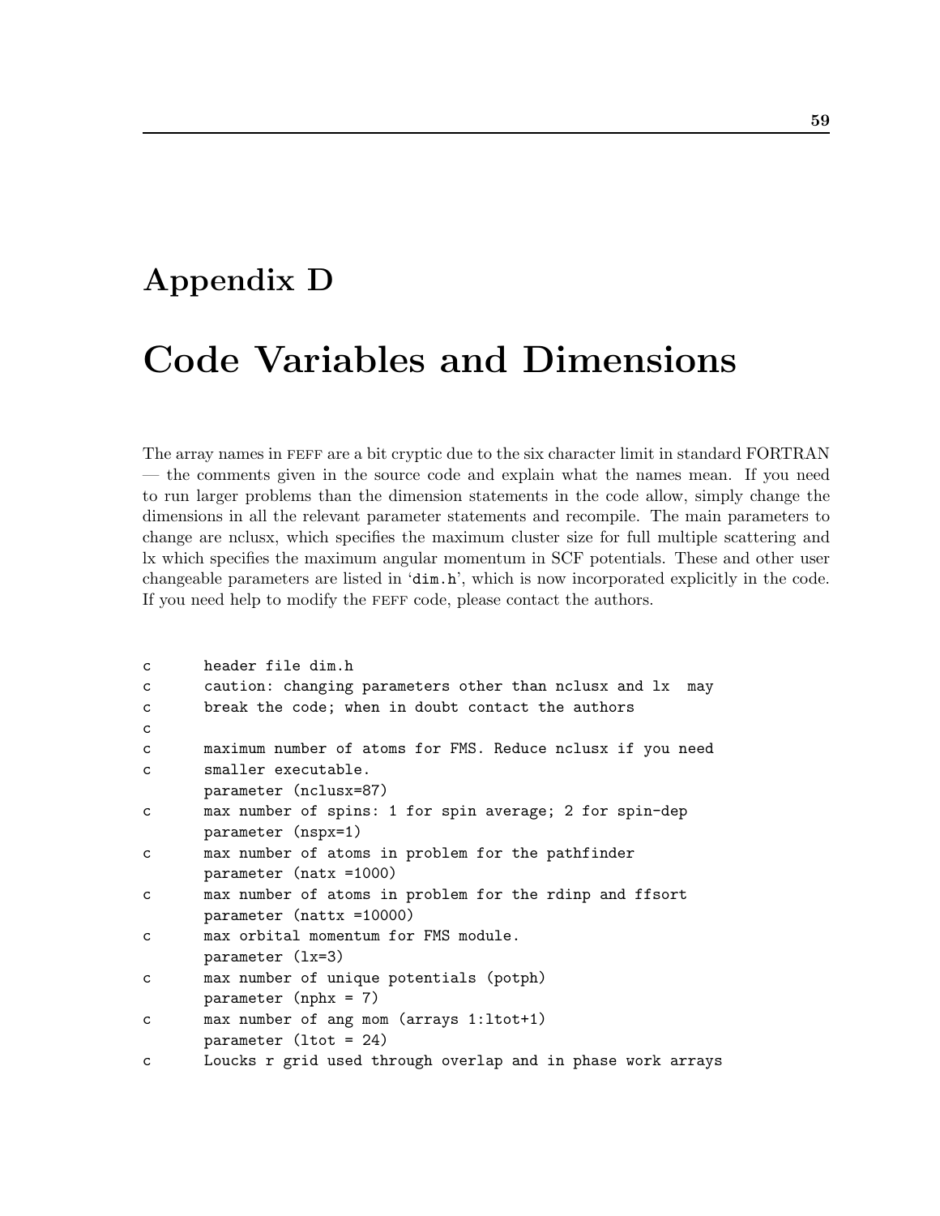# Appendix D

# Code Variables and Dimensions

The array names in FEFF are a bit cryptic due to the six character limit in standard FORTRAN — the comments given in the source code and explain what the names mean. If you need to run larger problems than the dimension statements in the code allow, simply change the dimensions in all the relevant parameter statements and recompile. The main parameters to change are nclusx, which specifies the maximum cluster size for full multiple scattering and lx which specifies the maximum angular momentum in SCF potentials. These and other user changeable parameters are listed in '`dim.h`', which is now incorporated explicitly in the code. If you need help to modify the FEFF code, please contact the authors.

```
c       header file dim.h
c       caution: changing parameters other than nclusx and lx  may
c       break the code; when in doubt contact the authors
c
c       maximum number of atoms for FMS. Reduce nclusx if you need
c       smaller executable.
        parameter (nclusx=87)
c       max number of spins: 1 for spin average; 2 for spin-dep
        parameter (nspx=1)
c       max number of atoms in problem for the pathfinder
        parameter (natx =1000)
c       max number of atoms in problem for the rdinp and ffsort
        parameter (nattx =10000)
c       max orbital momentum for FMS module.
        parameter (lx=3)
c       max number of unique potentials (potph)
        parameter (nphx = 7)
c       max number of ang mom (arrays 1:ltot+1)
        parameter (ltot = 24)
c       Loucks r grid used through overlap and in phase work arrays
```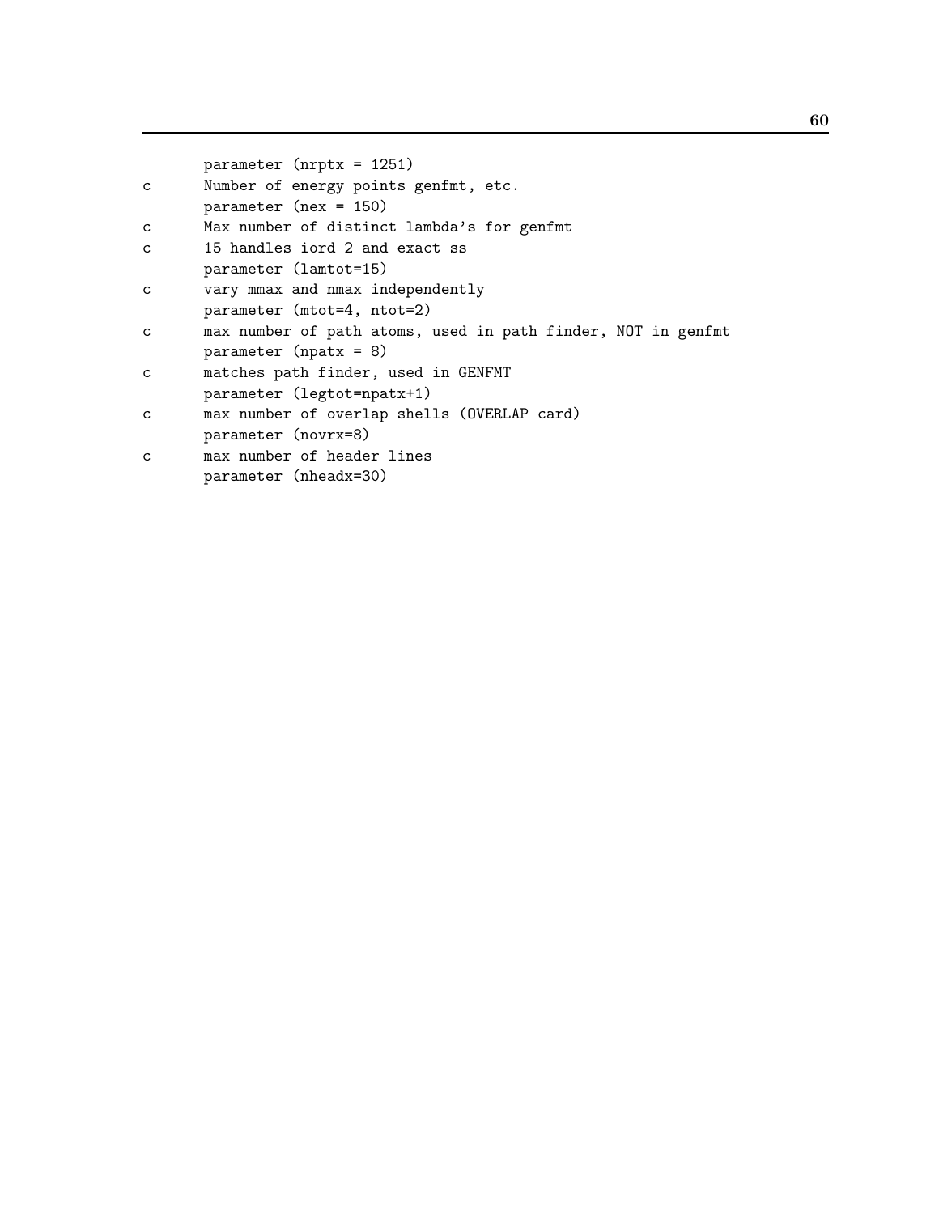```
      parameter (nrptx = 1251)
c     Number of energy points genfmt, etc.
      parameter (nex = 150)
c     Max number of distinct lambda's for genfmt
c     15 handles iord 2 and exact ss
      parameter (lamtot=15)
c     vary mmax and nmax independently
      parameter (mtot=4, ntot=2)
c     max number of path atoms, used in path finder, NOT in genfmt
      parameter (npatx = 8)
c     matches path finder, used in GENFMT
      parameter (legtot=npatx+1)
c     max number of overlap shells (OVERLAP card)
      parameter (novrx=8)
c     max number of header lines
      parameter (nheadx=30)
```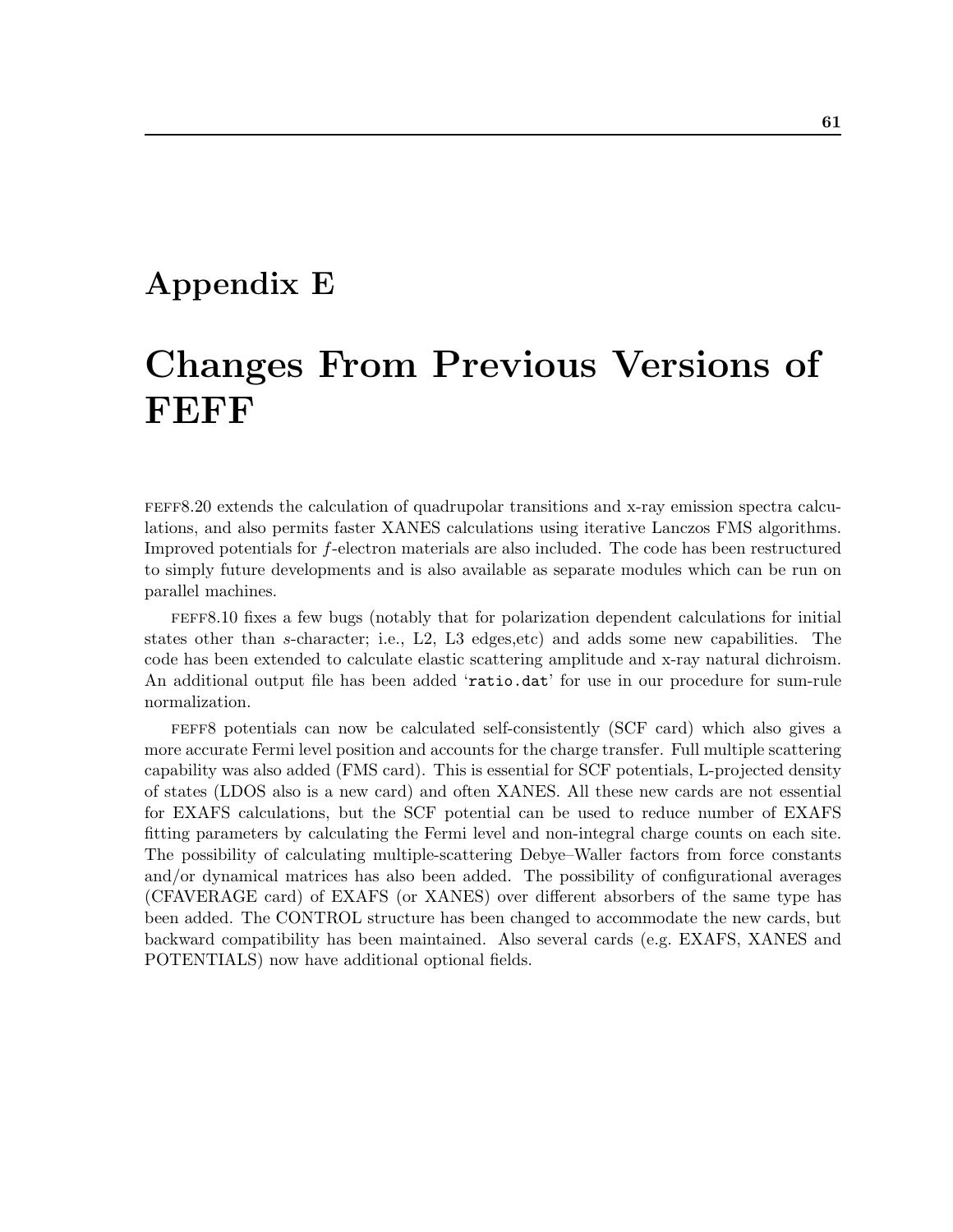# Appendix E

# Changes From Previous Versions of FEFF

FEFF8.20 extends the calculation of quadrupolar transitions and x-ray emission spectra calculations, and also permits faster XANES calculations using iterative Lanczos FMS algorithms. Improved potentials for $f$-electron materials are also included. The code has been restructured to simply future developments and is also available as separate modules which can be run on parallel machines.

FEFF8.10 fixes a few bugs (notably that for polarization dependent calculations for initial states other than $s$-character; i.e., L2, L3 edges,etc) and adds some new capabilities. The code has been extended to calculate elastic scattering amplitude and x-ray natural dichroism. An additional output file has been added '`ratio.dat`' for use in our procedure for sum-rule normalization.

FEFF8 potentials can now be calculated self-consistently (SCF card) which also gives a more accurate Fermi level position and accounts for the charge transfer. Full multiple scattering capability was also added (FMS card). This is essential for SCF potentials, L-projected density of states (LDOS also is a new card) and often XANES. All these new cards are not essential for EXAFS calculations, but the SCF potential can be used to reduce number of EXAFS fitting parameters by calculating the Fermi level and non-integral charge counts on each site. The possibility of calculating multiple-scattering Debye–Waller factors from force constants and/or dynamical matrices has also been added. The possibility of configurational averages (CFAVERAGE card) of EXAFS (or XANES) over different absorbers of the same type has been added. The CONTROL structure has been changed to accommodate the new cards, but backward compatibility has been maintained. Also several cards (e.g. EXAFS, XANES and POTENTIALS) now have additional optional fields.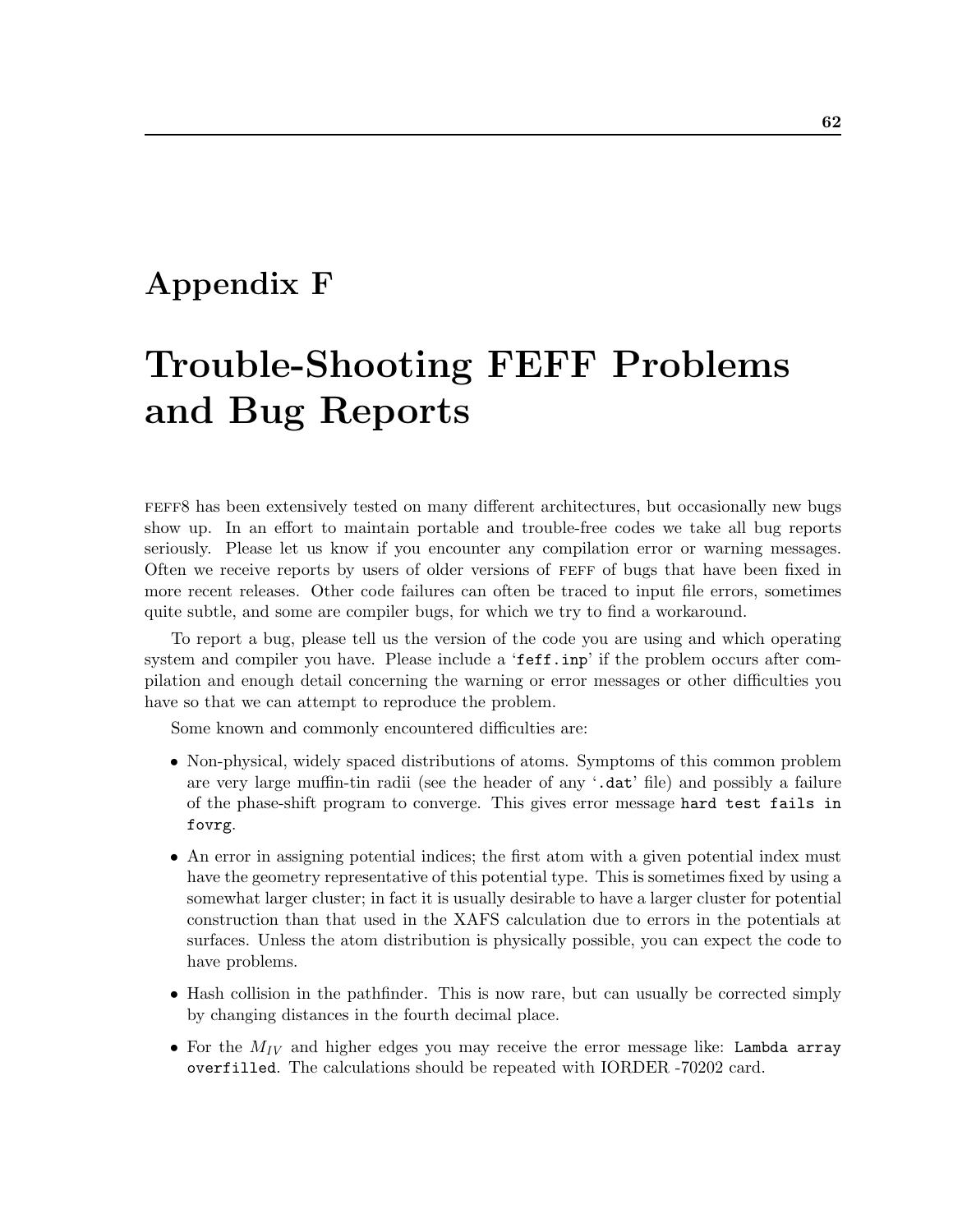# Appendix F

# Trouble-Shooting FEFF Problems and Bug Reports

FEFF8 has been extensively tested on many different architectures, but occasionally new bugs show up. In an effort to maintain portable and trouble-free codes we take all bug reports seriously. Please let us know if you encounter any compilation error or warning messages. Often we receive reports by users of older versions of FEFF of bugs that have been fixed in more recent releases. Other code failures can often be traced to input file errors, sometimes quite subtle, and some are compiler bugs, for which we try to find a workaround.

To report a bug, please tell us the version of the code you are using and which operating system and compiler you have. Please include a '`feff.inp`' if the problem occurs after compilation and enough detail concerning the warning or error messages or other difficulties you have so that we can attempt to reproduce the problem.

Some known and commonly encountered difficulties are:

- Non-physical, widely spaced distributions of atoms. Symptoms of this common problem are very large muffin-tin radii (see the header of any '`.dat`' file) and possibly a failure of the phase-shift program to converge. This gives error message `hard test fails in fovrg`.
- An error in assigning potential indices; the first atom with a given potential index must have the geometry representative of this potential type. This is sometimes fixed by using a somewhat larger cluster; in fact it is usually desirable to have a larger cluster for potential construction than that used in the XAFS calculation due to errors in the potentials at surfaces. Unless the atom distribution is physically possible, you can expect the code to have problems.
- Hash collision in the pathfinder. This is now rare, but can usually be corrected simply by changing distances in the fourth decimal place.
- For the $M_{IV}$ and higher edges you may receive the error message like: `Lambda array overfilled`. The calculations should be repeated with IORDER -70202 card.